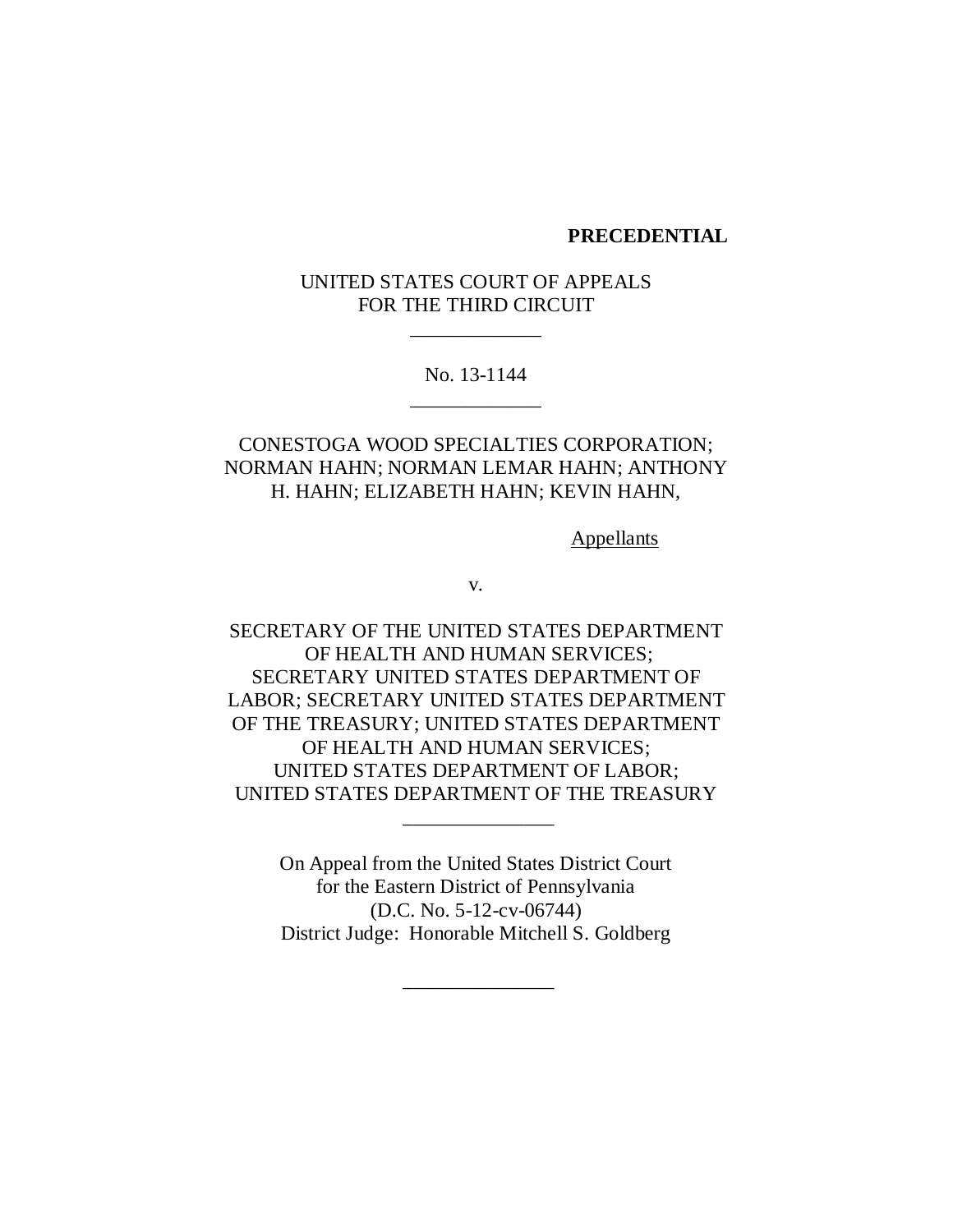**PRECEDENTIAL**

UNITED STATES COURT OF APPEALS
FOR THE THIRD CIRCUIT

\_\_\_\_\_\_\_\_\_\_\_\_\_

No. 13-1144

\_\_\_\_\_\_\_\_\_\_\_\_\_

CONESTOGA WOOD SPECIALTIES CORPORATION; NORMAN HAHN; NORMAN LEMAR HAHN; ANTHONY H. HAHN; ELIZABETH HAHN; KEVIN HAHN,

Appellants

v.

SECRETARY OF THE UNITED STATES DEPARTMENT OF HEALTH AND HUMAN SERVICES; SECRETARY UNITED STATES DEPARTMENT OF LABOR; SECRETARY UNITED STATES DEPARTMENT OF THE TREASURY; UNITED STATES DEPARTMENT OF HEALTH AND HUMAN SERVICES; UNITED STATES DEPARTMENT OF LABOR; UNITED STATES DEPARTMENT OF THE TREASURY

\_\_\_\_\_\_\_\_\_\_\_\_\_\_\_

On Appeal from the United States District Court
for the Eastern District of Pennsylvania
(D.C. No. 5-12-cv-06744)
District Judge: Honorable Mitchell S. Goldberg

\_\_\_\_\_\_\_\_\_\_\_\_\_\_\_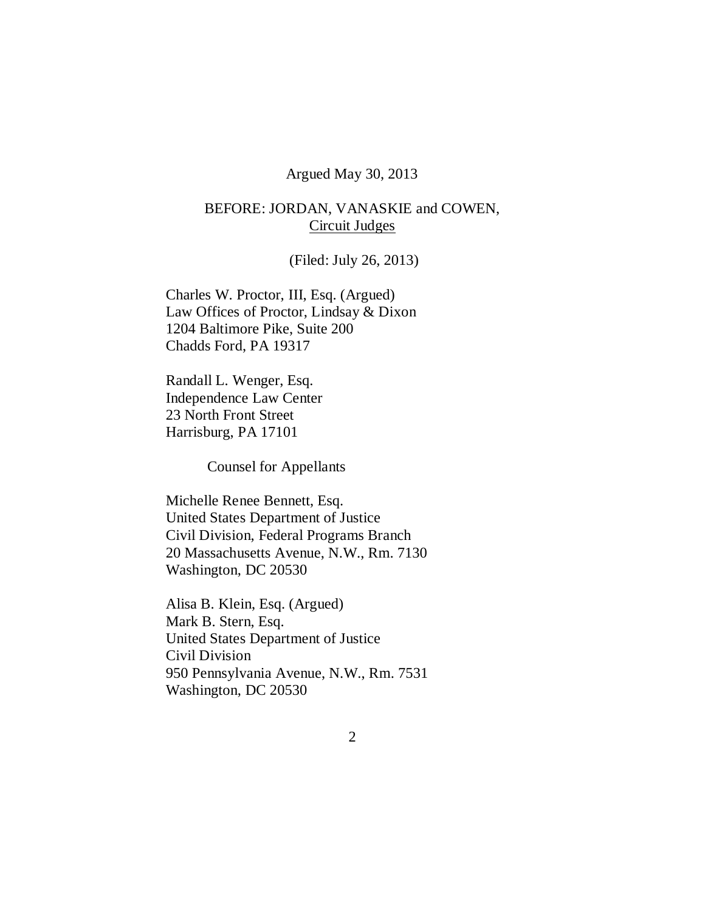Argued May 30, 2013

BEFORE: JORDAN, VANASKIE and COWEN, Circuit Judges

(Filed: July 26, 2013)

Charles W. Proctor, III, Esq. (Argued)
Law Offices of Proctor, Lindsay & Dixon
1204 Baltimore Pike, Suite 200
Chadds Ford, PA 19317

Randall L. Wenger, Esq.
Independence Law Center
23 North Front Street
Harrisburg, PA 17101

Counsel for Appellants

Michelle Renee Bennett, Esq.
United States Department of Justice
Civil Division, Federal Programs Branch
20 Massachusetts Avenue, N.W., Rm. 7130
Washington, DC 20530

Alisa B. Klein, Esq. (Argued)
Mark B. Stern, Esq.
United States Department of Justice
Civil Division
950 Pennsylvania Avenue, N.W., Rm. 7531
Washington, DC 20530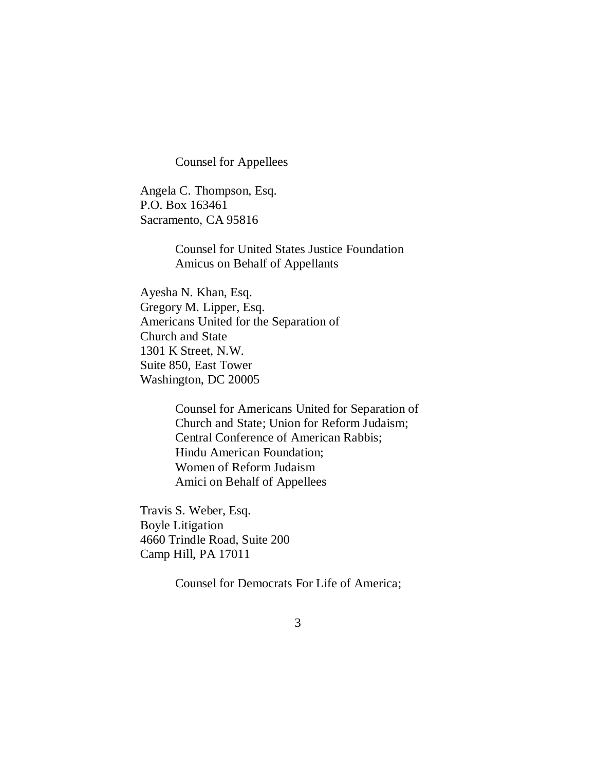Counsel for Appellees

Angela C. Thompson, Esq.
P.O. Box 163461
Sacramento, CA 95816

Counsel for United States Justice Foundation
Amicus on Behalf of Appellants

Ayesha N. Khan, Esq.
Gregory M. Lipper, Esq.
Americans United for the Separation of
Church and State
1301 K Street, N.W.
Suite 850, East Tower
Washington, DC 20005

Counsel for Americans United for Separation of
Church and State; Union for Reform Judaism;
Central Conference of American Rabbis;
Hindu American Foundation;
Women of Reform Judaism
Amici on Behalf of Appellees

Travis S. Weber, Esq.
Boyle Litigation
4660 Trindle Road, Suite 200
Camp Hill, PA 17011

Counsel for Democrats For Life of America;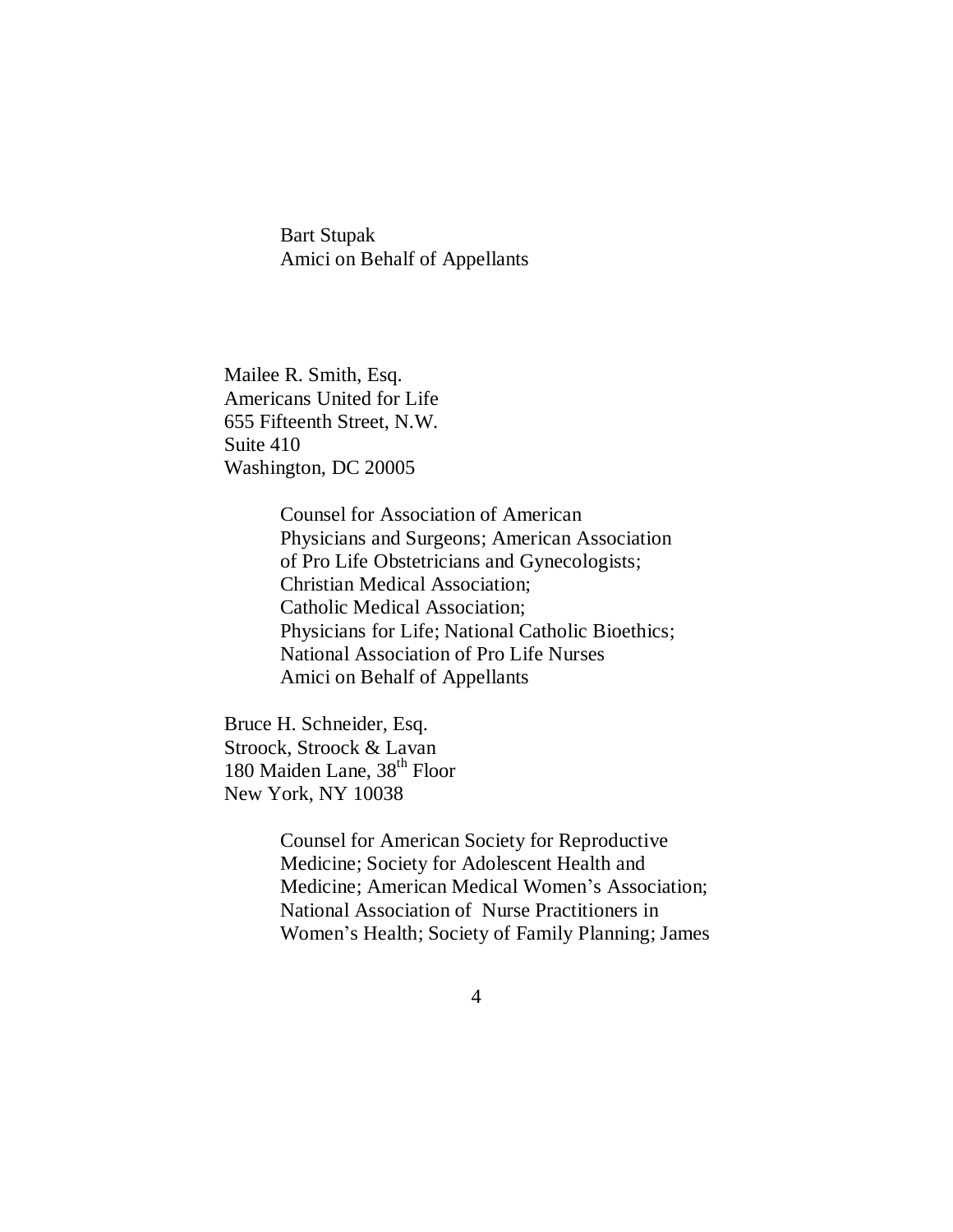Bart Stupak
Amici on Behalf of Appellants

Mailee R. Smith, Esq.
Americans United for Life
655 Fifteenth Street, N.W.
Suite 410
Washington, DC 20005

Counsel for Association of American Physicians and Surgeons; American Association of Pro Life Obstetricians and Gynecologists; Christian Medical Association; Catholic Medical Association; Physicians for Life; National Catholic Bioethics; National Association of Pro Life Nurses
Amici on Behalf of Appellants

Bruce H. Schneider, Esq.
Stroock, Stroock & Lavan
180 Maiden Lane, 38th Floor
New York, NY 10038

Counsel for American Society for Reproductive Medicine; Society for Adolescent Health and Medicine; American Medical Women's Association; National Association of Nurse Practitioners in Women's Health; Society of Family Planning; James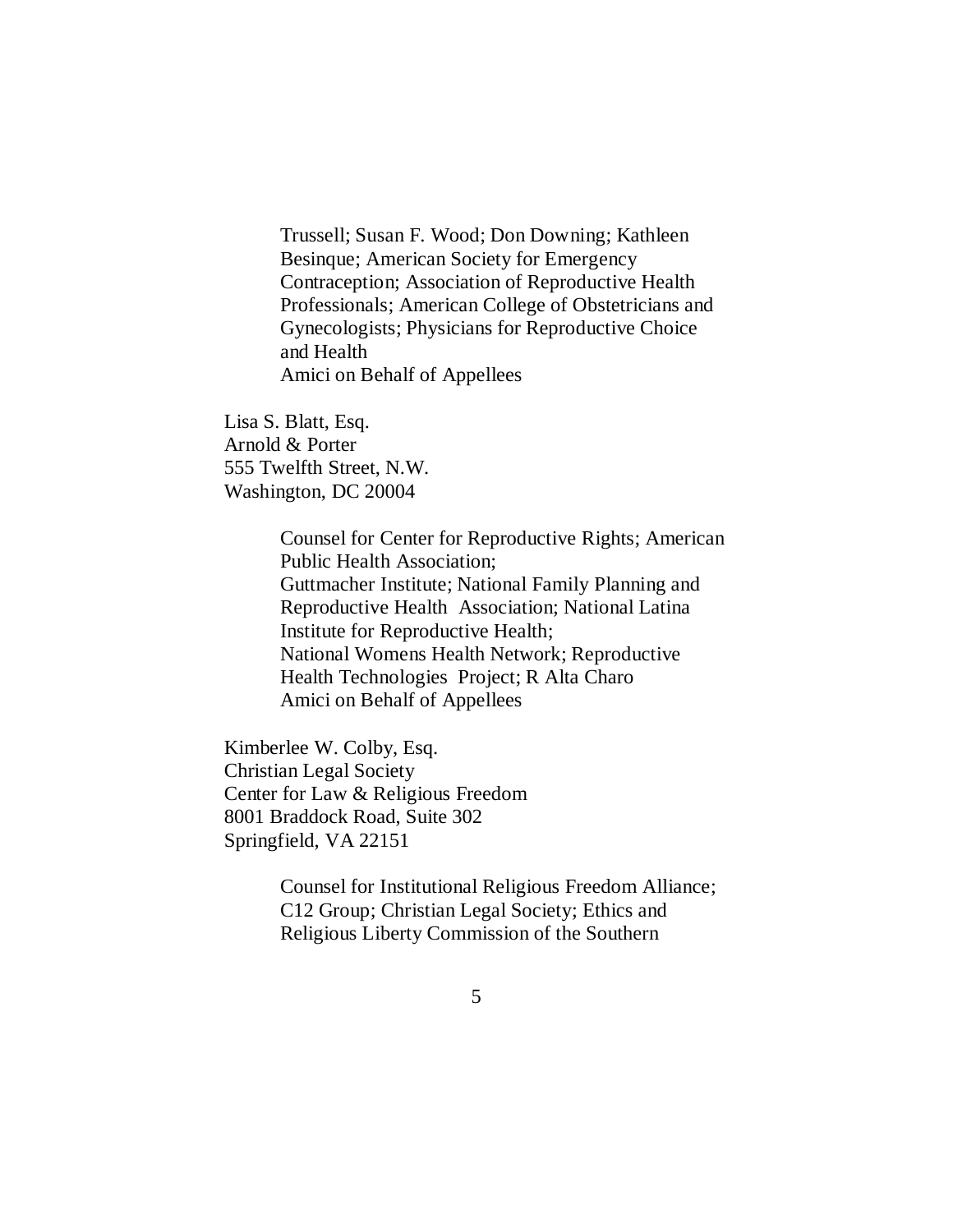Trussell; Susan F. Wood; Don Downing; Kathleen Besinque; American Society for Emergency Contraception; Association of Reproductive Health Professionals; American College of Obstetricians and Gynecologists; Physicians for Reproductive Choice and Health
Amici on Behalf of Appellees

Lisa S. Blatt, Esq.
Arnold & Porter
555 Twelfth Street, N.W.
Washington, DC 20004

Counsel for Center for Reproductive Rights; American Public Health Association;
Guttmacher Institute; National Family Planning and Reproductive Health Association; National Latina Institute for Reproductive Health;
National Womens Health Network; Reproductive Health Technologies Project; R Alta Charo
Amici on Behalf of Appellees

Kimberlee W. Colby, Esq.
Christian Legal Society
Center for Law & Religious Freedom
8001 Braddock Road, Suite 302
Springfield, VA 22151

Counsel for Institutional Religious Freedom Alliance; C12 Group; Christian Legal Society; Ethics and Religious Liberty Commission of the Southern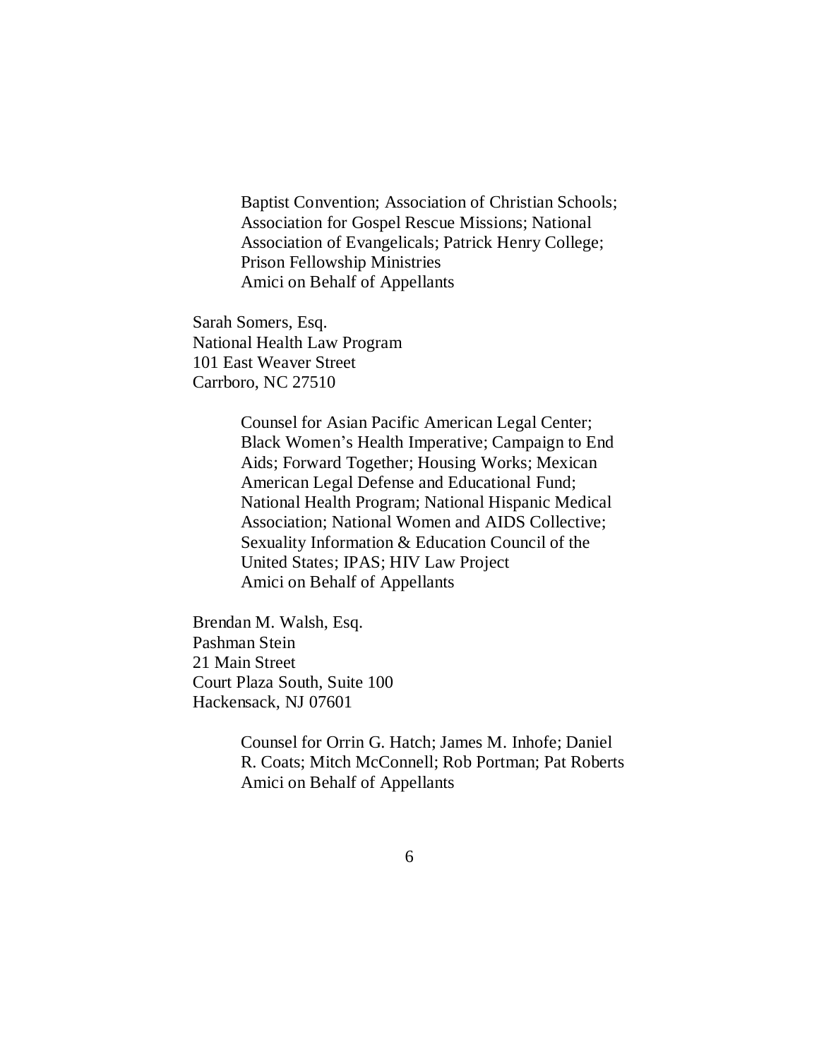Baptist Convention; Association of Christian Schools; Association for Gospel Rescue Missions; National Association of Evangelicals; Patrick Henry College; Prison Fellowship Ministries
Amici on Behalf of Appellants

Sarah Somers, Esq.
National Health Law Program
101 East Weaver Street
Carrboro, NC 27510

> Counsel for Asian Pacific American Legal Center; Black Women's Health Imperative; Campaign to End Aids; Forward Together; Housing Works; Mexican American Legal Defense and Educational Fund; National Health Program; National Hispanic Medical Association; National Women and AIDS Collective; Sexuality Information & Education Council of the United States; IPAS; HIV Law Project
> Amici on Behalf of Appellants

Brendan M. Walsh, Esq.
Pashman Stein
21 Main Street
Court Plaza South, Suite 100
Hackensack, NJ 07601

> Counsel for Orrin G. Hatch; James M. Inhofe; Daniel R. Coats; Mitch McConnell; Rob Portman; Pat Roberts
> Amici on Behalf of Appellants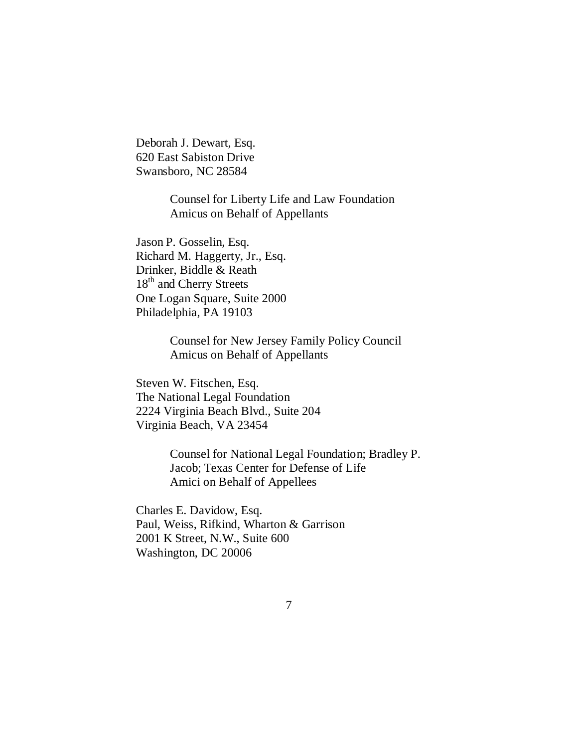Deborah J. Dewart, Esq.
620 East Sabiston Drive
Swansboro, NC 28584

> Counsel for Liberty Life and Law Foundation
> Amicus on Behalf of Appellants

Jason P. Gosselin, Esq.
Richard M. Haggerty, Jr., Esq.
Drinker, Biddle & Reath
18th and Cherry Streets
One Logan Square, Suite 2000
Philadelphia, PA 19103

> Counsel for New Jersey Family Policy Council
> Amicus on Behalf of Appellants

Steven W. Fitschen, Esq.
The National Legal Foundation
2224 Virginia Beach Blvd., Suite 204
Virginia Beach, VA 23454

> Counsel for National Legal Foundation; Bradley P. Jacob; Texas Center for Defense of Life
> Amici on Behalf of Appellees

Charles E. Davidow, Esq.
Paul, Weiss, Rifkind, Wharton & Garrison
2001 K Street, N.W., Suite 600
Washington, DC 20006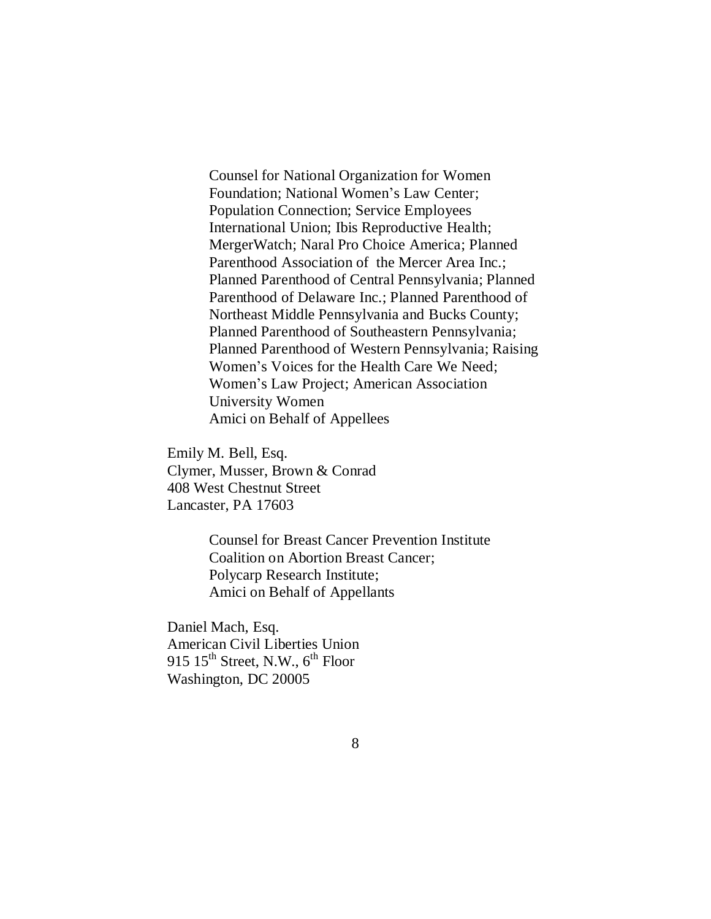Counsel for National Organization for Women Foundation; National Women's Law Center; Population Connection; Service Employees International Union; Ibis Reproductive Health; MergerWatch; Naral Pro Choice America; Planned Parenthood Association of the Mercer Area Inc.; Planned Parenthood of Central Pennsylvania; Planned Parenthood of Delaware Inc.; Planned Parenthood of Northeast Middle Pennsylvania and Bucks County; Planned Parenthood of Southeastern Pennsylvania; Planned Parenthood of Western Pennsylvania; Raising Women's Voices for the Health Care We Need; Women's Law Project; American Association University Women
Amici on Behalf of Appellees

Emily M. Bell, Esq.
Clymer, Musser, Brown & Conrad
408 West Chestnut Street
Lancaster, PA 17603

Counsel for Breast Cancer Prevention Institute
Coalition on Abortion Breast Cancer;
Polycarp Research Institute;
Amici on Behalf of Appellants

Daniel Mach, Esq.
American Civil Liberties Union
915 15th Street, N.W., 6th Floor
Washington, DC 20005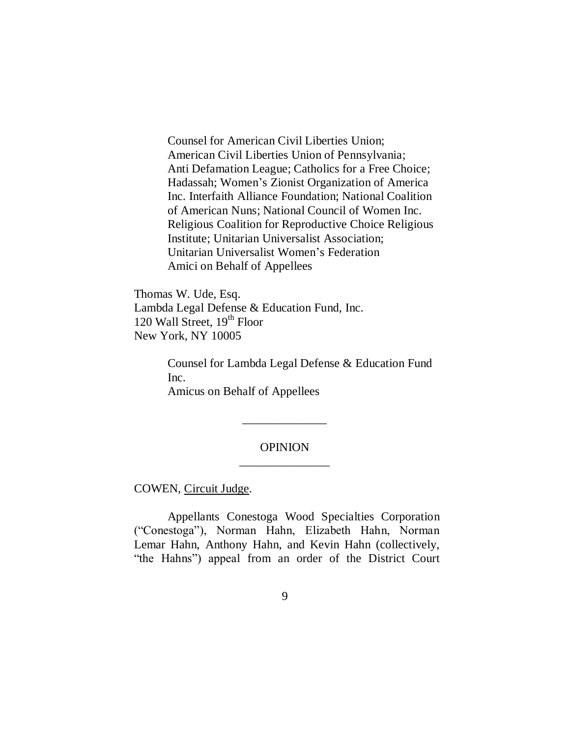Counsel for American Civil Liberties Union;
American Civil Liberties Union of Pennsylvania;
Anti Defamation League; Catholics for a Free Choice;
Hadassah; Women's Zionist Organization of America
Inc. Interfaith Alliance Foundation; National Coalition
of American Nuns; National Council of Women Inc.
Religious Coalition for Reproductive Choice Religious
Institute; Unitarian Universalist Association;
Unitarian Universalist Women's Federation
Amici on Behalf of Appellees

Thomas W. Ude, Esq.
Lambda Legal Defense & Education Fund, Inc.
120 Wall Street, 19th Floor
New York, NY 10005

Counsel for Lambda Legal Defense & Education Fund
Inc.
Amicus on Behalf of Appellees

---

OPINION

---

COWEN, Circuit Judge.

Appellants Conestoga Wood Specialties Corporation ("Conestoga"), Norman Hahn, Elizabeth Hahn, Norman Lemar Hahn, Anthony Hahn, and Kevin Hahn (collectively, "the Hahns") appeal from an order of the District Court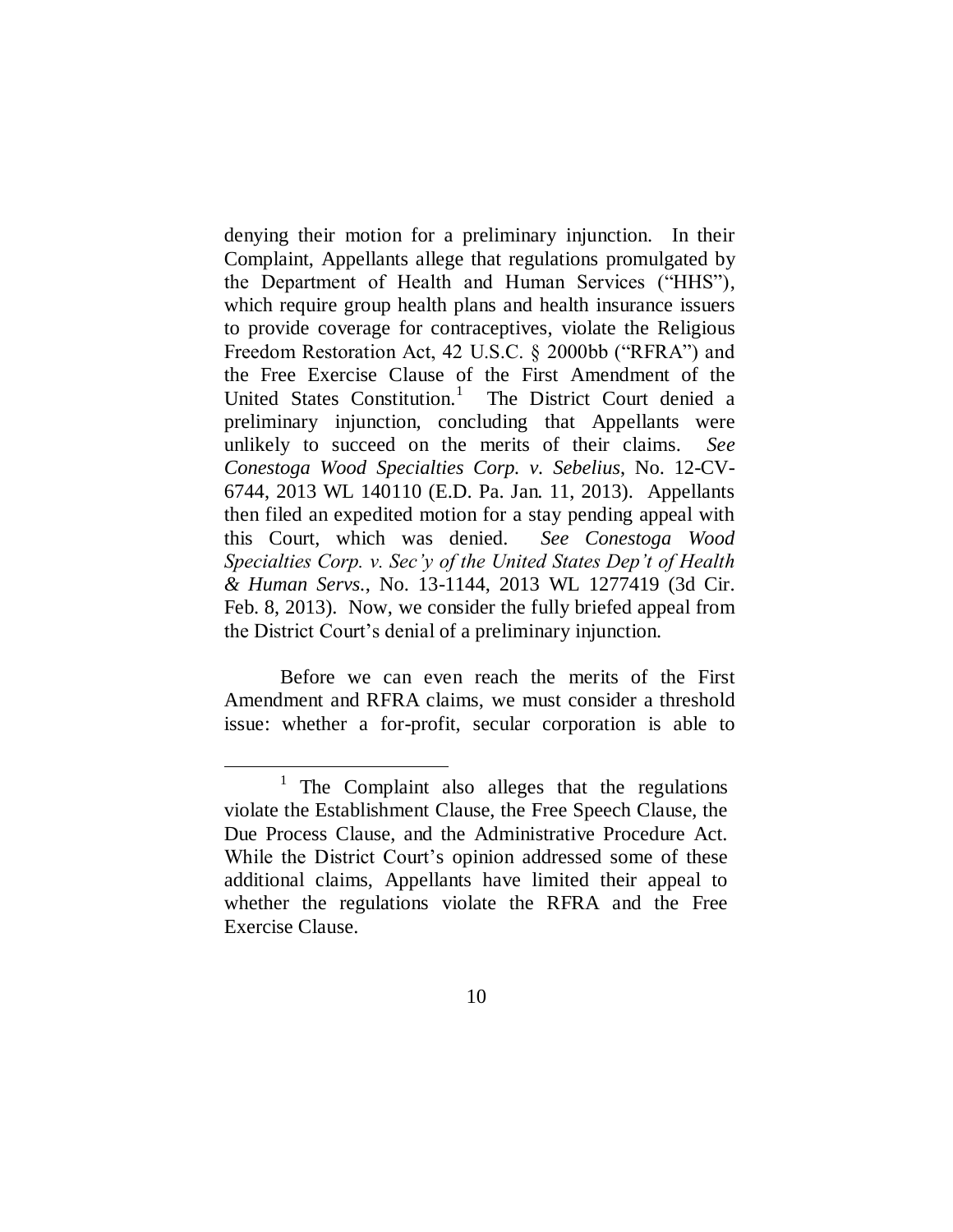denying their motion for a preliminary injunction. In their Complaint, Appellants allege that regulations promulgated by the Department of Health and Human Services ("HHS"), which require group health plans and health insurance issuers to provide coverage for contraceptives, violate the Religious Freedom Restoration Act, 42 U.S.C. § 2000bb ("RFRA") and the Free Exercise Clause of the First Amendment of the United States Constitution.[1] The District Court denied a preliminary injunction, concluding that Appellants were unlikely to succeed on the merits of their claims. *See Conestoga Wood Specialties Corp. v. Sebelius*, No. 12-CV-6744, 2013 WL 140110 (E.D. Pa. Jan. 11, 2013). Appellants then filed an expedited motion for a stay pending appeal with this Court, which was denied. *See Conestoga Wood Specialties Corp. v. Sec'y of the United States Dep't of Health & Human Servs.*, No. 13-1144, 2013 WL 1277419 (3d Cir. Feb. 8, 2013). Now, we consider the fully briefed appeal from the District Court's denial of a preliminary injunction.

Before we can even reach the merits of the First Amendment and RFRA claims, we must consider a threshold issue: whether a for-profit, secular corporation is able to

---

[1] The Complaint also alleges that the regulations violate the Establishment Clause, the Free Speech Clause, the Due Process Clause, and the Administrative Procedure Act. While the District Court's opinion addressed some of these additional claims, Appellants have limited their appeal to whether the regulations violate the RFRA and the Free Exercise Clause.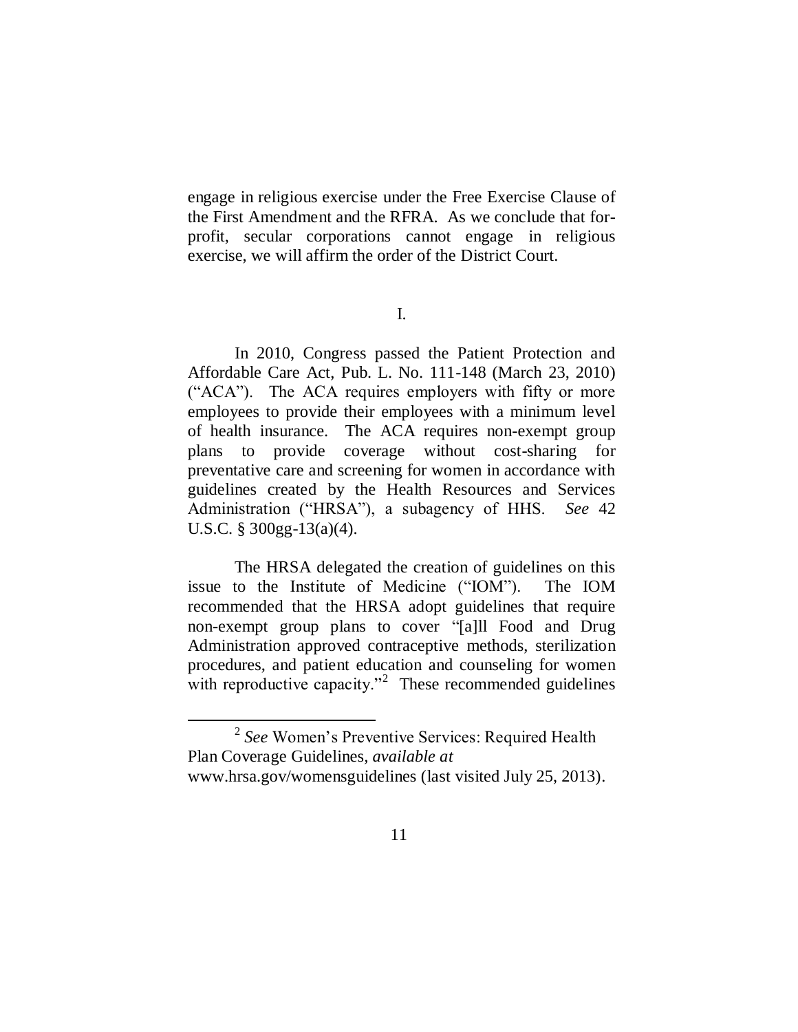engage in religious exercise under the Free Exercise Clause of the First Amendment and the RFRA. As we conclude that for-profit, secular corporations cannot engage in religious exercise, we will affirm the order of the District Court.

## I.

In 2010, Congress passed the Patient Protection and Affordable Care Act, Pub. L. No. 111-148 (March 23, 2010) ("ACA"). The ACA requires employers with fifty or more employees to provide their employees with a minimum level of health insurance. The ACA requires non-exempt group plans to provide coverage without cost-sharing for preventative care and screening for women in accordance with guidelines created by the Health Resources and Services Administration ("HRSA"), a subagency of HHS. *See* 42 U.S.C. § 300gg-13(a)(4).

The HRSA delegated the creation of guidelines on this issue to the Institute of Medicine ("IOM"). The IOM recommended that the HRSA adopt guidelines that require non-exempt group plans to cover "[a]ll Food and Drug Administration approved contraceptive methods, sterilization procedures, and patient education and counseling for women with reproductive capacity."[2] These recommended guidelines

---

[2] *See* Women's Preventive Services: Required Health Plan Coverage Guidelines, *available at* www.hrsa.gov/womensguidelines (last visited July 25, 2013).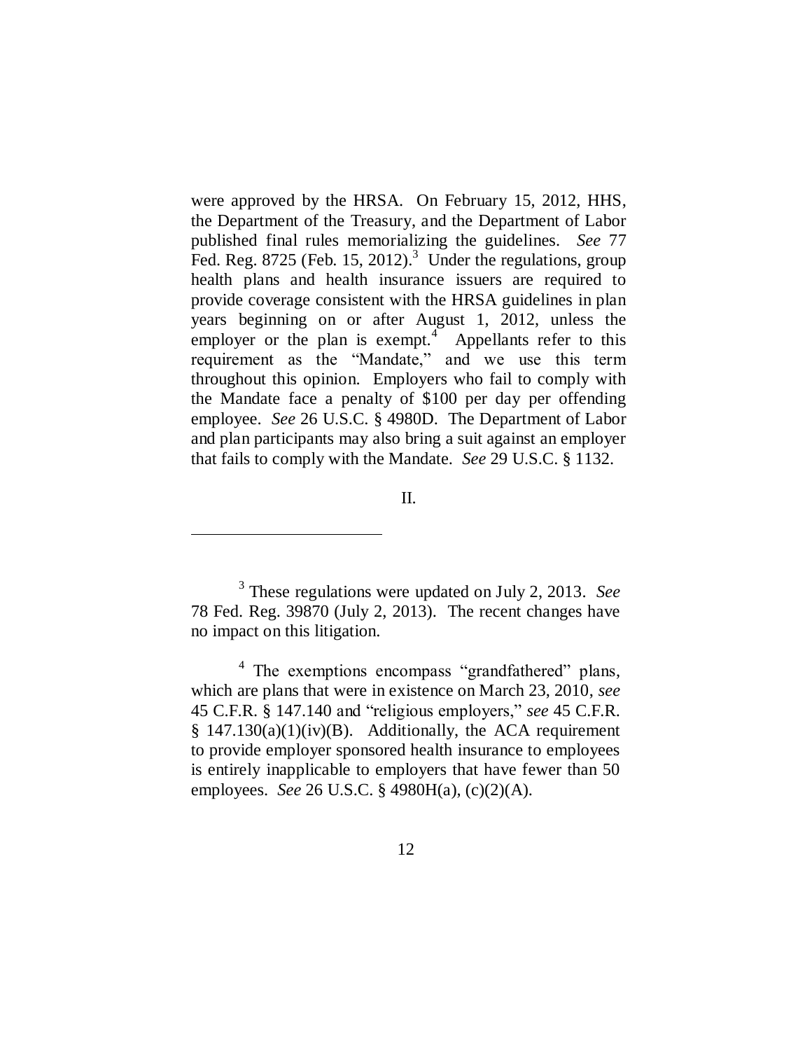were approved by the HRSA. On February 15, 2012, HHS, the Department of the Treasury, and the Department of Labor published final rules memorializing the guidelines. *See* 77 Fed. Reg. 8725 (Feb. 15, 2012).[3] Under the regulations, group health plans and health insurance issuers are required to provide coverage consistent with the HRSA guidelines in plan years beginning on or after August 1, 2012, unless the employer or the plan is exempt.[4] Appellants refer to this requirement as the "Mandate," and we use this term throughout this opinion. Employers who fail to comply with the Mandate face a penalty of $100 per day per offending employee. *See* 26 U.S.C. § 4980D. The Department of Labor and plan participants may also bring a suit against an employer that fails to comply with the Mandate. *See* 29 U.S.C. § 1132.

## II.

---

[3] These regulations were updated on July 2, 2013. *See* 78 Fed. Reg. 39870 (July 2, 2013). The recent changes have no impact on this litigation.

[4] The exemptions encompass "grandfathered" plans, which are plans that were in existence on March 23, 2010, *see* 45 C.F.R. § 147.140 and "religious employers," *see* 45 C.F.R. § 147.130(a)(1)(iv)(B). Additionally, the ACA requirement to provide employer sponsored health insurance to employees is entirely inapplicable to employers that have fewer than 50 employees. *See* 26 U.S.C. § 4980H(a), (c)(2)(A).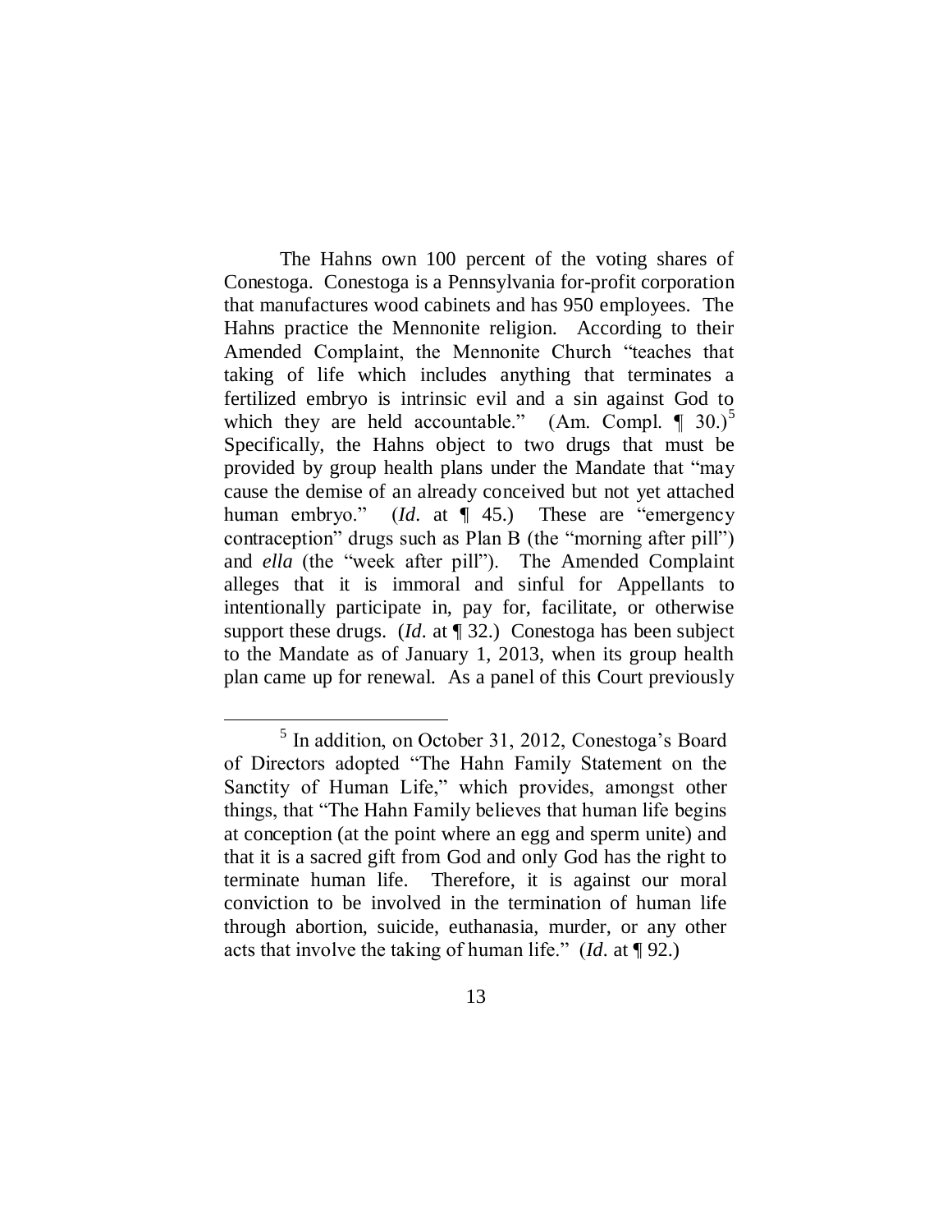The Hahns own 100 percent of the voting shares of Conestoga. Conestoga is a Pennsylvania for-profit corporation that manufactures wood cabinets and has 950 employees. The Hahns practice the Mennonite religion. According to their Amended Complaint, the Mennonite Church "teaches that taking of life which includes anything that terminates a fertilized embryo is intrinsic evil and a sin against God to which they are held accountable." (Am. Compl. ¶ 30.)[5] Specifically, the Hahns object to two drugs that must be provided by group health plans under the Mandate that "may cause the demise of an already conceived but not yet attached human embryo." (*Id*. at ¶ 45.) These are "emergency contraception" drugs such as Plan B (the "morning after pill") and *ella* (the "week after pill"). The Amended Complaint alleges that it is immoral and sinful for Appellants to intentionally participate in, pay for, facilitate, or otherwise support these drugs. (*Id*. at ¶ 32.) Conestoga has been subject to the Mandate as of January 1, 2013, when its group health plan came up for renewal. As a panel of this Court previously

[5] In addition, on October 31, 2012, Conestoga's Board of Directors adopted "The Hahn Family Statement on the Sanctity of Human Life," which provides, amongst other things, that "The Hahn Family believes that human life begins at conception (at the point where an egg and sperm unite) and that it is a sacred gift from God and only God has the right to terminate human life. Therefore, it is against our moral conviction to be involved in the termination of human life through abortion, suicide, euthanasia, murder, or any other acts that involve the taking of human life." (*Id*. at ¶ 92.)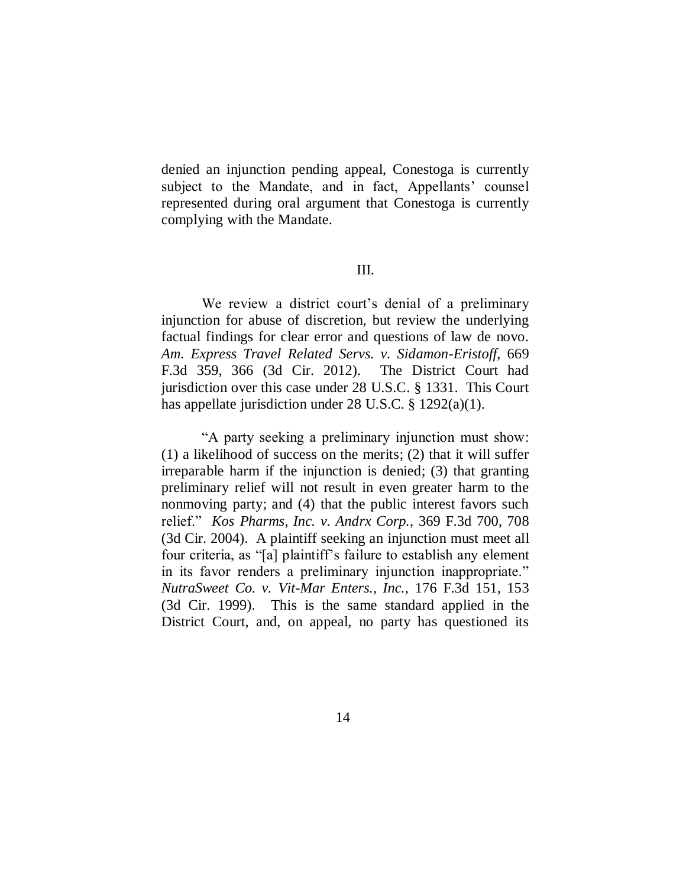denied an injunction pending appeal, Conestoga is currently subject to the Mandate, and in fact, Appellants' counsel represented during oral argument that Conestoga is currently complying with the Mandate.

## III.

We review a district court's denial of a preliminary injunction for abuse of discretion, but review the underlying factual findings for clear error and questions of law de novo. *Am. Express Travel Related Servs. v. Sidamon-Eristoff*, 669 F.3d 359, 366 (3d Cir. 2012). The District Court had jurisdiction over this case under 28 U.S.C. § 1331. This Court has appellate jurisdiction under 28 U.S.C. § 1292(a)(1).

"A party seeking a preliminary injunction must show: (1) a likelihood of success on the merits; (2) that it will suffer irreparable harm if the injunction is denied; (3) that granting preliminary relief will not result in even greater harm to the nonmoving party; and (4) that the public interest favors such relief." *Kos Pharms, Inc. v. Andrx Corp.*, 369 F.3d 700, 708 (3d Cir. 2004). A plaintiff seeking an injunction must meet all four criteria, as "[a] plaintiff's failure to establish any element in its favor renders a preliminary injunction inappropriate." *NutraSweet Co. v. Vit-Mar Enters., Inc.*, 176 F.3d 151, 153 (3d Cir. 1999). This is the same standard applied in the District Court, and, on appeal, no party has questioned its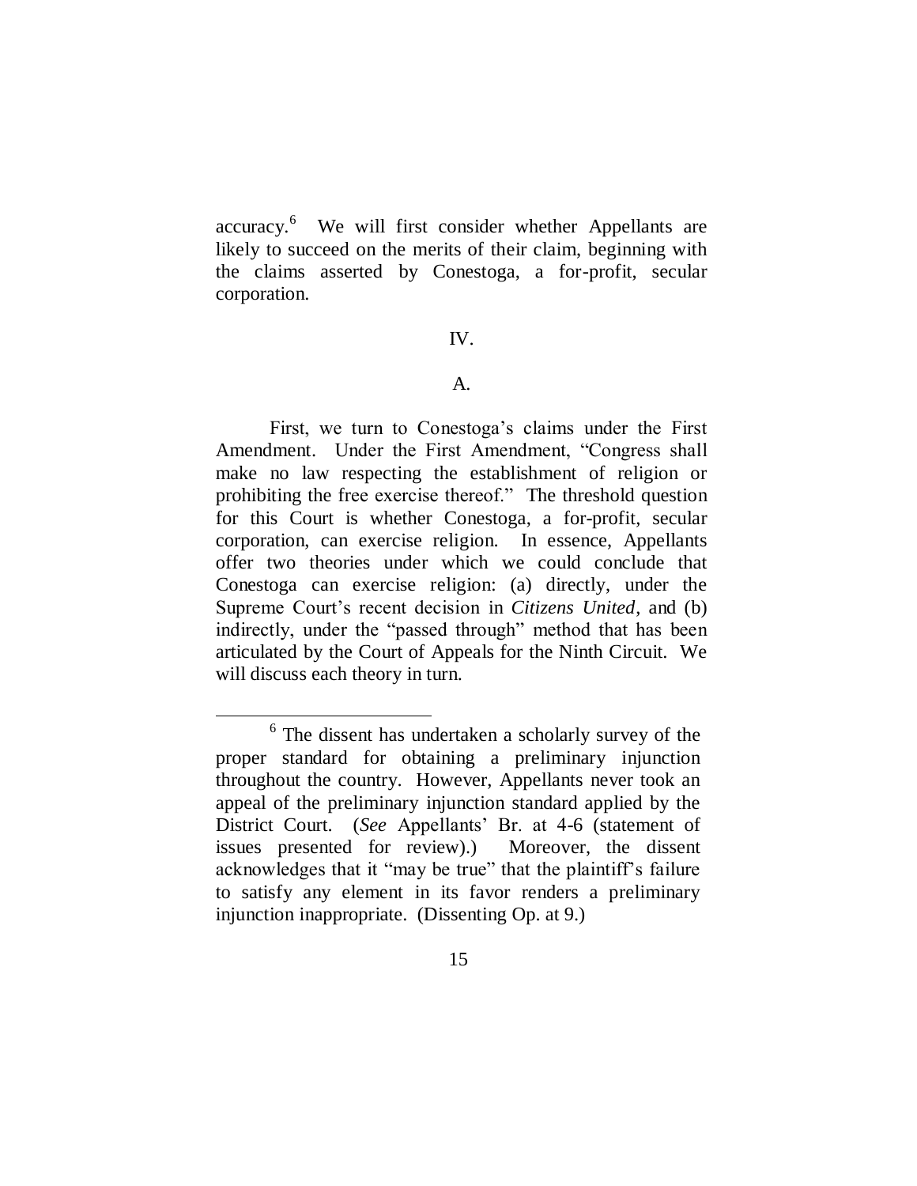accuracy.[6] We will first consider whether Appellants are likely to succeed on the merits of their claim, beginning with the claims asserted by Conestoga, a for-profit, secular corporation.

## IV.

### A.

First, we turn to Conestoga's claims under the First Amendment. Under the First Amendment, "Congress shall make no law respecting the establishment of religion or prohibiting the free exercise thereof." The threshold question for this Court is whether Conestoga, a for-profit, secular corporation, can exercise religion. In essence, Appellants offer two theories under which we could conclude that Conestoga can exercise religion: (a) directly, under the Supreme Court's recent decision in *Citizens United*, and (b) indirectly, under the "passed through" method that has been articulated by the Court of Appeals for the Ninth Circuit. We will discuss each theory in turn.

---

[6] The dissent has undertaken a scholarly survey of the proper standard for obtaining a preliminary injunction throughout the country. However, Appellants never took an appeal of the preliminary injunction standard applied by the District Court. (*See* Appellants' Br. at 4-6 (statement of issues presented for review).) Moreover, the dissent acknowledges that it "may be true" that the plaintiff's failure to satisfy any element in its favor renders a preliminary injunction inappropriate. (Dissenting Op. at 9.)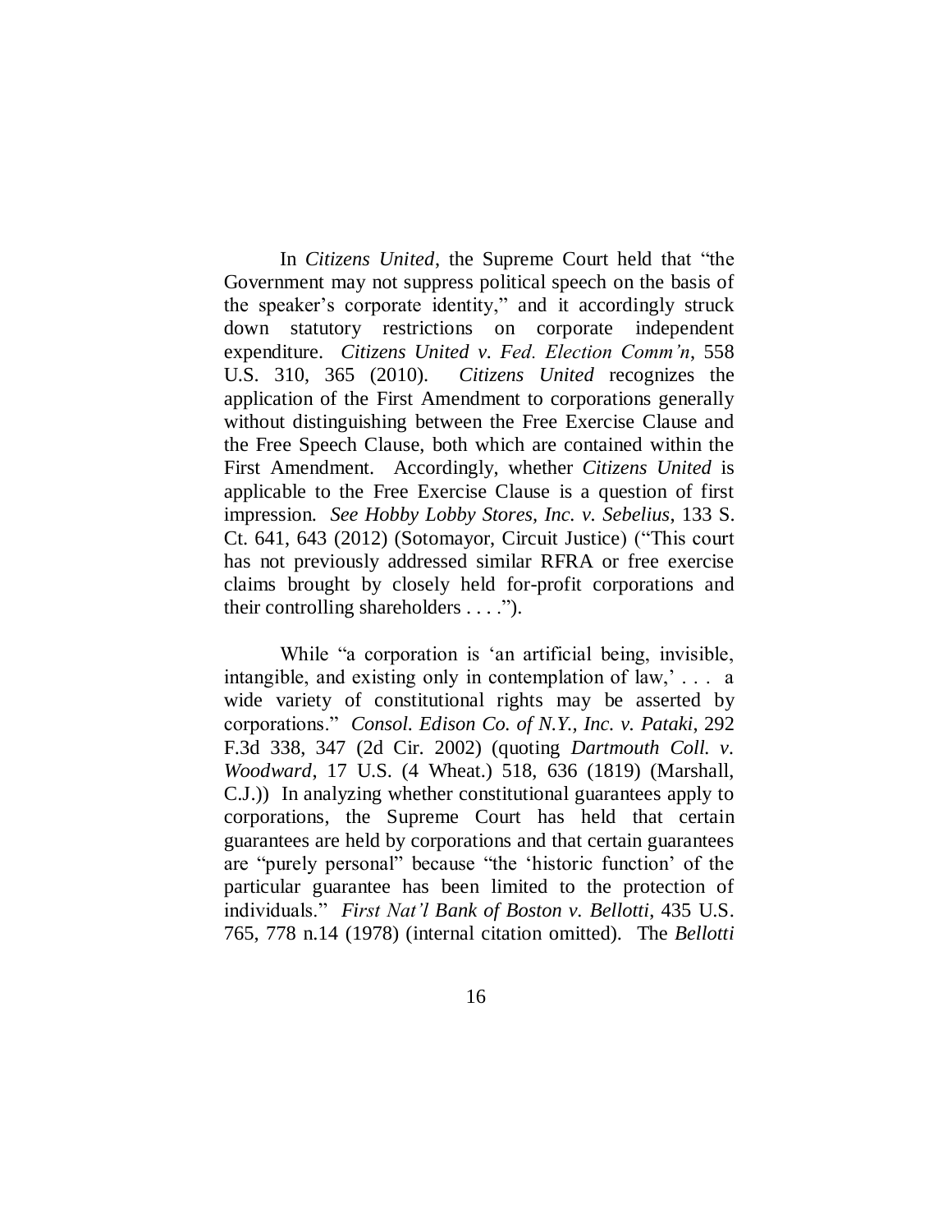In *Citizens United*, the Supreme Court held that "the Government may not suppress political speech on the basis of the speaker's corporate identity," and it accordingly struck down statutory restrictions on corporate independent expenditure. *Citizens United v. Fed. Election Comm'n*, 558 U.S. 310, 365 (2010). *Citizens United* recognizes the application of the First Amendment to corporations generally without distinguishing between the Free Exercise Clause and the Free Speech Clause, both which are contained within the First Amendment. Accordingly, whether *Citizens United* is applicable to the Free Exercise Clause is a question of first impression. *See Hobby Lobby Stores, Inc. v. Sebelius*, 133 S. Ct. 641, 643 (2012) (Sotomayor, Circuit Justice) ("This court has not previously addressed similar RFRA or free exercise claims brought by closely held for-profit corporations and their controlling shareholders . . . .").

While "a corporation is 'an artificial being, invisible, intangible, and existing only in contemplation of law,' . . . a wide variety of constitutional rights may be asserted by corporations." *Consol. Edison Co. of N.Y., Inc. v. Pataki*, 292 F.3d 338, 347 (2d Cir. 2002) (quoting *Dartmouth Coll. v. Woodward*, 17 U.S. (4 Wheat.) 518, 636 (1819) (Marshall, C.J.)) In analyzing whether constitutional guarantees apply to corporations, the Supreme Court has held that certain guarantees are held by corporations and that certain guarantees are "purely personal" because "the 'historic function' of the particular guarantee has been limited to the protection of individuals." *First Nat'l Bank of Boston v. Bellotti*, 435 U.S. 765, 778 n.14 (1978) (internal citation omitted). The *Bellotti*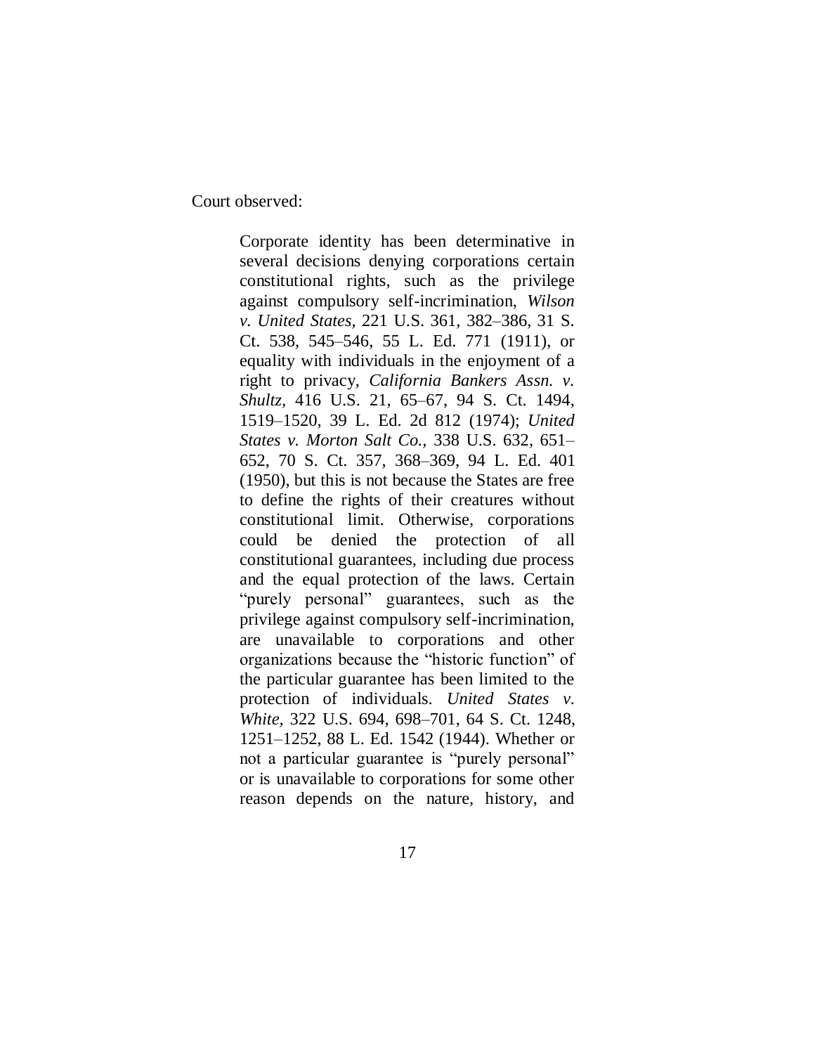Court observed:

> Corporate identity has been determinative in several decisions denying corporations certain constitutional rights, such as the privilege against compulsory self-incrimination, *Wilson v. United States*, 221 U.S. 361, 382–386, 31 S. Ct. 538, 545–546, 55 L. Ed. 771 (1911), or equality with individuals in the enjoyment of a right to privacy, *California Bankers Assn. v. Shultz*, 416 U.S. 21, 65–67, 94 S. Ct. 1494, 1519–1520, 39 L. Ed. 2d 812 (1974); *United States v. Morton Salt Co.*, 338 U.S. 632, 651–652, 70 S. Ct. 357, 368–369, 94 L. Ed. 401 (1950), but this is not because the States are free to define the rights of their creatures without constitutional limit. Otherwise, corporations could be denied the protection of all constitutional guarantees, including due process and the equal protection of the laws. Certain "purely personal" guarantees, such as the privilege against compulsory self-incrimination, are unavailable to corporations and other organizations because the "historic function" of the particular guarantee has been limited to the protection of individuals. *United States v. White*, 322 U.S. 694, 698–701, 64 S. Ct. 1248, 1251–1252, 88 L. Ed. 1542 (1944). Whether or not a particular guarantee is "purely personal" or is unavailable to corporations for some other reason depends on the nature, history, and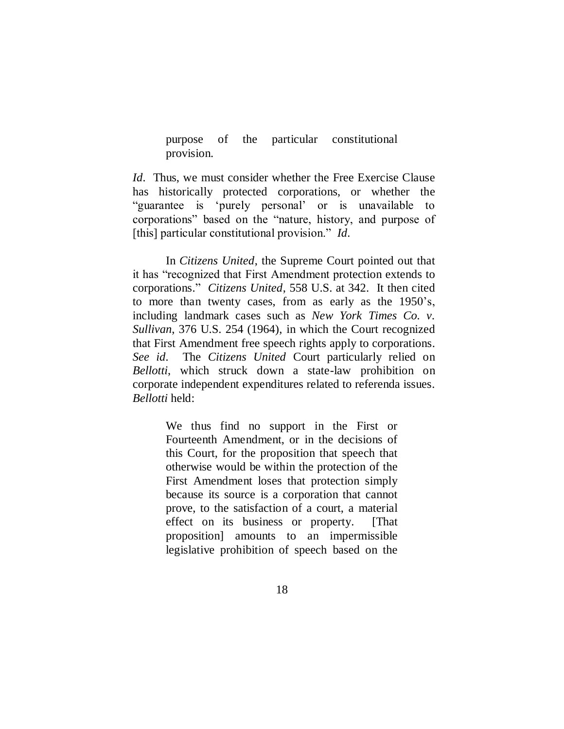> purpose of the particular constitutional provision.

*Id*. Thus, we must consider whether the Free Exercise Clause has historically protected corporations, or whether the "guarantee is 'purely personal' or is unavailable to corporations" based on the "nature, history, and purpose of [this] particular constitutional provision." *Id*.

In *Citizens United*, the Supreme Court pointed out that it has "recognized that First Amendment protection extends to corporations." *Citizens United*, 558 U.S. at 342. It then cited to more than twenty cases, from as early as the 1950's, including landmark cases such as *New York Times Co. v. Sullivan*, 376 U.S. 254 (1964), in which the Court recognized that First Amendment free speech rights apply to corporations. *See id*. The *Citizens United* Court particularly relied on *Bellotti*, which struck down a state-law prohibition on corporate independent expenditures related to referenda issues. *Bellotti* held:

> We thus find no support in the First or Fourteenth Amendment, or in the decisions of this Court, for the proposition that speech that otherwise would be within the protection of the First Amendment loses that protection simply because its source is a corporation that cannot prove, to the satisfaction of a court, a material effect on its business or property. [That proposition] amounts to an impermissible legislative prohibition of speech based on the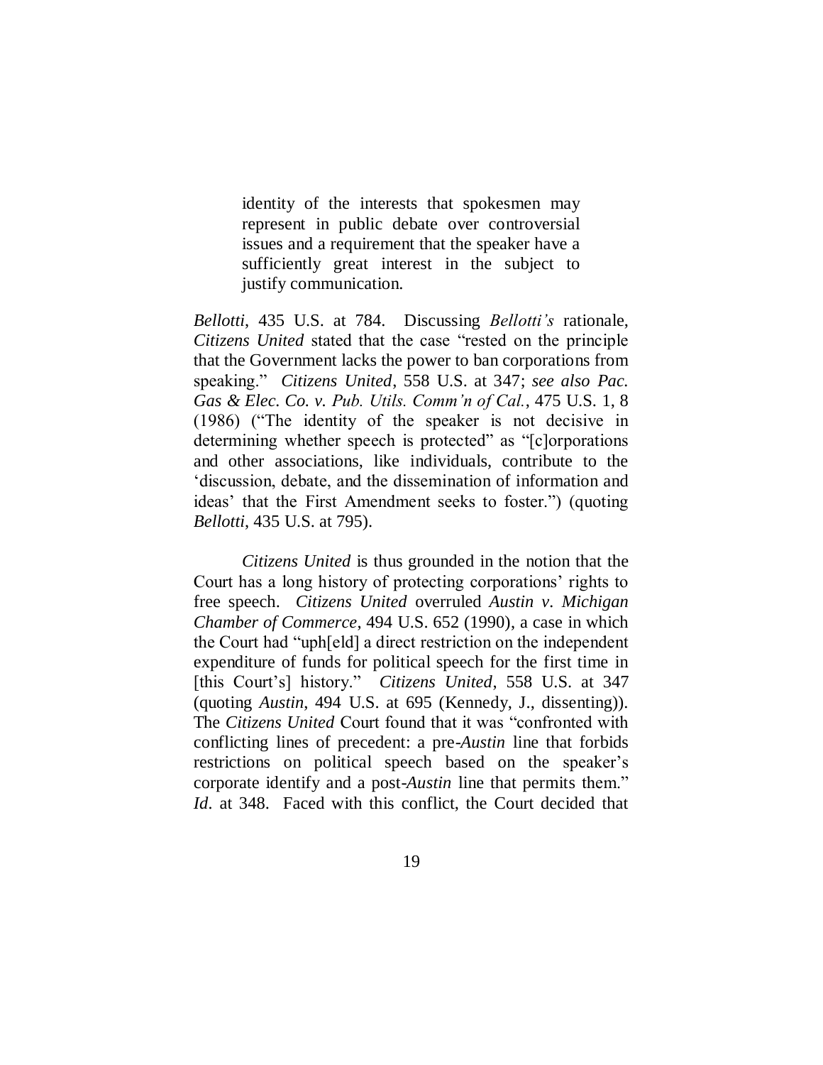> identity of the interests that spokesmen may represent in public debate over controversial issues and a requirement that the speaker have a sufficiently great interest in the subject to justify communication.

*Bellotti*, 435 U.S. at 784. Discussing *Bellotti's* rationale, *Citizens United* stated that the case "rested on the principle that the Government lacks the power to ban corporations from speaking." *Citizens United*, 558 U.S. at 347; *see also Pac. Gas & Elec. Co. v. Pub. Utils. Comm'n of Cal.*, 475 U.S. 1, 8 (1986) ("The identity of the speaker is not decisive in determining whether speech is protected" as "[c]orporations and other associations, like individuals, contribute to the 'discussion, debate, and the dissemination of information and ideas' that the First Amendment seeks to foster.") (quoting *Bellotti*, 435 U.S. at 795).

*Citizens United* is thus grounded in the notion that the Court has a long history of protecting corporations' rights to free speech. *Citizens United* overruled *Austin v. Michigan Chamber of Commerce*, 494 U.S. 652 (1990), a case in which the Court had "uph[eld] a direct restriction on the independent expenditure of funds for political speech for the first time in [this Court's] history." *Citizens United*, 558 U.S. at 347 (quoting *Austin*, 494 U.S. at 695 (Kennedy, J., dissenting)). The *Citizens United* Court found that it was "confronted with conflicting lines of precedent: a pre-*Austin* line that forbids restrictions on political speech based on the speaker's corporate identify and a post-*Austin* line that permits them." *Id*. at 348. Faced with this conflict, the Court decided that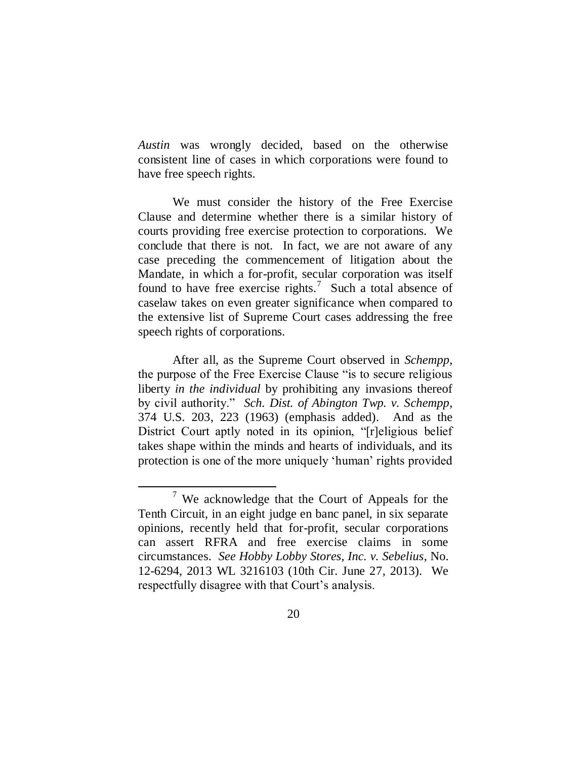*Austin* was wrongly decided, based on the otherwise consistent line of cases in which corporations were found to have free speech rights.

We must consider the history of the Free Exercise Clause and determine whether there is a similar history of courts providing free exercise protection to corporations. We conclude that there is not. In fact, we are not aware of any case preceding the commencement of litigation about the Mandate, in which a for-profit, secular corporation was itself found to have free exercise rights.[7] Such a total absence of caselaw takes on even greater significance when compared to the extensive list of Supreme Court cases addressing the free speech rights of corporations.

After all, as the Supreme Court observed in *Schempp*, the purpose of the Free Exercise Clause "is to secure religious liberty *in the individual* by prohibiting any invasions thereof by civil authority." *Sch. Dist. of Abington Twp. v. Schempp*, 374 U.S. 203, 223 (1963) (emphasis added). And as the District Court aptly noted in its opinion, "[r]eligious belief takes shape within the minds and hearts of individuals, and its protection is one of the more uniquely 'human' rights provided

---

[7] We acknowledge that the Court of Appeals for the Tenth Circuit, in an eight judge en banc panel, in six separate opinions, recently held that for-profit, secular corporations can assert RFRA and free exercise claims in some circumstances. *See Hobby Lobby Stores, Inc. v. Sebelius*, No. 12-6294, 2013 WL 3216103 (10th Cir. June 27, 2013). We respectfully disagree with that Court's analysis.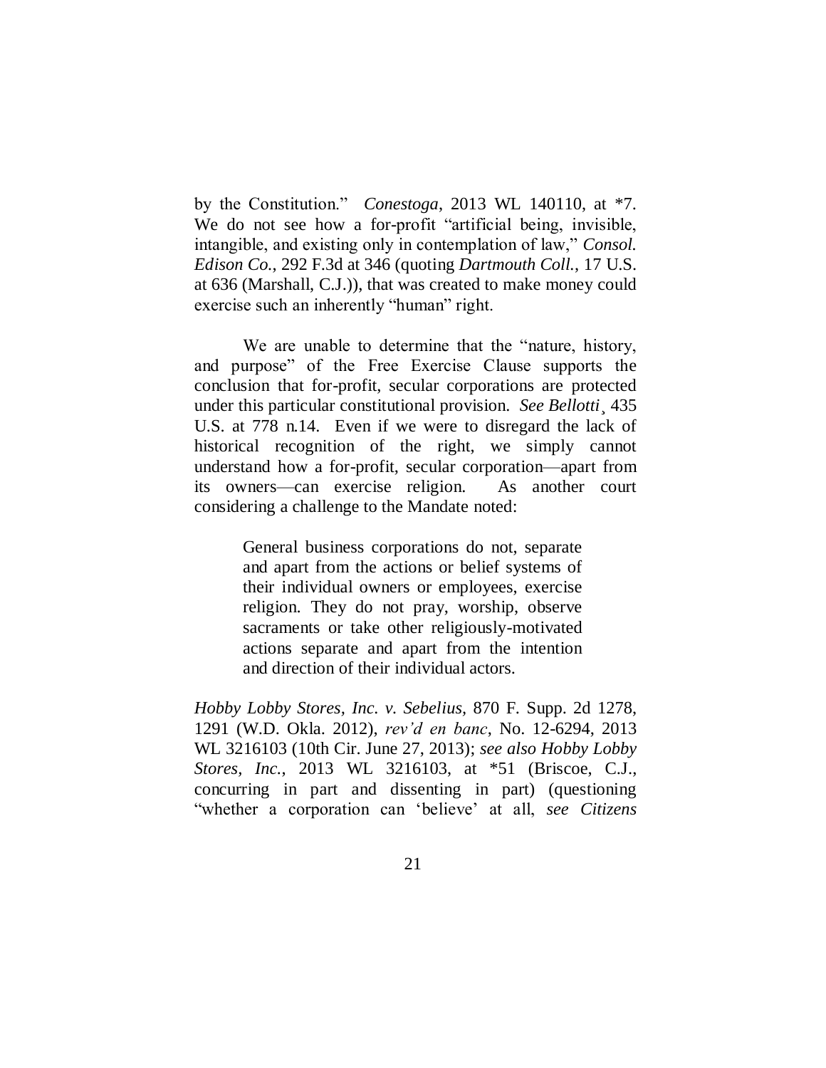by the Constitution." *Conestoga*, 2013 WL 140110, at *7. We do not see how a for-profit "artificial being, invisible, intangible, and existing only in contemplation of law," *Consol. Edison Co.*, 292 F.3d at 346 (quoting *Dartmouth Coll.*, 17 U.S. at 636 (Marshall, C.J.)), that was created to make money could exercise such an inherently "human" right.

We are unable to determine that the "nature, history, and purpose" of the Free Exercise Clause supports the conclusion that for-profit, secular corporations are protected under this particular constitutional provision. *See Bellotti*¸ 435 U.S. at 778 n.14. Even if we were to disregard the lack of historical recognition of the right, we simply cannot understand how a for-profit, secular corporation—apart from its owners—can exercise religion. As another court considering a challenge to the Mandate noted:

> General business corporations do not, separate and apart from the actions or belief systems of their individual owners or employees, exercise religion. They do not pray, worship, observe sacraments or take other religiously-motivated actions separate and apart from the intention and direction of their individual actors.

*Hobby Lobby Stores, Inc. v. Sebelius*, 870 F. Supp. 2d 1278, 1291 (W.D. Okla. 2012), *rev'd en banc*, No. 12-6294, 2013 WL 3216103 (10th Cir. June 27, 2013); *see also Hobby Lobby Stores, Inc.*, 2013 WL 3216103, at *51 (Briscoe, C.J., concurring in part and dissenting in part) (questioning "whether a corporation can 'believe' at all, *see Citizens*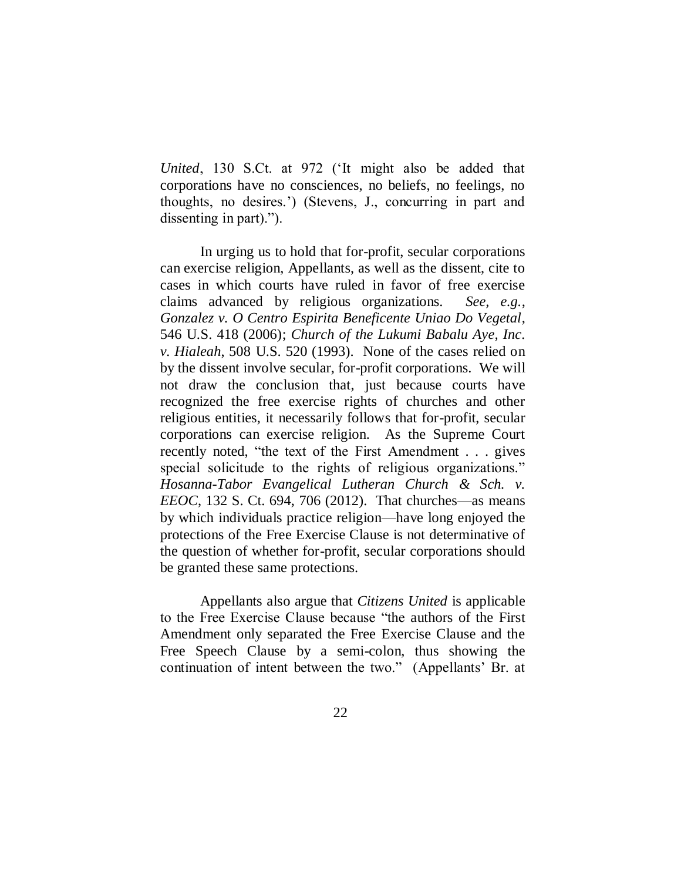*United*, 130 S.Ct. at 972 ('It might also be added that corporations have no consciences, no beliefs, no feelings, no thoughts, no desires.') (Stevens, J., concurring in part and dissenting in part).").

In urging us to hold that for-profit, secular corporations can exercise religion, Appellants, as well as the dissent, cite to cases in which courts have ruled in favor of free exercise claims advanced by religious organizations. *See, e.g.*, *Gonzalez v. O Centro Espirita Beneficente Uniao Do Vegetal*, 546 U.S. 418 (2006); *Church of the Lukumi Babalu Aye, Inc. v. Hialeah*, 508 U.S. 520 (1993). None of the cases relied on by the dissent involve secular, for-profit corporations. We will not draw the conclusion that, just because courts have recognized the free exercise rights of churches and other religious entities, it necessarily follows that for-profit, secular corporations can exercise religion. As the Supreme Court recently noted, "the text of the First Amendment . . . gives special solicitude to the rights of religious organizations." *Hosanna-Tabor Evangelical Lutheran Church & Sch. v. EEOC*, 132 S. Ct. 694, 706 (2012). That churches—as means by which individuals practice religion—have long enjoyed the protections of the Free Exercise Clause is not determinative of the question of whether for-profit, secular corporations should be granted these same protections.

Appellants also argue that *Citizens United* is applicable to the Free Exercise Clause because "the authors of the First Amendment only separated the Free Exercise Clause and the Free Speech Clause by a semi-colon, thus showing the continuation of intent between the two." (Appellants' Br. at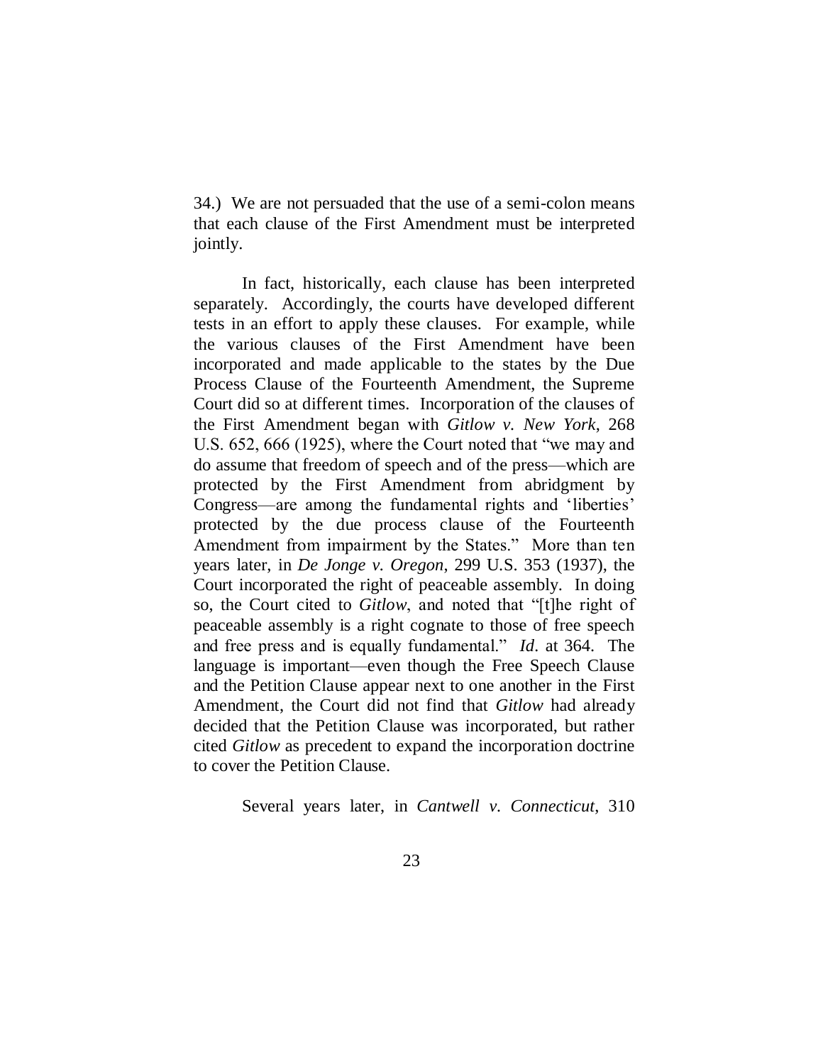34.) We are not persuaded that the use of a semi-colon means that each clause of the First Amendment must be interpreted jointly.

In fact, historically, each clause has been interpreted separately. Accordingly, the courts have developed different tests in an effort to apply these clauses. For example, while the various clauses of the First Amendment have been incorporated and made applicable to the states by the Due Process Clause of the Fourteenth Amendment, the Supreme Court did so at different times. Incorporation of the clauses of the First Amendment began with *Gitlow v. New York*, 268 U.S. 652, 666 (1925), where the Court noted that "we may and do assume that freedom of speech and of the press—which are protected by the First Amendment from abridgment by Congress—are among the fundamental rights and 'liberties' protected by the due process clause of the Fourteenth Amendment from impairment by the States." More than ten years later, in *De Jonge v. Oregon*, 299 U.S. 353 (1937), the Court incorporated the right of peaceable assembly. In doing so, the Court cited to *Gitlow*, and noted that "[t]he right of peaceable assembly is a right cognate to those of free speech and free press and is equally fundamental." *Id*. at 364. The language is important—even though the Free Speech Clause and the Petition Clause appear next to one another in the First Amendment, the Court did not find that *Gitlow* had already decided that the Petition Clause was incorporated, but rather cited *Gitlow* as precedent to expand the incorporation doctrine to cover the Petition Clause.

Several years later, in *Cantwell v. Connecticut*, 310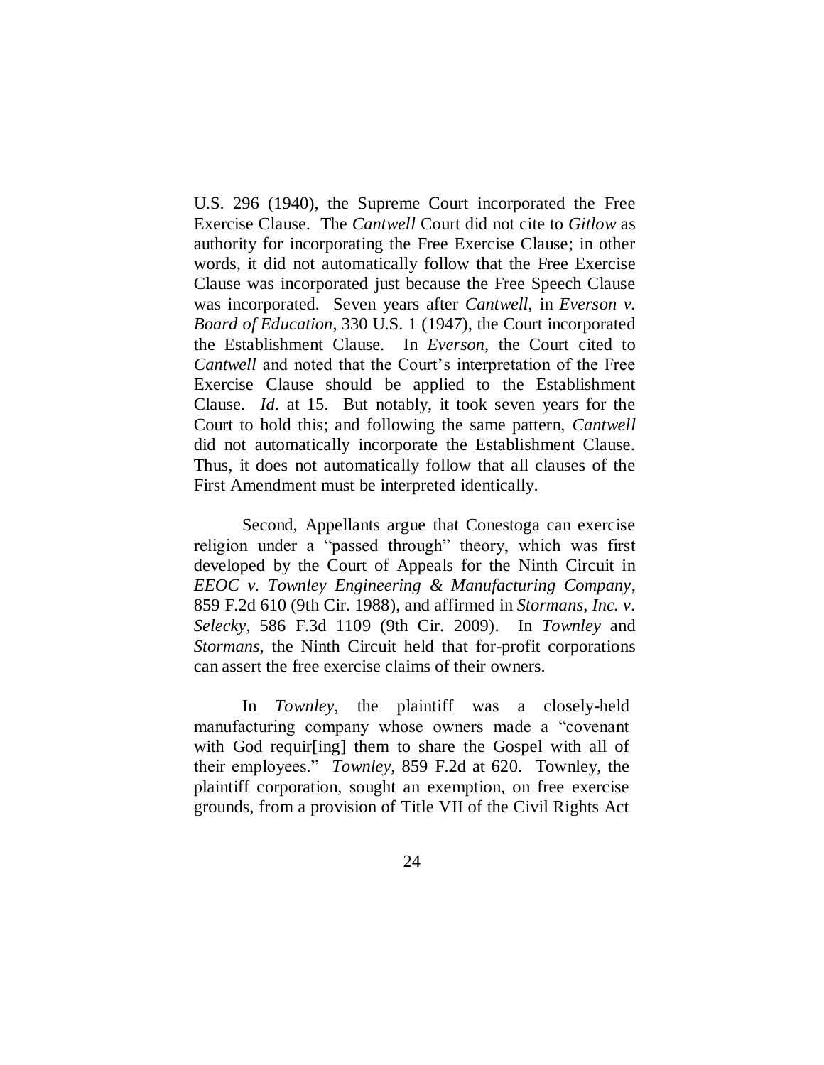U.S. 296 (1940), the Supreme Court incorporated the Free Exercise Clause. The *Cantwell* Court did not cite to *Gitlow* as authority for incorporating the Free Exercise Clause; in other words, it did not automatically follow that the Free Exercise Clause was incorporated just because the Free Speech Clause was incorporated. Seven years after *Cantwell*, in *Everson v. Board of Education*, 330 U.S. 1 (1947), the Court incorporated the Establishment Clause. In *Everson*, the Court cited to *Cantwell* and noted that the Court's interpretation of the Free Exercise Clause should be applied to the Establishment Clause. *Id.* at 15. But notably, it took seven years for the Court to hold this; and following the same pattern, *Cantwell* did not automatically incorporate the Establishment Clause. Thus, it does not automatically follow that all clauses of the First Amendment must be interpreted identically.

Second, Appellants argue that Conestoga can exercise religion under a "passed through" theory, which was first developed by the Court of Appeals for the Ninth Circuit in *EEOC v. Townley Engineering & Manufacturing Company*, 859 F.2d 610 (9th Cir. 1988), and affirmed in *Stormans, Inc. v. Selecky*, 586 F.3d 1109 (9th Cir. 2009). In *Townley* and *Stormans*, the Ninth Circuit held that for-profit corporations can assert the free exercise claims of their owners.

In *Townley*, the plaintiff was a closely-held manufacturing company whose owners made a "covenant with God requir[ing] them to share the Gospel with all of their employees." *Townley*, 859 F.2d at 620. Townley, the plaintiff corporation, sought an exemption, on free exercise grounds, from a provision of Title VII of the Civil Rights Act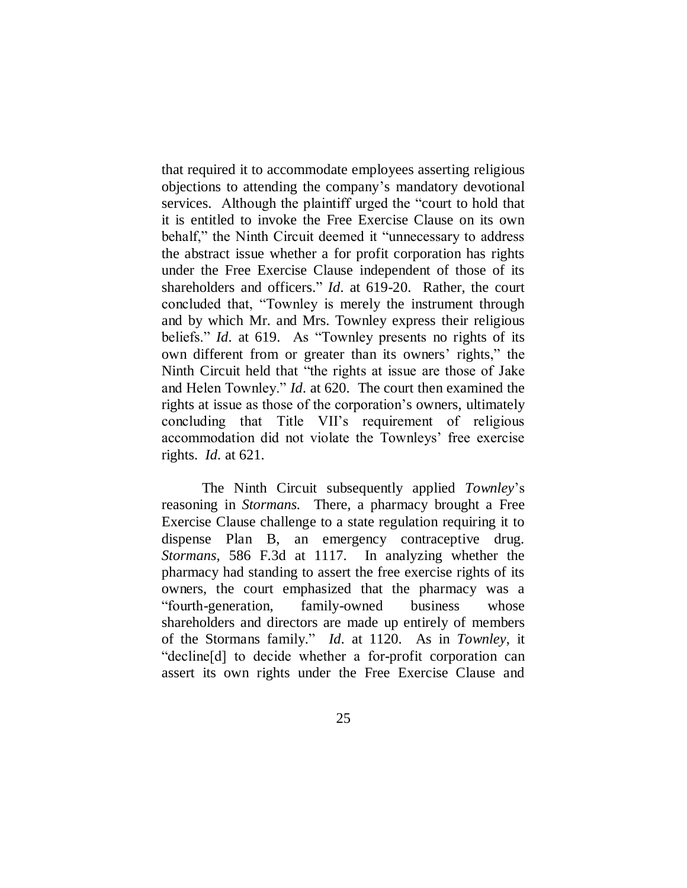that required it to accommodate employees asserting religious objections to attending the company's mandatory devotional services. Although the plaintiff urged the "court to hold that it is entitled to invoke the Free Exercise Clause on its own behalf," the Ninth Circuit deemed it "unnecessary to address the abstract issue whether a for profit corporation has rights under the Free Exercise Clause independent of those of its shareholders and officers." *Id*. at 619-20. Rather, the court concluded that, "Townley is merely the instrument through and by which Mr. and Mrs. Townley express their religious beliefs." *Id*. at 619. As "Townley presents no rights of its own different from or greater than its owners' rights," the Ninth Circuit held that "the rights at issue are those of Jake and Helen Townley." *Id*. at 620. The court then examined the rights at issue as those of the corporation's owners, ultimately concluding that Title VII's requirement of religious accommodation did not violate the Townleys' free exercise rights. *Id*. at 621.

The Ninth Circuit subsequently applied *Townley*'s reasoning in *Stormans.* There, a pharmacy brought a Free Exercise Clause challenge to a state regulation requiring it to dispense Plan B, an emergency contraceptive drug. *Stormans*, 586 F.3d at 1117. In analyzing whether the pharmacy had standing to assert the free exercise rights of its owners, the court emphasized that the pharmacy was a "fourth-generation, family-owned business whose shareholders and directors are made up entirely of members of the Stormans family." *Id*. at 1120. As in *Townley*, it "decline[d] to decide whether a for-profit corporation can assert its own rights under the Free Exercise Clause and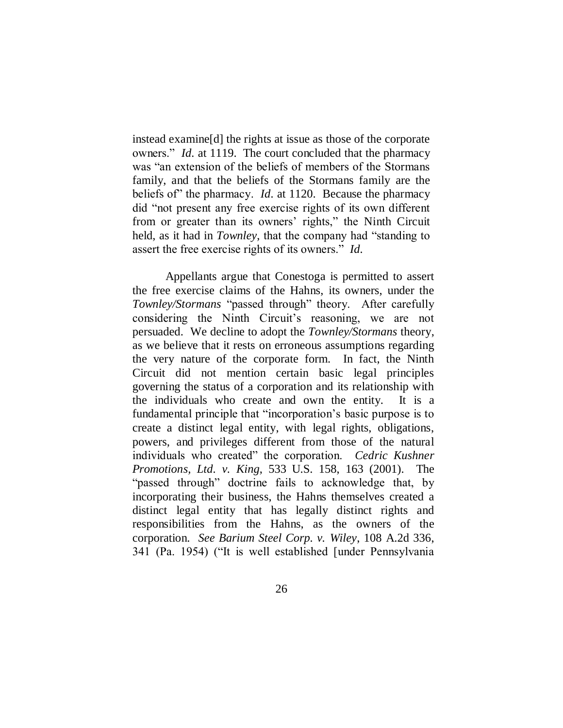instead examine[d] the rights at issue as those of the corporate owners." *Id*. at 1119. The court concluded that the pharmacy was "an extension of the beliefs of members of the Stormans family, and that the beliefs of the Stormans family are the beliefs of" the pharmacy. *Id*. at 1120. Because the pharmacy did "not present any free exercise rights of its own different from or greater than its owners' rights," the Ninth Circuit held, as it had in *Townley*, that the company had "standing to assert the free exercise rights of its owners." *Id*.

Appellants argue that Conestoga is permitted to assert the free exercise claims of the Hahns, its owners, under the *Townley/Stormans* "passed through" theory. After carefully considering the Ninth Circuit's reasoning, we are not persuaded. We decline to adopt the *Townley/Stormans* theory, as we believe that it rests on erroneous assumptions regarding the very nature of the corporate form. In fact, the Ninth Circuit did not mention certain basic legal principles governing the status of a corporation and its relationship with the individuals who create and own the entity. It is a fundamental principle that "incorporation's basic purpose is to create a distinct legal entity, with legal rights, obligations, powers, and privileges different from those of the natural individuals who created" the corporation. *Cedric Kushner Promotions, Ltd. v. King*, 533 U.S. 158, 163 (2001). The "passed through" doctrine fails to acknowledge that, by incorporating their business, the Hahns themselves created a distinct legal entity that has legally distinct rights and responsibilities from the Hahns, as the owners of the corporation. *See Barium Steel Corp. v. Wiley*, 108 A.2d 336, 341 (Pa. 1954) ("It is well established [under Pennsylvania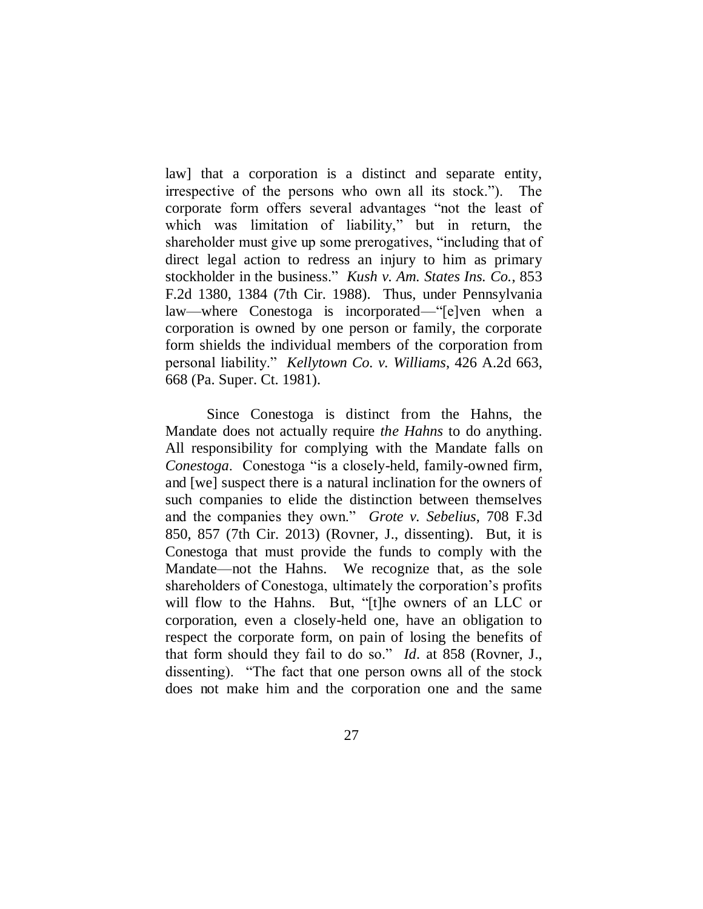law] that a corporation is a distinct and separate entity, irrespective of the persons who own all its stock."). The corporate form offers several advantages "not the least of which was limitation of liability," but in return, the shareholder must give up some prerogatives, "including that of direct legal action to redress an injury to him as primary stockholder in the business." *Kush v. Am. States Ins. Co.*, 853 F.2d 1380, 1384 (7th Cir. 1988). Thus, under Pennsylvania law—where Conestoga is incorporated—"[e]ven when a corporation is owned by one person or family, the corporate form shields the individual members of the corporation from personal liability." *Kellytown Co. v. Williams*, 426 A.2d 663, 668 (Pa. Super. Ct. 1981).

Since Conestoga is distinct from the Hahns, the Mandate does not actually require *the Hahns* to do anything. All responsibility for complying with the Mandate falls on *Conestoga*. Conestoga "is a closely-held, family-owned firm, and [we] suspect there is a natural inclination for the owners of such companies to elide the distinction between themselves and the companies they own." *Grote v. Sebelius*, 708 F.3d 850, 857 (7th Cir. 2013) (Rovner, J., dissenting). But, it is Conestoga that must provide the funds to comply with the Mandate—not the Hahns. We recognize that, as the sole shareholders of Conestoga, ultimately the corporation's profits will flow to the Hahns. But, "[t]he owners of an LLC or corporation, even a closely-held one, have an obligation to respect the corporate form, on pain of losing the benefits of that form should they fail to do so." *Id.* at 858 (Rovner, J., dissenting). "The fact that one person owns all of the stock does not make him and the corporation one and the same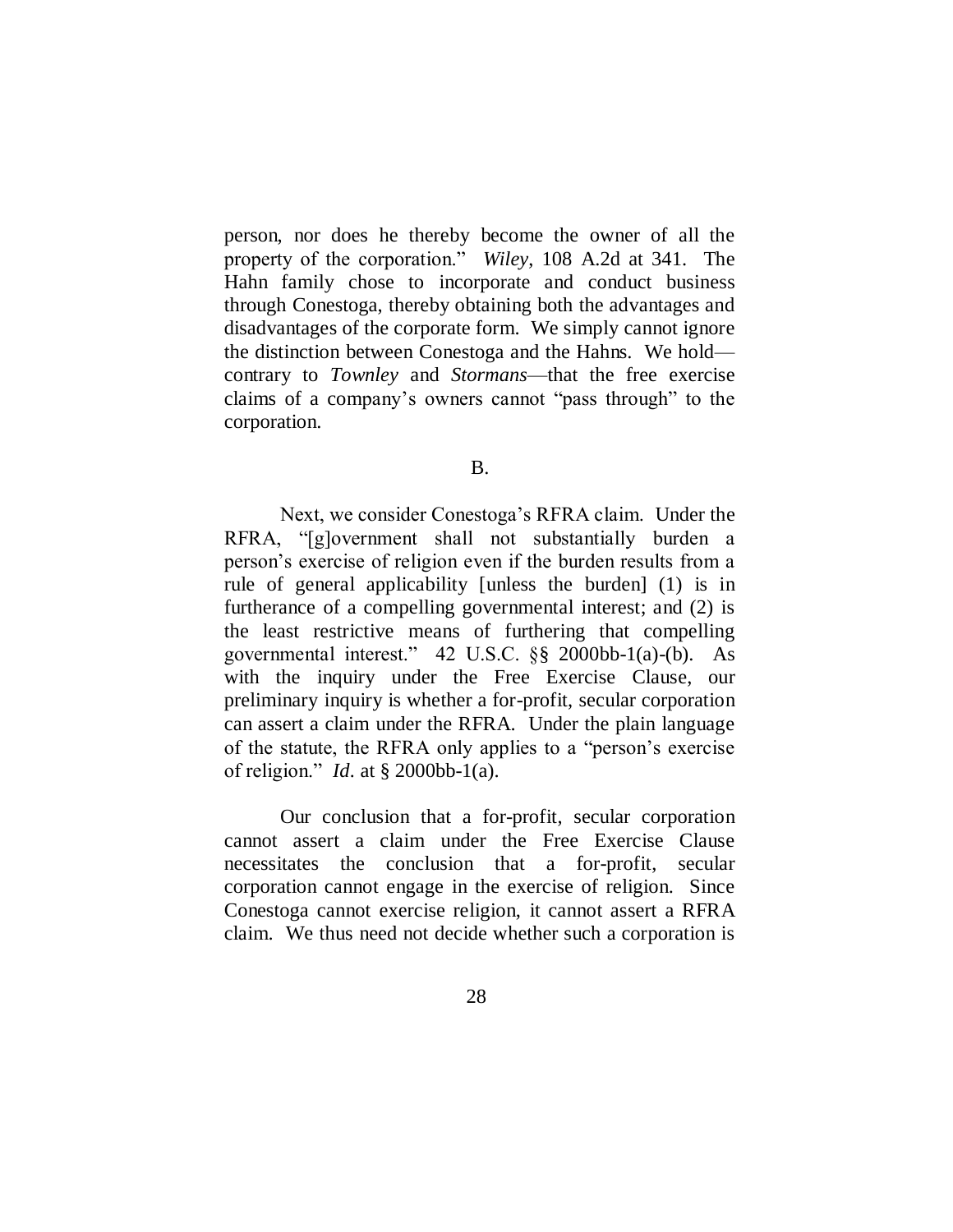person, nor does he thereby become the owner of all the property of the corporation." *Wiley*, 108 A.2d at 341. The Hahn family chose to incorporate and conduct business through Conestoga, thereby obtaining both the advantages and disadvantages of the corporate form. We simply cannot ignore the distinction between Conestoga and the Hahns. We hold—contrary to *Townley* and *Stormans*—that the free exercise claims of a company's owners cannot "pass through" to the corporation.

B.

Next, we consider Conestoga's RFRA claim. Under the RFRA, "[g]overnment shall not substantially burden a person's exercise of religion even if the burden results from a rule of general applicability [unless the burden] (1) is in furtherance of a compelling governmental interest; and (2) is the least restrictive means of furthering that compelling governmental interest." 42 U.S.C. §§ 2000bb-1(a)-(b). As with the inquiry under the Free Exercise Clause, our preliminary inquiry is whether a for-profit, secular corporation can assert a claim under the RFRA. Under the plain language of the statute, the RFRA only applies to a "person's exercise of religion." *Id*. at § 2000bb-1(a).

Our conclusion that a for-profit, secular corporation cannot assert a claim under the Free Exercise Clause necessitates the conclusion that a for-profit, secular corporation cannot engage in the exercise of religion. Since Conestoga cannot exercise religion, it cannot assert a RFRA claim. We thus need not decide whether such a corporation is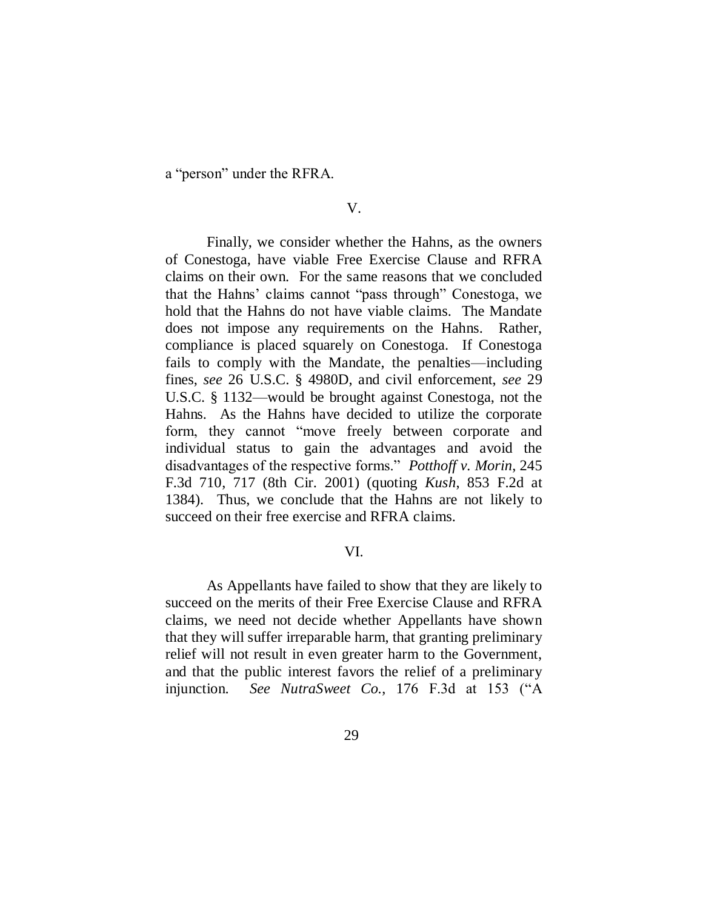a "person" under the RFRA.

V.

Finally, we consider whether the Hahns, as the owners of Conestoga, have viable Free Exercise Clause and RFRA claims on their own. For the same reasons that we concluded that the Hahns' claims cannot "pass through" Conestoga, we hold that the Hahns do not have viable claims. The Mandate does not impose any requirements on the Hahns. Rather, compliance is placed squarely on Conestoga. If Conestoga fails to comply with the Mandate, the penalties—including fines, *see* 26 U.S.C. § 4980D, and civil enforcement, *see* 29 U.S.C. § 1132—would be brought against Conestoga, not the Hahns. As the Hahns have decided to utilize the corporate form, they cannot "move freely between corporate and individual status to gain the advantages and avoid the disadvantages of the respective forms." *Potthoff v. Morin*, 245 F.3d 710, 717 (8th Cir. 2001) (quoting *Kush*, 853 F.2d at 1384). Thus, we conclude that the Hahns are not likely to succeed on their free exercise and RFRA claims.

VI.

As Appellants have failed to show that they are likely to succeed on the merits of their Free Exercise Clause and RFRA claims, we need not decide whether Appellants have shown that they will suffer irreparable harm, that granting preliminary relief will not result in even greater harm to the Government, and that the public interest favors the relief of a preliminary injunction. *See NutraSweet Co.*, 176 F.3d at 153 ("A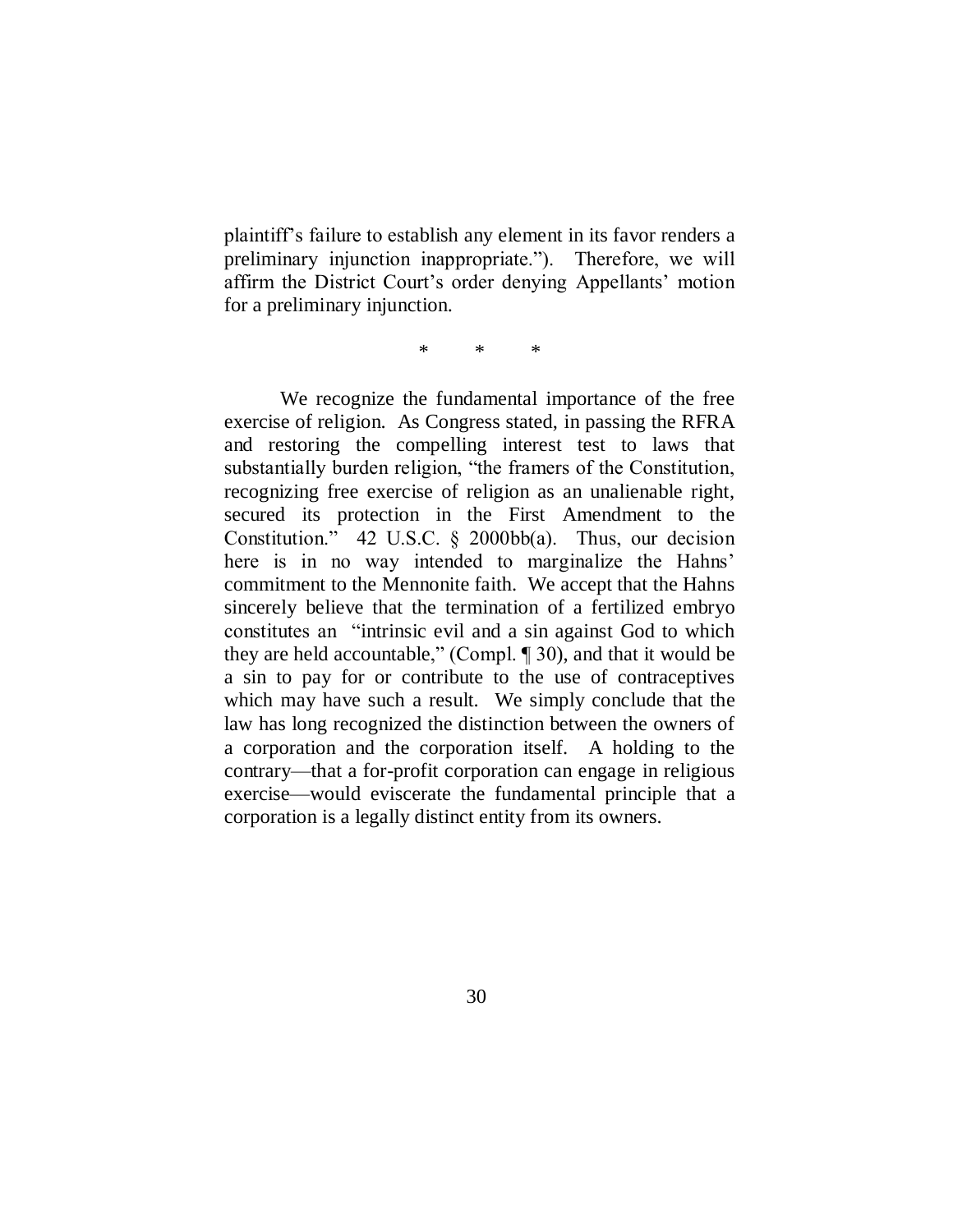plaintiff's failure to establish any element in its favor renders a preliminary injunction inappropriate."). Therefore, we will affirm the District Court's order denying Appellants' motion for a preliminary injunction.

\* \* \*

We recognize the fundamental importance of the free exercise of religion. As Congress stated, in passing the RFRA and restoring the compelling interest test to laws that substantially burden religion, "the framers of the Constitution, recognizing free exercise of religion as an unalienable right, secured its protection in the First Amendment to the Constitution." 42 U.S.C. § 2000bb(a). Thus, our decision here is in no way intended to marginalize the Hahns' commitment to the Mennonite faith. We accept that the Hahns sincerely believe that the termination of a fertilized embryo constitutes an "intrinsic evil and a sin against God to which they are held accountable," (Compl. ¶ 30), and that it would be a sin to pay for or contribute to the use of contraceptives which may have such a result. We simply conclude that the law has long recognized the distinction between the owners of a corporation and the corporation itself. A holding to the contrary—that a for-profit corporation can engage in religious exercise—would eviscerate the fundamental principle that a corporation is a legally distinct entity from its owners.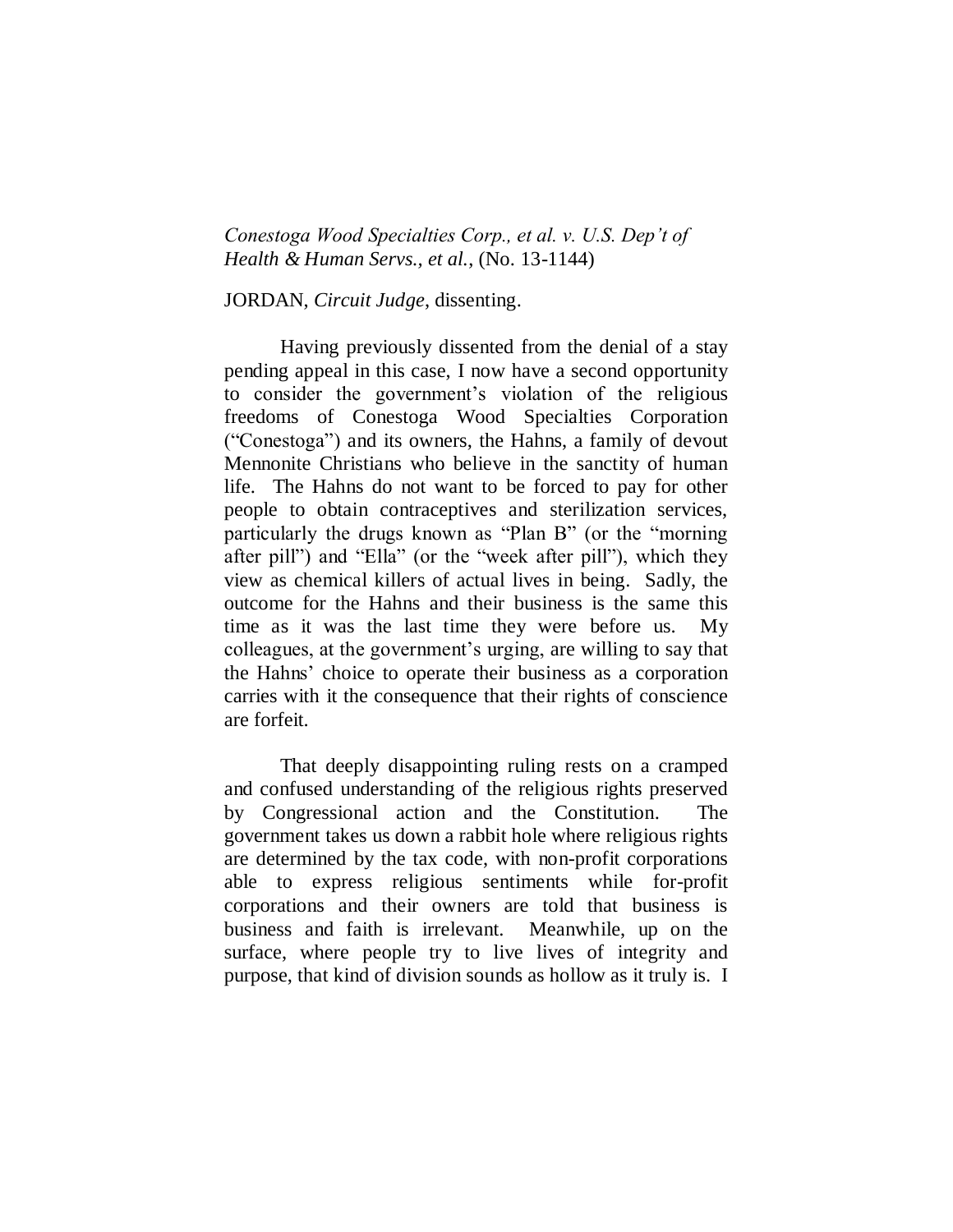*Conestoga Wood Specialties Corp., et al. v. U.S. Dep't of Health & Human Servs., et al.*, (No. 13-1144)

JORDAN, *Circuit Judge*, dissenting.

Having previously dissented from the denial of a stay pending appeal in this case, I now have a second opportunity to consider the government's violation of the religious freedoms of Conestoga Wood Specialties Corporation ("Conestoga") and its owners, the Hahns, a family of devout Mennonite Christians who believe in the sanctity of human life. The Hahns do not want to be forced to pay for other people to obtain contraceptives and sterilization services, particularly the drugs known as "Plan B" (or the "morning after pill") and "Ella" (or the "week after pill"), which they view as chemical killers of actual lives in being. Sadly, the outcome for the Hahns and their business is the same this time as it was the last time they were before us. My colleagues, at the government's urging, are willing to say that the Hahns' choice to operate their business as a corporation carries with it the consequence that their rights of conscience are forfeit.

That deeply disappointing ruling rests on a cramped and confused understanding of the religious rights preserved by Congressional action and the Constitution. The government takes us down a rabbit hole where religious rights are determined by the tax code, with non-profit corporations able to express religious sentiments while for-profit corporations and their owners are told that business is business and faith is irrelevant. Meanwhile, up on the surface, where people try to live lives of integrity and purpose, that kind of division sounds as hollow as it truly is. I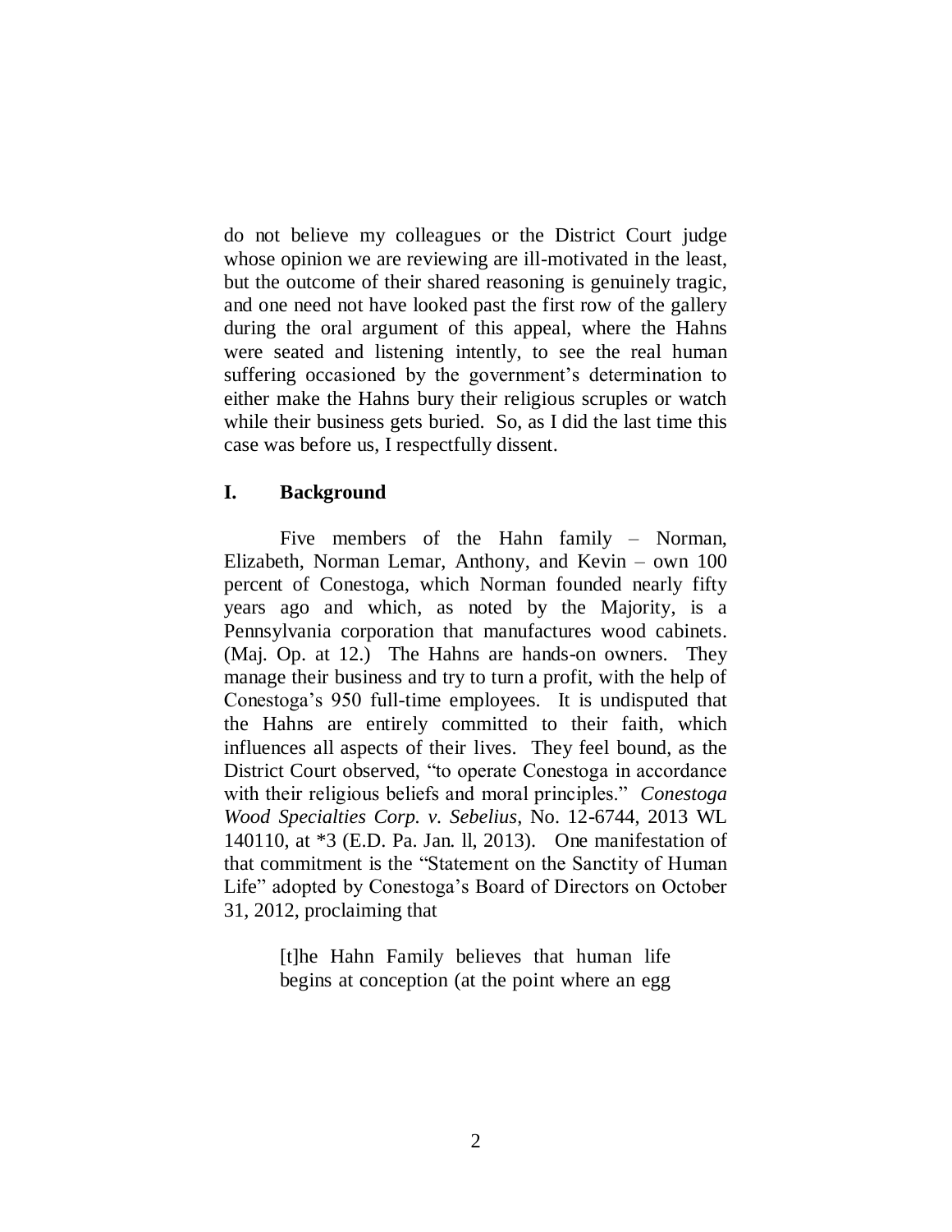do not believe my colleagues or the District Court judge whose opinion we are reviewing are ill-motivated in the least, but the outcome of their shared reasoning is genuinely tragic, and one need not have looked past the first row of the gallery during the oral argument of this appeal, where the Hahns were seated and listening intently, to see the real human suffering occasioned by the government's determination to either make the Hahns bury their religious scruples or watch while their business gets buried. So, as I did the last time this case was before us, I respectfully dissent.

## I. Background

Five members of the Hahn family – Norman, Elizabeth, Norman Lemar, Anthony, and Kevin – own 100 percent of Conestoga, which Norman founded nearly fifty years ago and which, as noted by the Majority, is a Pennsylvania corporation that manufactures wood cabinets. (Maj. Op. at 12.) The Hahns are hands-on owners. They manage their business and try to turn a profit, with the help of Conestoga's 950 full-time employees. It is undisputed that the Hahns are entirely committed to their faith, which influences all aspects of their lives. They feel bound, as the District Court observed, "to operate Conestoga in accordance with their religious beliefs and moral principles." *Conestoga Wood Specialties Corp. v. Sebelius*, No. 12-6744, 2013 WL 140110, at *3 (E.D. Pa. Jan. ll, 2013). One manifestation of that commitment is the "Statement on the Sanctity of Human Life" adopted by Conestoga's Board of Directors on October 31, 2012, proclaiming that

> [t]he Hahn Family believes that human life begins at conception (at the point where an egg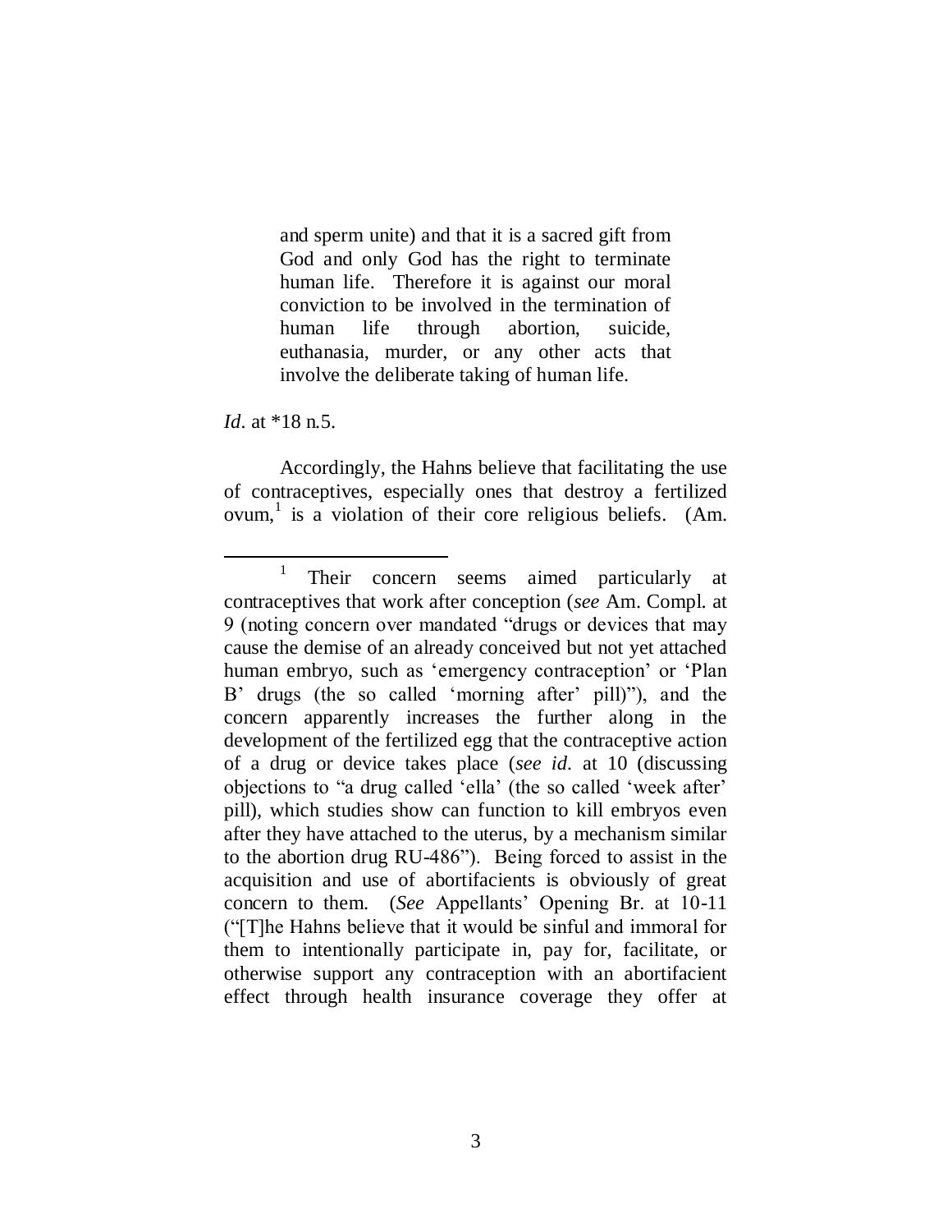> and sperm unite) and that it is a sacred gift from God and only God has the right to terminate human life. Therefore it is against our moral conviction to be involved in the termination of human life through abortion, suicide, euthanasia, murder, or any other acts that involve the deliberate taking of human life.

*Id*. at *18 n.5.

Accordingly, the Hahns believe that facilitating the use of contraceptives, especially ones that destroy a fertilized ovum,[1] is a violation of their core religious beliefs. (Am.

---

[1] Their concern seems aimed particularly at contraceptives that work after conception (*see* Am. Compl. at 9 (noting concern over mandated "drugs or devices that may cause the demise of an already conceived but not yet attached human embryo, such as 'emergency contraception' or 'Plan B' drugs (the so called 'morning after' pill)"), and the concern apparently increases the further along in the development of the fertilized egg that the contraceptive action of a drug or device takes place (*see id.* at 10 (discussing objections to "a drug called 'ella' (the so called 'week after' pill), which studies show can function to kill embryos even after they have attached to the uterus, by a mechanism similar to the abortion drug RU-486"). Being forced to assist in the acquisition and use of abortifacients is obviously of great concern to them. (*See* Appellants' Opening Br. at 10-11 ("[T]he Hahns believe that it would be sinful and immoral for them to intentionally participate in, pay for, facilitate, or otherwise support any contraception with an abortifacient effect through health insurance coverage they offer at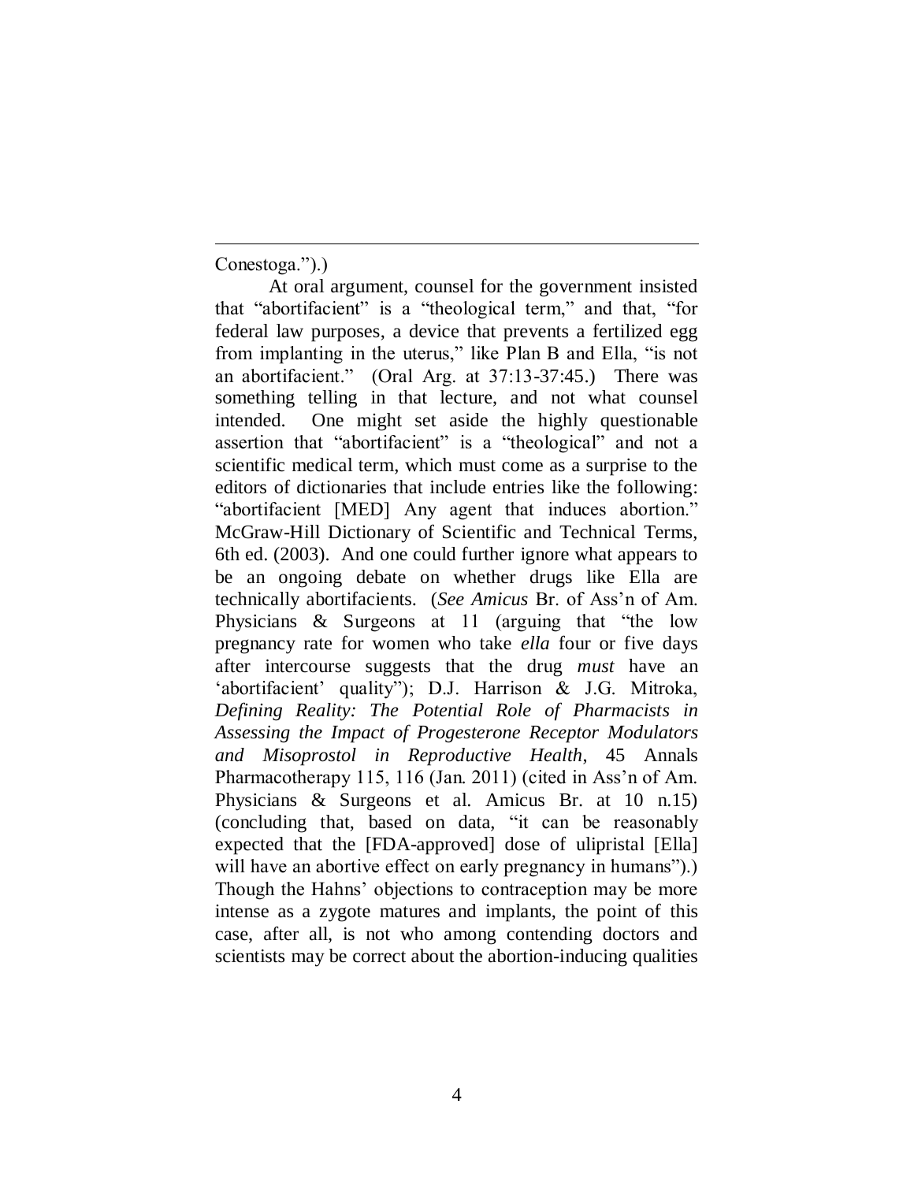Conestoga.").)

At oral argument, counsel for the government insisted that "abortifacient" is a "theological term," and that, "for federal law purposes, a device that prevents a fertilized egg from implanting in the uterus," like Plan B and Ella, "is not an abortifacient." (Oral Arg. at 37:13-37:45.) There was something telling in that lecture, and not what counsel intended. One might set aside the highly questionable assertion that "abortifacient" is a "theological" and not a scientific medical term, which must come as a surprise to the editors of dictionaries that include entries like the following: "abortifacient [MED] Any agent that induces abortion." McGraw-Hill Dictionary of Scientific and Technical Terms, 6th ed. (2003). And one could further ignore what appears to be an ongoing debate on whether drugs like Ella are technically abortifacients. (*See Amicus* Br. of Ass'n of Am. Physicians & Surgeons at 11 (arguing that "the low pregnancy rate for women who take *ella* four or five days after intercourse suggests that the drug *must* have an 'abortifacient' quality"); D.J. Harrison & J.G. Mitroka, *Defining Reality: The Potential Role of Pharmacists in Assessing the Impact of Progesterone Receptor Modulators and Misoprostol in Reproductive Health*, 45 Annals Pharmacotherapy 115, 116 (Jan. 2011) (cited in Ass'n of Am. Physicians & Surgeons et al. Amicus Br. at 10 n.15) (concluding that, based on data, "it can be reasonably expected that the [FDA-approved] dose of ulipristal [Ella] will have an abortive effect on early pregnancy in humans").) Though the Hahns' objections to contraception may be more intense as a zygote matures and implants, the point of this case, after all, is not who among contending doctors and scientists may be correct about the abortion-inducing qualities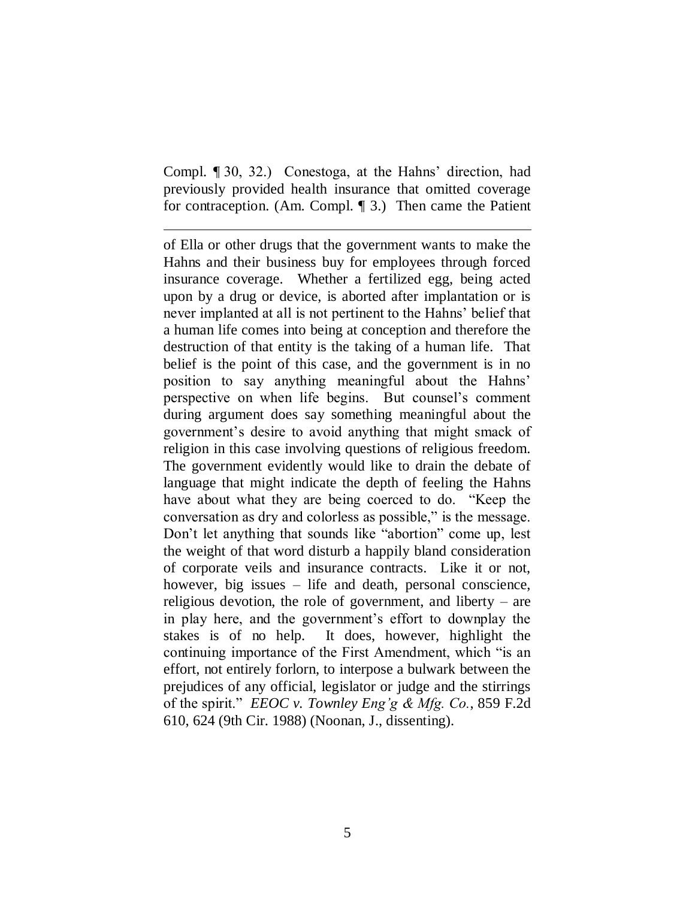Compl. ¶ 30, 32.) Conestoga, at the Hahns' direction, had previously provided health insurance that omitted coverage for contraception. (Am. Compl. ¶ 3.) Then came the Patient

---

of Ella or other drugs that the government wants to make the Hahns and their business buy for employees through forced insurance coverage. Whether a fertilized egg, being acted upon by a drug or device, is aborted after implantation or is never implanted at all is not pertinent to the Hahns' belief that a human life comes into being at conception and therefore the destruction of that entity is the taking of a human life. That belief is the point of this case, and the government is in no position to say anything meaningful about the Hahns' perspective on when life begins. But counsel's comment during argument does say something meaningful about the government's desire to avoid anything that might smack of religion in this case involving questions of religious freedom. The government evidently would like to drain the debate of language that might indicate the depth of feeling the Hahns have about what they are being coerced to do. "Keep the conversation as dry and colorless as possible," is the message. Don't let anything that sounds like "abortion" come up, lest the weight of that word disturb a happily bland consideration of corporate veils and insurance contracts. Like it or not, however, big issues – life and death, personal conscience, religious devotion, the role of government, and liberty – are in play here, and the government's effort to downplay the stakes is of no help. It does, however, highlight the continuing importance of the First Amendment, which "is an effort, not entirely forlorn, to interpose a bulwark between the prejudices of any official, legislator or judge and the stirrings of the spirit." *EEOC v. Townley Eng'g & Mfg. Co.*, 859 F.2d 610, 624 (9th Cir. 1988) (Noonan, J., dissenting).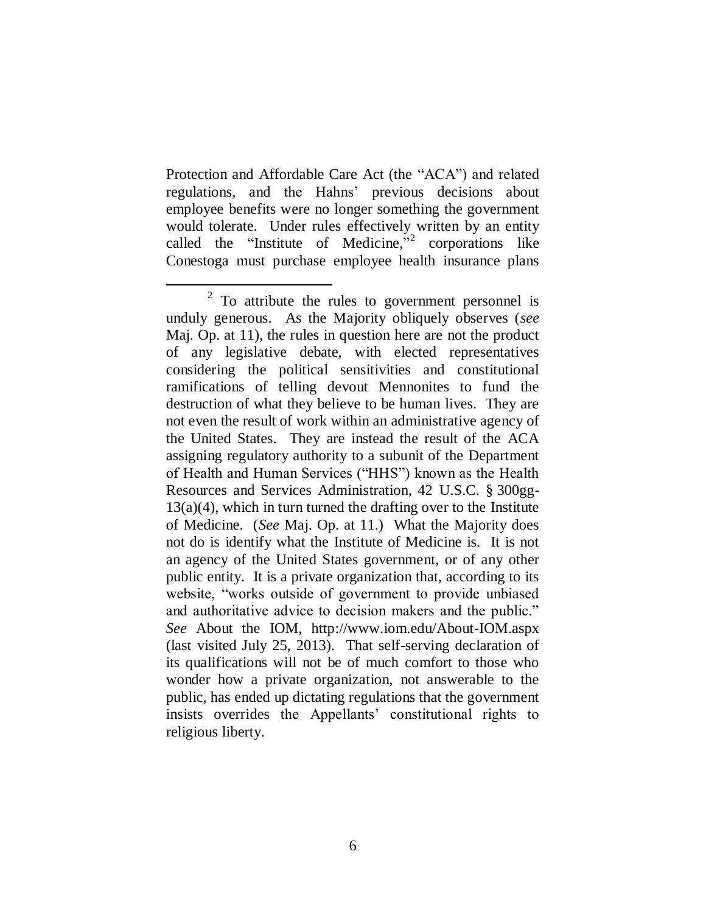Protection and Affordable Care Act (the "ACA") and related regulations, and the Hahns' previous decisions about employee benefits were no longer something the government would tolerate. Under rules effectively written by an entity called the "Institute of Medicine,"[2] corporations like Conestoga must purchase employee health insurance plans

---

[2] To attribute the rules to government personnel is unduly generous. As the Majority obliquely observes (*see* Maj. Op. at 11), the rules in question here are not the product of any legislative debate, with elected representatives considering the political sensitivities and constitutional ramifications of telling devout Mennonites to fund the destruction of what they believe to be human lives. They are not even the result of work within an administrative agency of the United States. They are instead the result of the ACA assigning regulatory authority to a subunit of the Department of Health and Human Services ("HHS") known as the Health Resources and Services Administration, 42 U.S.C. § 300gg-13(a)(4), which in turn turned the drafting over to the Institute of Medicine. (*See* Maj. Op. at 11.) What the Majority does not do is identify what the Institute of Medicine is. It is not an agency of the United States government, or of any other public entity. It is a private organization that, according to its website, "works outside of government to provide unbiased and authoritative advice to decision makers and the public." *See* About the IOM, http://www.iom.edu/About-IOM.aspx (last visited July 25, 2013). That self-serving declaration of its qualifications will not be of much comfort to those who wonder how a private organization, not answerable to the public, has ended up dictating regulations that the government insists overrides the Appellants' constitutional rights to religious liberty.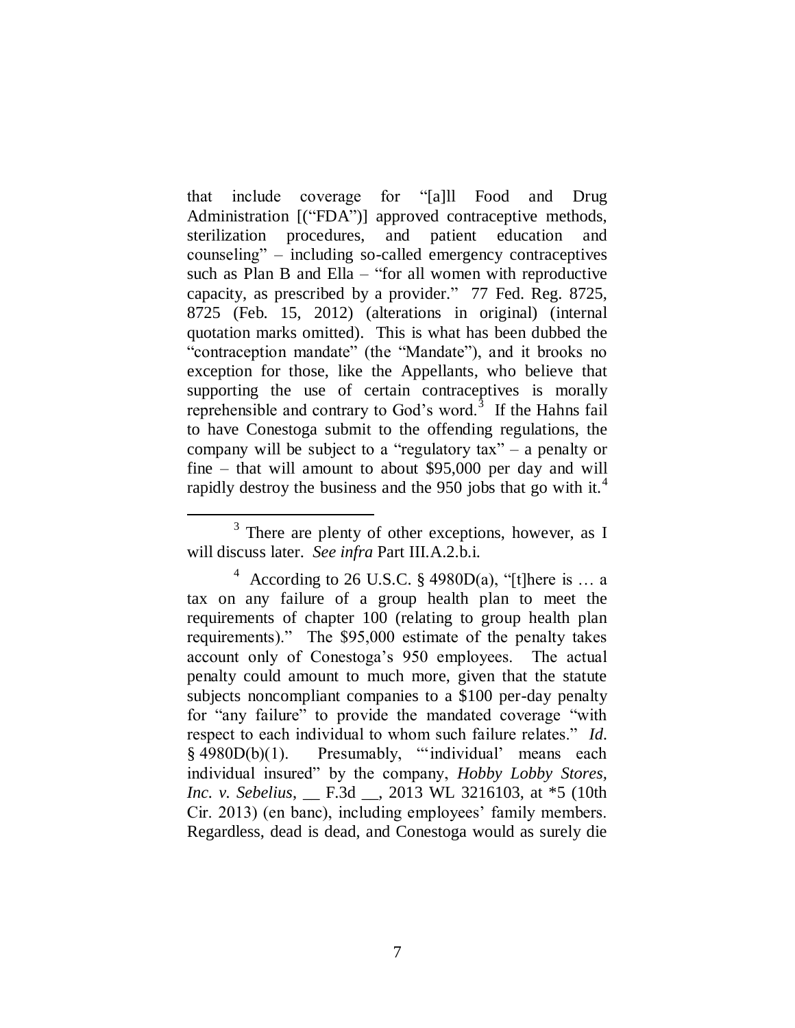that include coverage for "[a]ll Food and Drug Administration [("FDA")] approved contraceptive methods, sterilization procedures, and patient education and counseling" – including so-called emergency contraceptives such as Plan B and Ella – "for all women with reproductive capacity, as prescribed by a provider." 77 Fed. Reg. 8725, 8725 (Feb. 15, 2012) (alterations in original) (internal quotation marks omitted). This is what has been dubbed the "contraception mandate" (the "Mandate"), and it brooks no exception for those, like the Appellants, who believe that supporting the use of certain contraceptives is morally reprehensible and contrary to God's word.[3] If the Hahns fail to have Conestoga submit to the offending regulations, the company will be subject to a "regulatory tax" – a penalty or fine – that will amount to about $95,000 per day and will rapidly destroy the business and the 950 jobs that go with it.[4]

---

[3] There are plenty of other exceptions, however, as I will discuss later. *See infra* Part III.A.2.b.i.

[4] According to 26 U.S.C. § 4980D(a), "[t]here is … a tax on any failure of a group health plan to meet the requirements of chapter 100 (relating to group health plan requirements)." The $95,000 estimate of the penalty takes account only of Conestoga's 950 employees. The actual penalty could amount to much more, given that the statute subjects noncompliant companies to a $100 per-day penalty for "any failure" to provide the mandated coverage "with respect to each individual to whom such failure relates." *Id.* § 4980D(b)(1). Presumably, "'individual' means each individual insured" by the company, *Hobby Lobby Stores, Inc. v. Sebelius*, __ F.3d __, 2013 WL 3216103, at *5 (10th Cir. 2013) (en banc), including employees' family members. Regardless, dead is dead, and Conestoga would as surely die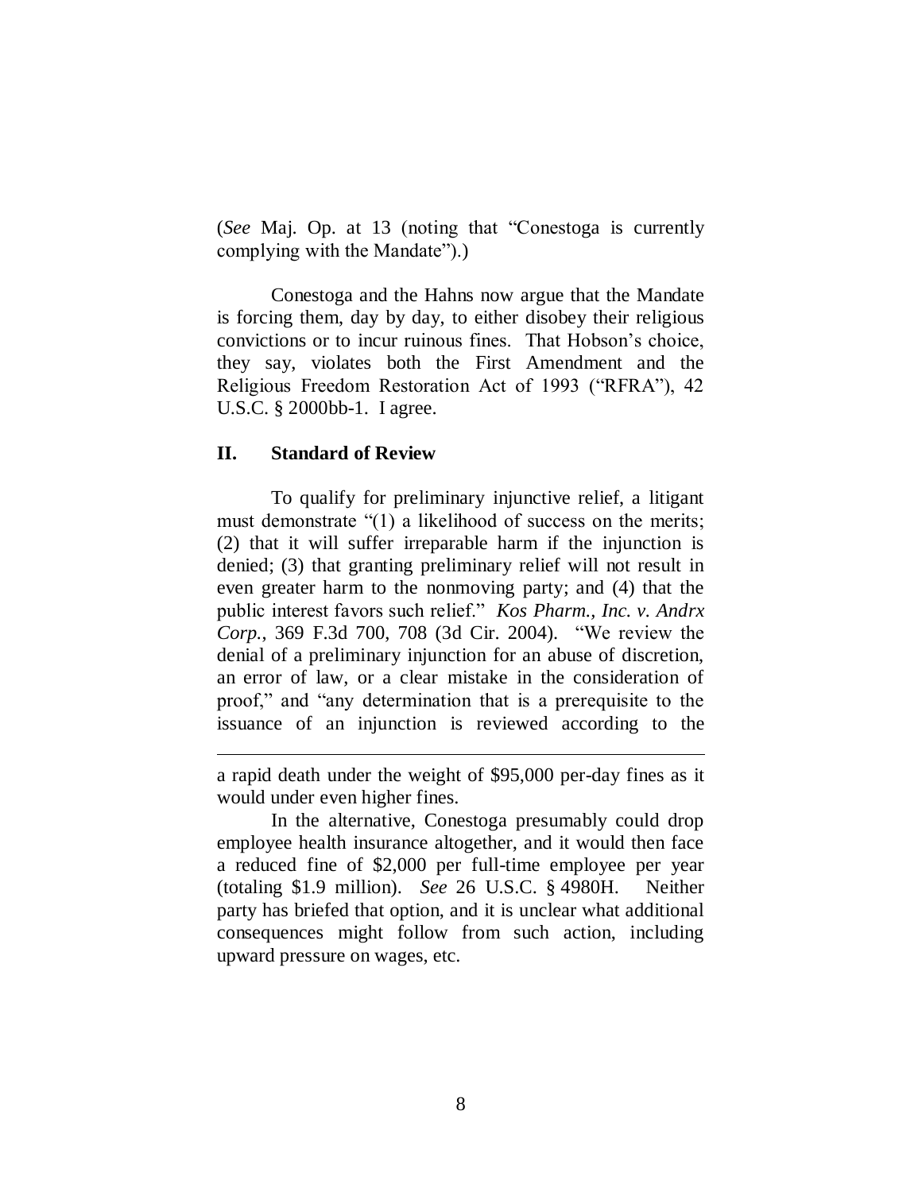(*See* Maj. Op. at 13 (noting that "Conestoga is currently complying with the Mandate").)

Conestoga and the Hahns now argue that the Mandate is forcing them, day by day, to either disobey their religious convictions or to incur ruinous fines. That Hobson's choice, they say, violates both the First Amendment and the Religious Freedom Restoration Act of 1993 ("RFRA"), 42 U.S.C. § 2000bb-1. I agree.

## II. Standard of Review

To qualify for preliminary injunctive relief, a litigant must demonstrate "(1) a likelihood of success on the merits; (2) that it will suffer irreparable harm if the injunction is denied; (3) that granting preliminary relief will not result in even greater harm to the nonmoving party; and (4) that the public interest favors such relief." *Kos Pharm., Inc. v. Andrx Corp.*, 369 F.3d 700, 708 (3d Cir. 2004). "We review the denial of a preliminary injunction for an abuse of discretion, an error of law, or a clear mistake in the consideration of proof," and "any determination that is a prerequisite to the issuance of an injunction is reviewed according to the

---

a rapid death under the weight of $95,000 per-day fines as it would under even higher fines.

In the alternative, Conestoga presumably could drop employee health insurance altogether, and it would then face a reduced fine of $2,000 per full-time employee per year (totaling $1.9 million). *See* 26 U.S.C. § 4980H. Neither party has briefed that option, and it is unclear what additional consequences might follow from such action, including upward pressure on wages, etc.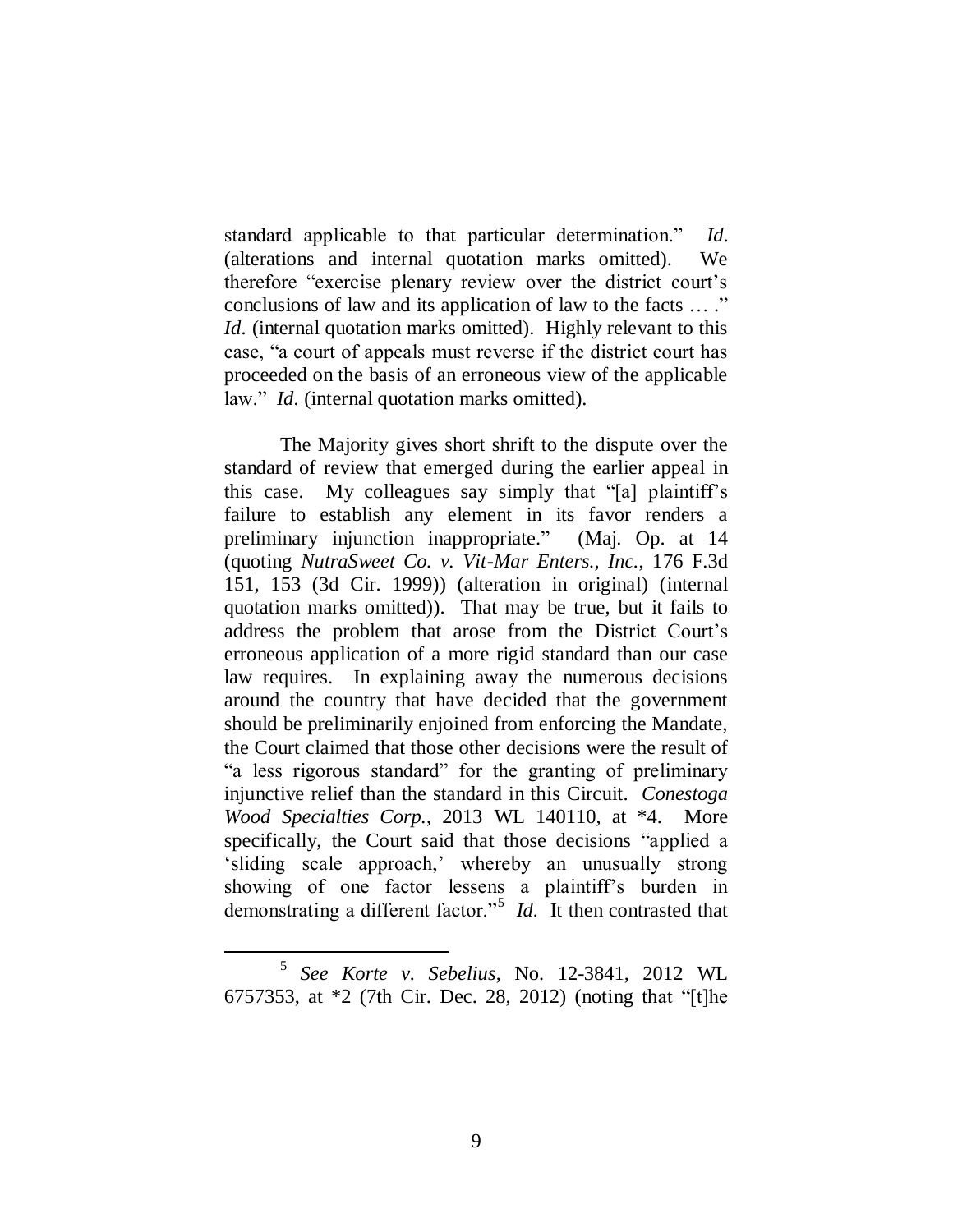standard applicable to that particular determination." *Id*. (alterations and internal quotation marks omitted). We therefore "exercise plenary review over the district court's conclusions of law and its application of law to the facts … ." *Id*. (internal quotation marks omitted). Highly relevant to this case, "a court of appeals must reverse if the district court has proceeded on the basis of an erroneous view of the applicable law." *Id*. (internal quotation marks omitted).

The Majority gives short shrift to the dispute over the standard of review that emerged during the earlier appeal in this case. My colleagues say simply that "[a] plaintiff's failure to establish any element in its favor renders a preliminary injunction inappropriate." (Maj. Op. at 14 (quoting *NutraSweet Co. v. Vit-Mar Enters., Inc.*, 176 F.3d 151, 153 (3d Cir. 1999)) (alteration in original) (internal quotation marks omitted)). That may be true, but it fails to address the problem that arose from the District Court's erroneous application of a more rigid standard than our case law requires. In explaining away the numerous decisions around the country that have decided that the government should be preliminarily enjoined from enforcing the Mandate, the Court claimed that those other decisions were the result of "a less rigorous standard" for the granting of preliminary injunctive relief than the standard in this Circuit. *Conestoga Wood Specialties Corp.*, 2013 WL 140110, at \*4. More specifically, the Court said that those decisions "applied a 'sliding scale approach,' whereby an unusually strong showing of one factor lessens a plaintiff's burden in demonstrating a different factor."[5] *Id*. It then contrasted that

[5] *See Korte v. Sebelius*, No. 12-3841, 2012 WL 6757353, at \*2 (7th Cir. Dec. 28, 2012) (noting that "[t]he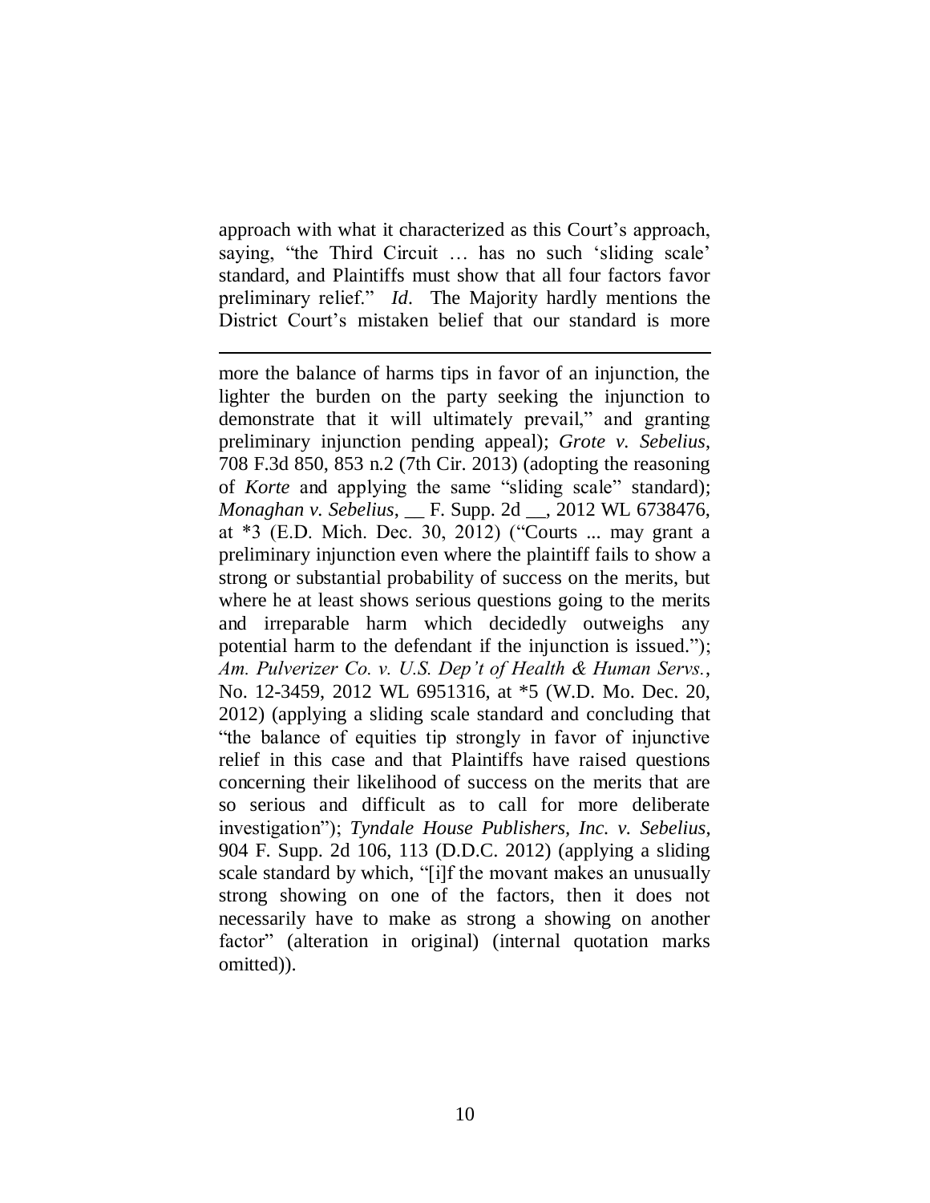approach with what it characterized as this Court's approach, saying, "the Third Circuit … has no such 'sliding scale' standard, and Plaintiffs must show that all four factors favor preliminary relief." *Id*. The Majority hardly mentions the District Court's mistaken belief that our standard is more

---

more the balance of harms tips in favor of an injunction, the lighter the burden on the party seeking the injunction to demonstrate that it will ultimately prevail," and granting preliminary injunction pending appeal); *Grote v. Sebelius*, 708 F.3d 850, 853 n.2 (7th Cir. 2013) (adopting the reasoning of *Korte* and applying the same "sliding scale" standard); *Monaghan v. Sebelius*, __ F. Supp. 2d __, 2012 WL 6738476, at *3 (E.D. Mich. Dec. 30, 2012) ("Courts ... may grant a preliminary injunction even where the plaintiff fails to show a strong or substantial probability of success on the merits, but where he at least shows serious questions going to the merits and irreparable harm which decidedly outweighs any potential harm to the defendant if the injunction is issued."); *Am. Pulverizer Co. v. U.S. Dep't of Health & Human Servs.*, No. 12-3459, 2012 WL 6951316, at *5 (W.D. Mo. Dec. 20, 2012) (applying a sliding scale standard and concluding that "the balance of equities tip strongly in favor of injunctive relief in this case and that Plaintiffs have raised questions concerning their likelihood of success on the merits that are so serious and difficult as to call for more deliberate investigation"); *Tyndale House Publishers, Inc. v. Sebelius*, 904 F. Supp. 2d 106, 113 (D.D.C. 2012) (applying a sliding scale standard by which, "[i]f the movant makes an unusually strong showing on one of the factors, then it does not necessarily have to make as strong a showing on another factor" (alteration in original) (internal quotation marks omitted)).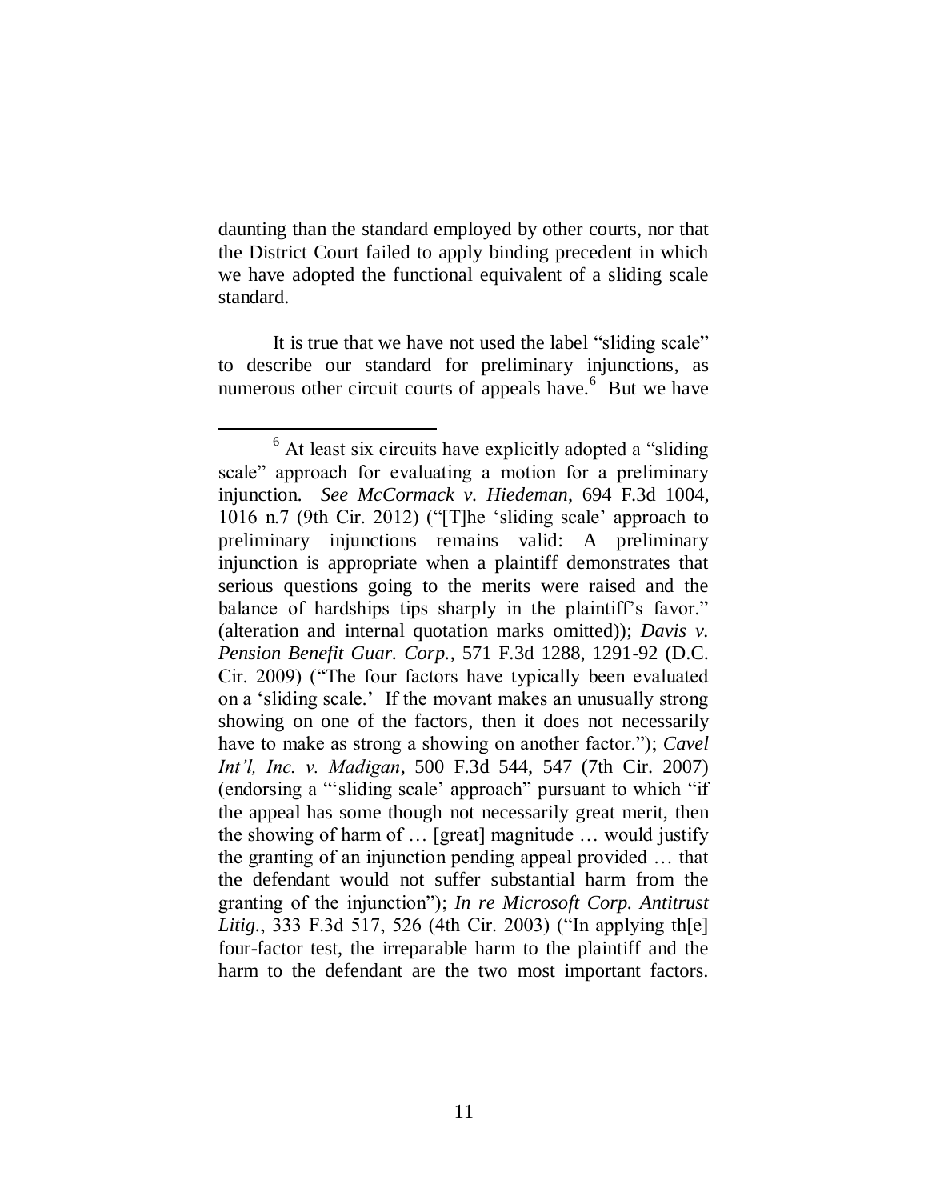daunting than the standard employed by other courts, nor that the District Court failed to apply binding precedent in which we have adopted the functional equivalent of a sliding scale standard.

It is true that we have not used the label "sliding scale" to describe our standard for preliminary injunctions, as numerous other circuit courts of appeals have.[6] But we have

---

[6] At least six circuits have explicitly adopted a "sliding scale" approach for evaluating a motion for a preliminary injunction. *See McCormack v. Hiedeman*, 694 F.3d 1004, 1016 n.7 (9th Cir. 2012) ("[T]he 'sliding scale' approach to preliminary injunctions remains valid: A preliminary injunction is appropriate when a plaintiff demonstrates that serious questions going to the merits were raised and the balance of hardships tips sharply in the plaintiff's favor." (alteration and internal quotation marks omitted)); *Davis v. Pension Benefit Guar. Corp.*, 571 F.3d 1288, 1291-92 (D.C. Cir. 2009) ("The four factors have typically been evaluated on a 'sliding scale.' If the movant makes an unusually strong showing on one of the factors, then it does not necessarily have to make as strong a showing on another factor."); *Cavel Int'l, Inc. v. Madigan*, 500 F.3d 544, 547 (7th Cir. 2007) (endorsing a "'sliding scale' approach" pursuant to which "if the appeal has some though not necessarily great merit, then the showing of harm of … [great] magnitude … would justify the granting of an injunction pending appeal provided … that the defendant would not suffer substantial harm from the granting of the injunction"); *In re Microsoft Corp. Antitrust Litig.*, 333 F.3d 517, 526 (4th Cir. 2003) ("In applying th[e] four-factor test, the irreparable harm to the plaintiff and the harm to the defendant are the two most important factors.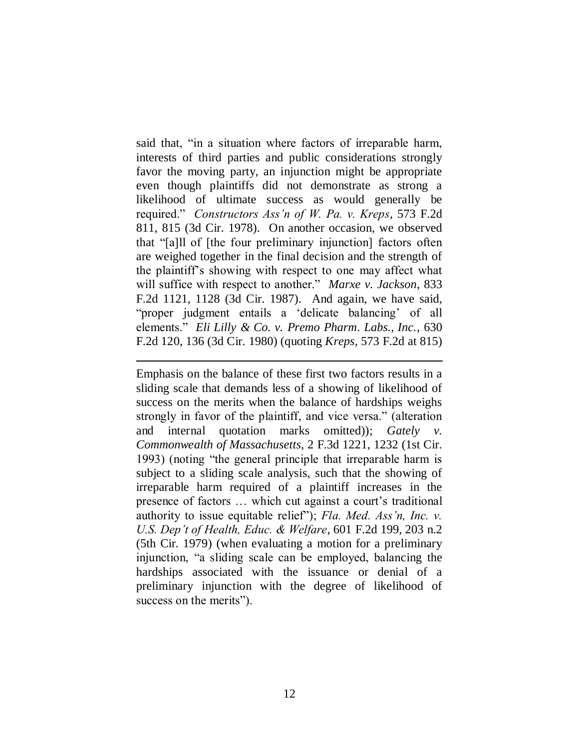said that, "in a situation where factors of irreparable harm, interests of third parties and public considerations strongly favor the moving party, an injunction might be appropriate even though plaintiffs did not demonstrate as strong a likelihood of ultimate success as would generally be required." *Constructors Ass'n of W. Pa. v. Kreps*, 573 F.2d 811, 815 (3d Cir. 1978). On another occasion, we observed that "[a]ll of [the four preliminary injunction] factors often are weighed together in the final decision and the strength of the plaintiff's showing with respect to one may affect what will suffice with respect to another." *Marxe v. Jackson*, 833 F.2d 1121, 1128 (3d Cir. 1987). And again, we have said, "proper judgment entails a 'delicate balancing' of all elements." *Eli Lilly & Co. v. Premo Pharm. Labs., Inc.*, 630 F.2d 120, 136 (3d Cir. 1980) (quoting *Kreps*, 573 F.2d at 815)

---

Emphasis on the balance of these first two factors results in a sliding scale that demands less of a showing of likelihood of success on the merits when the balance of hardships weighs strongly in favor of the plaintiff, and vice versa." (alteration and internal quotation marks omitted)); *Gately v. Commonwealth of Massachusetts*, 2 F.3d 1221, 1232 (1st Cir. 1993) (noting "the general principle that irreparable harm is subject to a sliding scale analysis, such that the showing of irreparable harm required of a plaintiff increases in the presence of factors … which cut against a court's traditional authority to issue equitable relief"); *Fla. Med. Ass'n, Inc. v. U.S. Dep't of Health, Educ. & Welfare*, 601 F.2d 199, 203 n.2 (5th Cir. 1979) (when evaluating a motion for a preliminary injunction, "a sliding scale can be employed, balancing the hardships associated with the issuance or denial of a preliminary injunction with the degree of likelihood of success on the merits").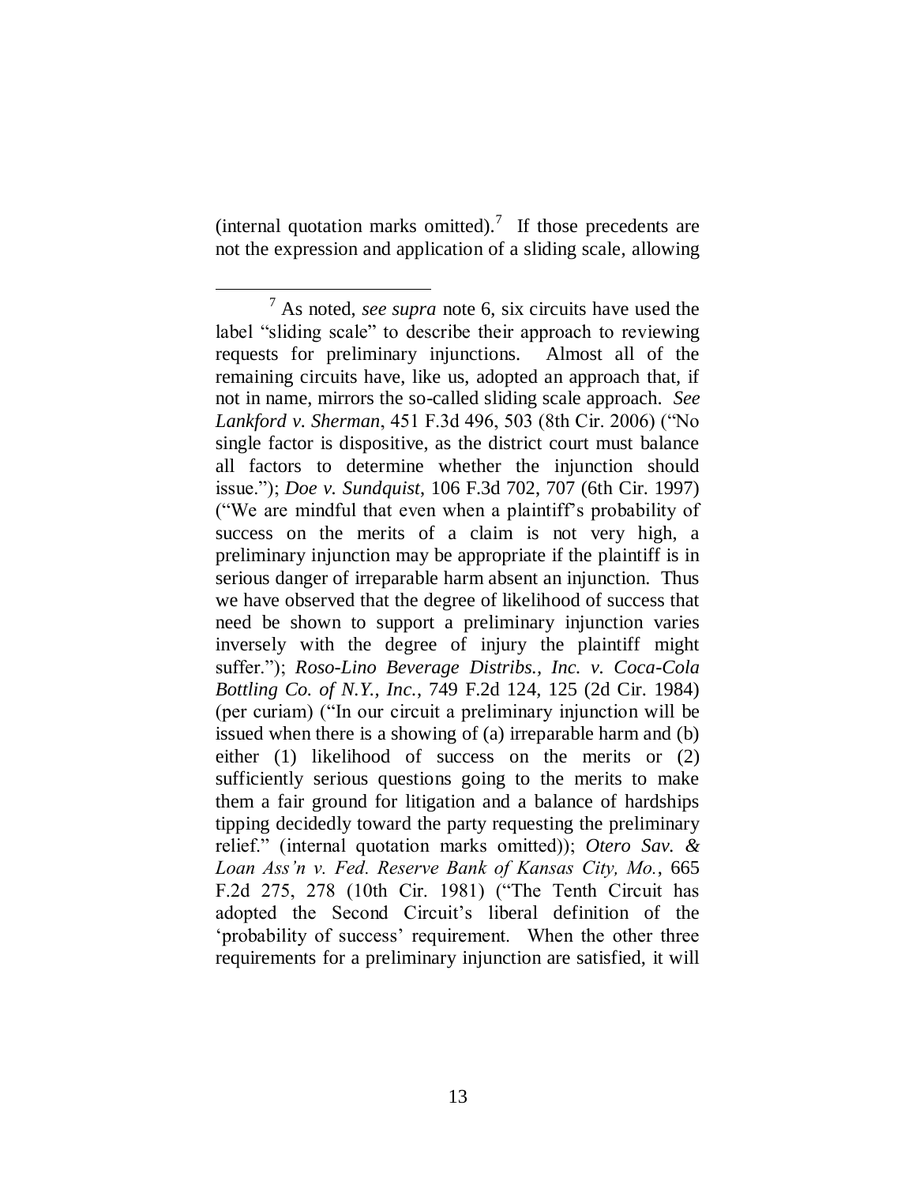(internal quotation marks omitted).[7] If those precedents are not the expression and application of a sliding scale, allowing

---

[7] As noted, *see supra* note 6, six circuits have used the label "sliding scale" to describe their approach to reviewing requests for preliminary injunctions. Almost all of the remaining circuits have, like us, adopted an approach that, if not in name, mirrors the so-called sliding scale approach. *See Lankford v. Sherman*, 451 F.3d 496, 503 (8th Cir. 2006) ("No single factor is dispositive, as the district court must balance all factors to determine whether the injunction should issue."); *Doe v. Sundquist*, 106 F.3d 702, 707 (6th Cir. 1997) ("We are mindful that even when a plaintiff's probability of success on the merits of a claim is not very high, a preliminary injunction may be appropriate if the plaintiff is in serious danger of irreparable harm absent an injunction. Thus we have observed that the degree of likelihood of success that need be shown to support a preliminary injunction varies inversely with the degree of injury the plaintiff might suffer."); *Roso-Lino Beverage Distribs., Inc. v. Coca-Cola Bottling Co. of N.Y., Inc.*, 749 F.2d 124, 125 (2d Cir. 1984) (per curiam) ("In our circuit a preliminary injunction will be issued when there is a showing of (a) irreparable harm and (b) either (1) likelihood of success on the merits or (2) sufficiently serious questions going to the merits to make them a fair ground for litigation and a balance of hardships tipping decidedly toward the party requesting the preliminary relief." (internal quotation marks omitted)); *Otero Sav. & Loan Ass'n v. Fed. Reserve Bank of Kansas City, Mo.*, 665 F.2d 275, 278 (10th Cir. 1981) ("The Tenth Circuit has adopted the Second Circuit's liberal definition of the 'probability of success' requirement. When the other three requirements for a preliminary injunction are satisfied, it will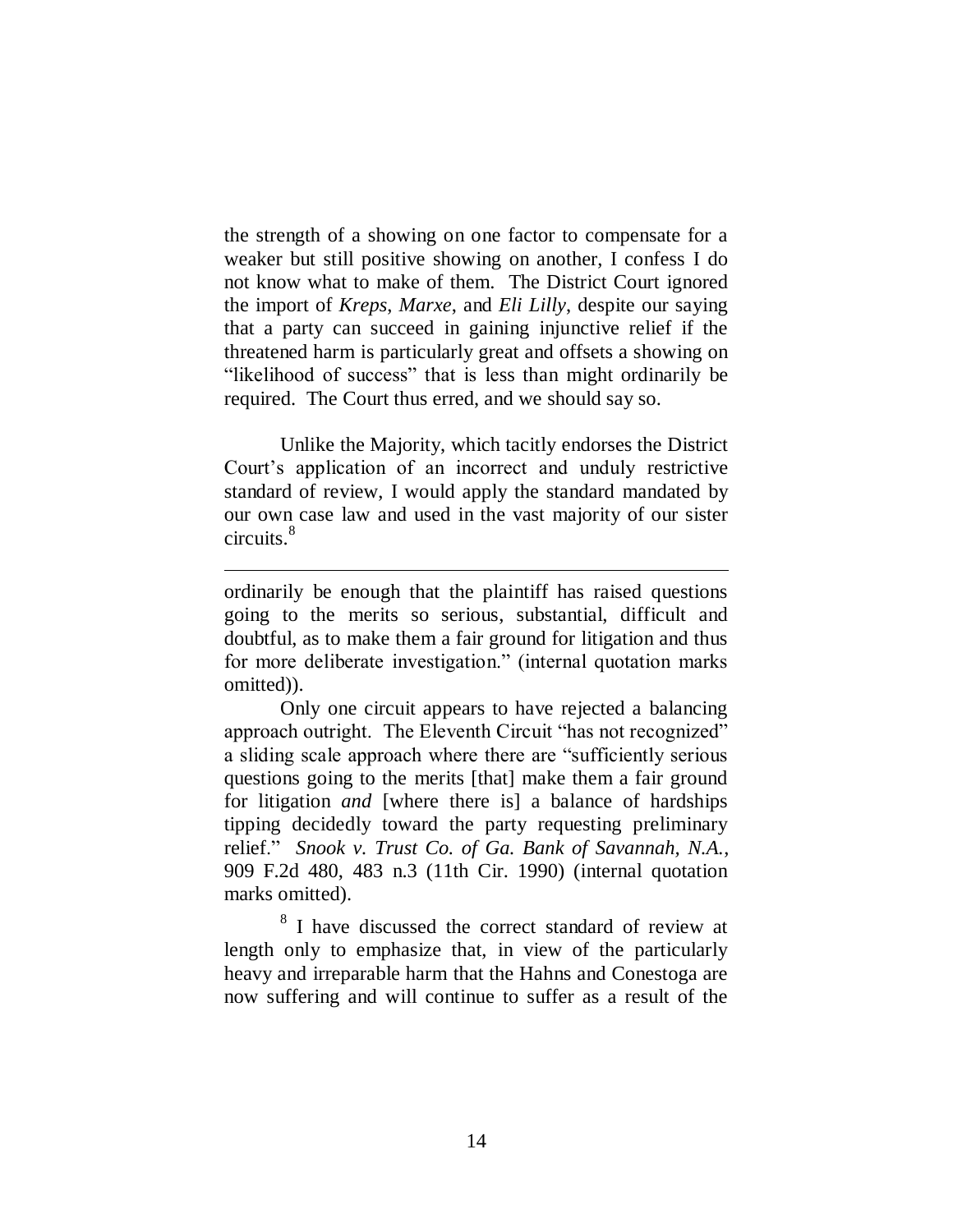the strength of a showing on one factor to compensate for a weaker but still positive showing on another, I confess I do not know what to make of them. The District Court ignored the import of *Kreps*, *Marxe*, and *Eli Lilly*, despite our saying that a party can succeed in gaining injunctive relief if the threatened harm is particularly great and offsets a showing on "likelihood of success" that is less than might ordinarily be required. The Court thus erred, and we should say so.

Unlike the Majority, which tacitly endorses the District Court's application of an incorrect and unduly restrictive standard of review, I would apply the standard mandated by our own case law and used in the vast majority of our sister circuits.[8]

---

ordinarily be enough that the plaintiff has raised questions going to the merits so serious, substantial, difficult and doubtful, as to make them a fair ground for litigation and thus for more deliberate investigation." (internal quotation marks omitted)).

Only one circuit appears to have rejected a balancing approach outright. The Eleventh Circuit "has not recognized" a sliding scale approach where there are "sufficiently serious questions going to the merits [that] make them a fair ground for litigation *and* [where there is] a balance of hardships tipping decidedly toward the party requesting preliminary relief." *Snook v. Trust Co. of Ga. Bank of Savannah, N.A.*, 909 F.2d 480, 483 n.3 (11th Cir. 1990) (internal quotation marks omitted).

[8] I have discussed the correct standard of review at length only to emphasize that, in view of the particularly heavy and irreparable harm that the Hahns and Conestoga are now suffering and will continue to suffer as a result of the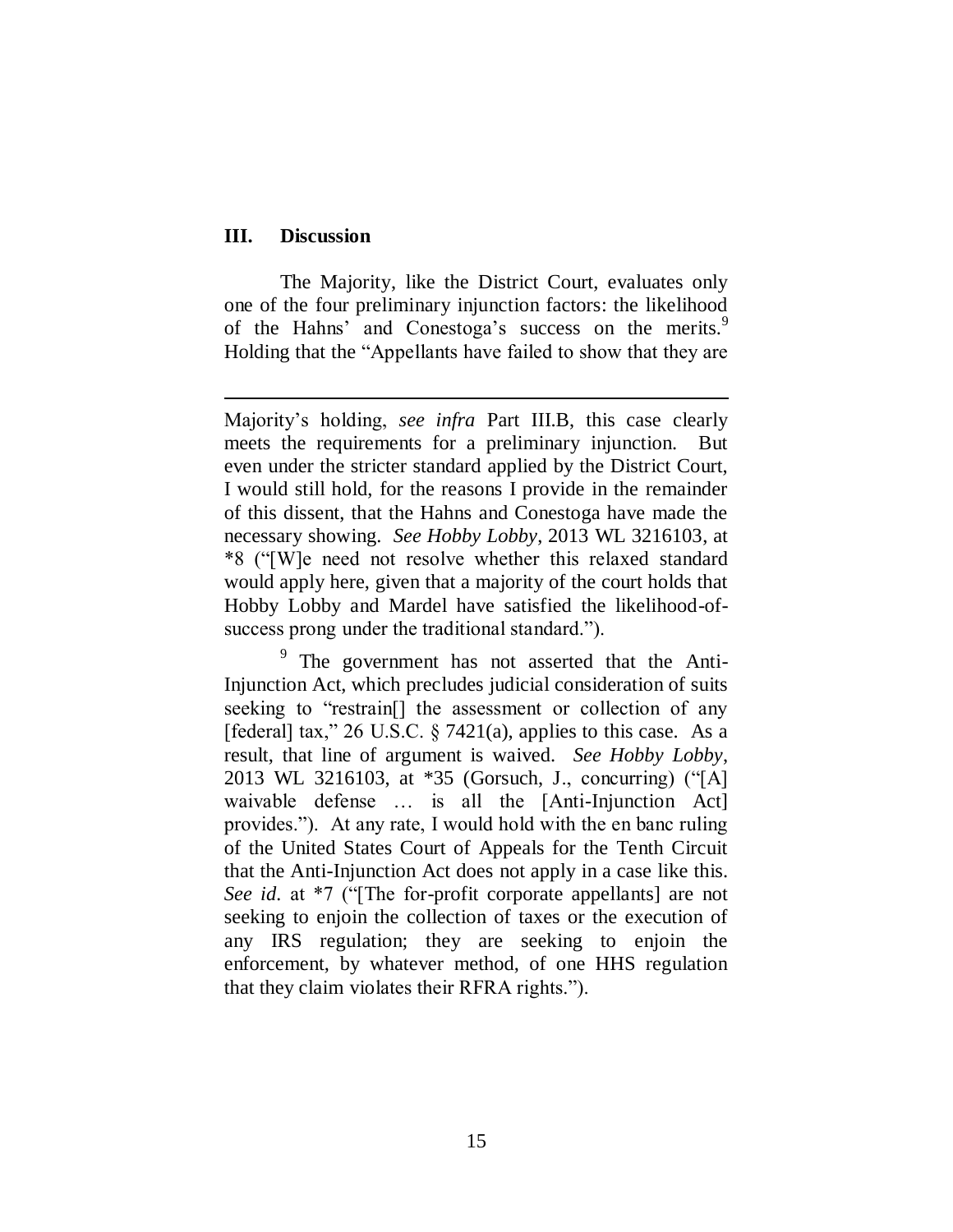### III. Discussion

The Majority, like the District Court, evaluates only one of the four preliminary injunction factors: the likelihood of the Hahns' and Conestoga's success on the merits.[9] Holding that the "Appellants have failed to show that they are

---

Majority's holding, *see infra* Part III.B, this case clearly meets the requirements for a preliminary injunction. But even under the stricter standard applied by the District Court, I would still hold, for the reasons I provide in the remainder of this dissent, that the Hahns and Conestoga have made the necessary showing. *See Hobby Lobby*, 2013 WL 3216103, at *8 ("[W]e need not resolve whether this relaxed standard would apply here, given that a majority of the court holds that Hobby Lobby and Mardel have satisfied the likelihood-of-success prong under the traditional standard.").

[9] The government has not asserted that the Anti-Injunction Act, which precludes judicial consideration of suits seeking to "restrain[] the assessment or collection of any [federal] tax," 26 U.S.C. § 7421(a), applies to this case. As a result, that line of argument is waived. *See Hobby Lobby*, 2013 WL 3216103, at *35 (Gorsuch, J., concurring) ("[A] waivable defense … is all the [Anti-Injunction Act] provides."). At any rate, I would hold with the en banc ruling of the United States Court of Appeals for the Tenth Circuit that the Anti-Injunction Act does not apply in a case like this. *See id.* at *7 ("[The for-profit corporate appellants] are not seeking to enjoin the collection of taxes or the execution of any IRS regulation; they are seeking to enjoin the enforcement, by whatever method, of one HHS regulation that they claim violates their RFRA rights.").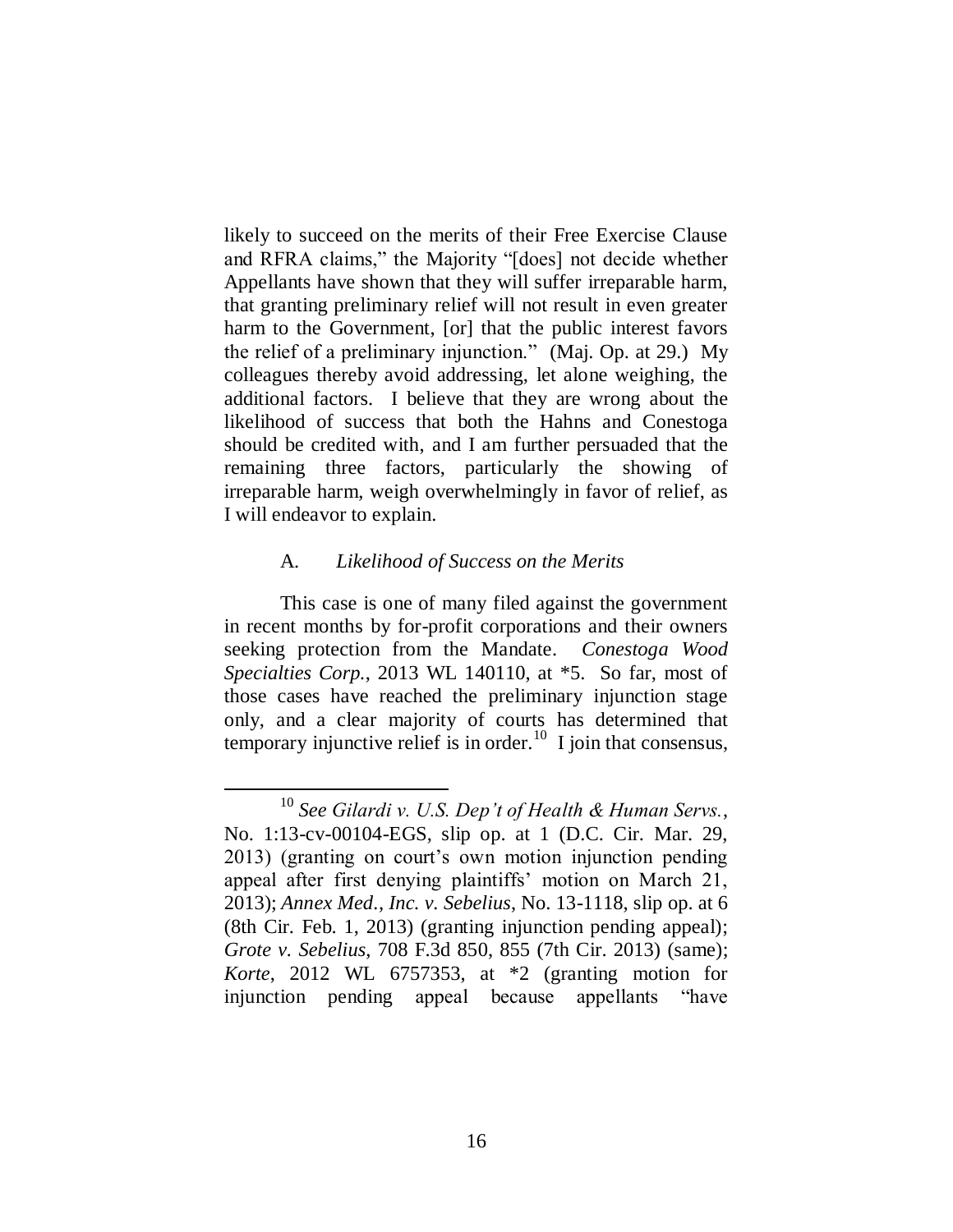likely to succeed on the merits of their Free Exercise Clause and RFRA claims," the Majority "[does] not decide whether Appellants have shown that they will suffer irreparable harm, that granting preliminary relief will not result in even greater harm to the Government, [or] that the public interest favors the relief of a preliminary injunction." (Maj. Op. at 29.) My colleagues thereby avoid addressing, let alone weighing, the additional factors. I believe that they are wrong about the likelihood of success that both the Hahns and Conestoga should be credited with, and I am further persuaded that the remaining three factors, particularly the showing of irreparable harm, weigh overwhelmingly in favor of relief, as I will endeavor to explain.

### A. *Likelihood of Success on the Merits*

This case is one of many filed against the government in recent months by for-profit corporations and their owners seeking protection from the Mandate. *Conestoga Wood Specialties Corp.*, 2013 WL 140110, at *5. So far, most of those cases have reached the preliminary injunction stage only, and a clear majority of courts has determined that temporary injunctive relief is in order.[10] I join that consensus,

---

[10] *See Gilardi v. U.S. Dep't of Health & Human Servs.*, No. 1:13-cv-00104-EGS, slip op. at 1 (D.C. Cir. Mar. 29, 2013) (granting on court's own motion injunction pending appeal after first denying plaintiffs' motion on March 21, 2013); *Annex Med., Inc. v. Sebelius*, No. 13-1118, slip op. at 6 (8th Cir. Feb. 1, 2013) (granting injunction pending appeal); *Grote v. Sebelius*, 708 F.3d 850, 855 (7th Cir. 2013) (same); *Korte*, 2012 WL 6757353, at *2 (granting motion for injunction pending appeal because appellants "have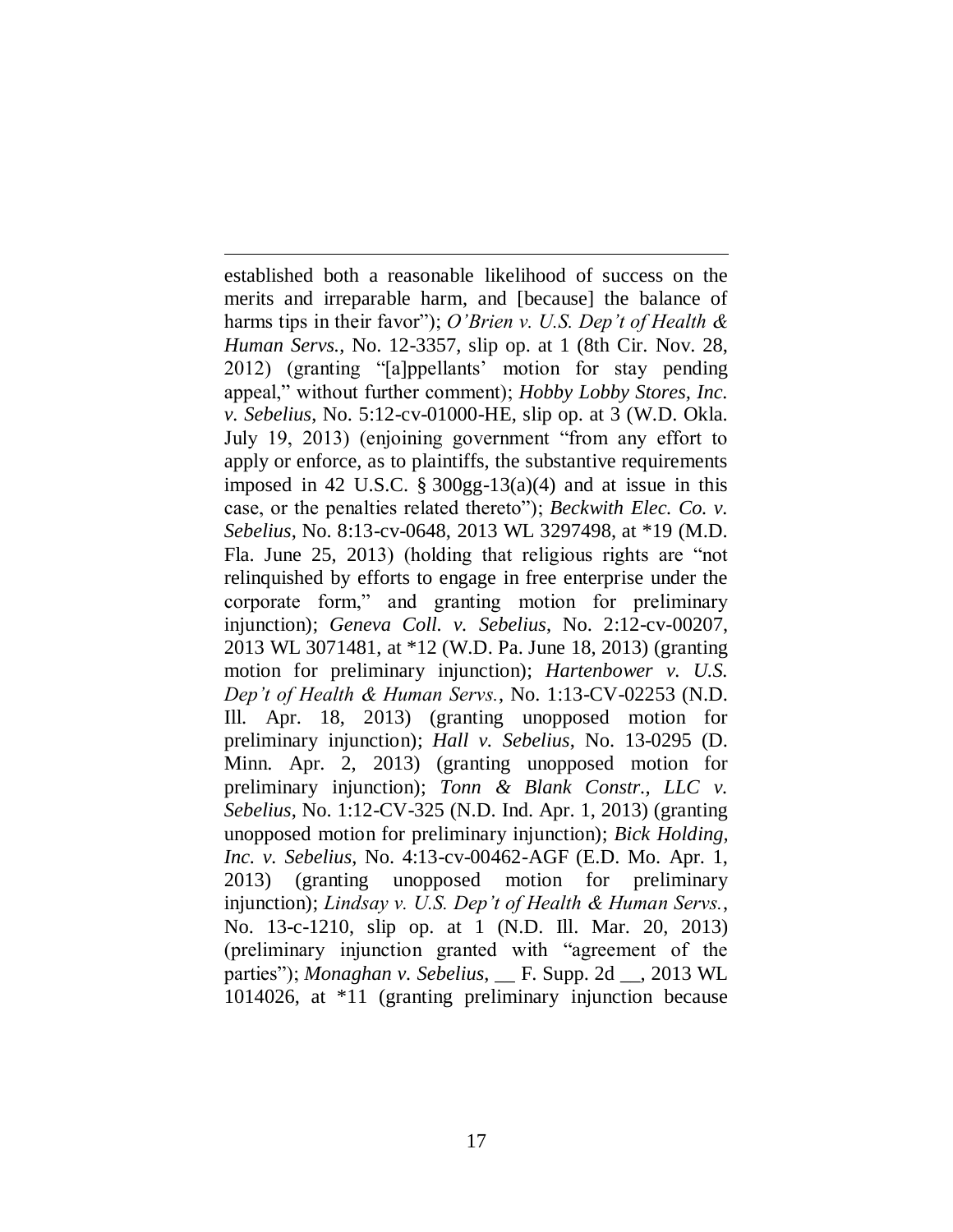established both a reasonable likelihood of success on the merits and irreparable harm, and [because] the balance of harms tips in their favor"); *O'Brien v. U.S. Dep't of Health & Human Servs.*, No. 12-3357, slip op. at 1 (8th Cir. Nov. 28, 2012) (granting "[a]ppellants' motion for stay pending appeal," without further comment); *Hobby Lobby Stores, Inc. v. Sebelius*, No. 5:12-cv-01000-HE, slip op. at 3 (W.D. Okla. July 19, 2013) (enjoining government "from any effort to apply or enforce, as to plaintiffs, the substantive requirements imposed in 42 U.S.C. § 300gg-13(a)(4) and at issue in this case, or the penalties related thereto"); *Beckwith Elec. Co. v. Sebelius*, No. 8:13-cv-0648, 2013 WL 3297498, at *19 (M.D. Fla. June 25, 2013) (holding that religious rights are "not relinquished by efforts to engage in free enterprise under the corporate form," and granting motion for preliminary injunction); *Geneva Coll. v. Sebelius*, No. 2:12-cv-00207, 2013 WL 3071481, at *12 (W.D. Pa. June 18, 2013) (granting motion for preliminary injunction); *Hartenbower v. U.S. Dep't of Health & Human Servs.*, No. 1:13-CV-02253 (N.D. Ill. Apr. 18, 2013) (granting unopposed motion for preliminary injunction); *Hall v. Sebelius*, No. 13-0295 (D. Minn. Apr. 2, 2013) (granting unopposed motion for preliminary injunction); *Tonn & Blank Constr., LLC v. Sebelius*, No. 1:12-CV-325 (N.D. Ind. Apr. 1, 2013) (granting unopposed motion for preliminary injunction); *Bick Holding, Inc. v. Sebelius*, No. 4:13-cv-00462-AGF (E.D. Mo. Apr. 1, 2013) (granting unopposed motion for preliminary injunction); *Lindsay v. U.S. Dep't of Health & Human Servs.*, No. 13-c-1210, slip op. at 1 (N.D. Ill. Mar. 20, 2013) (preliminary injunction granted with "agreement of the parties"); *Monaghan v. Sebelius*, __ F. Supp. 2d __, 2013 WL 1014026, at *11 (granting preliminary injunction because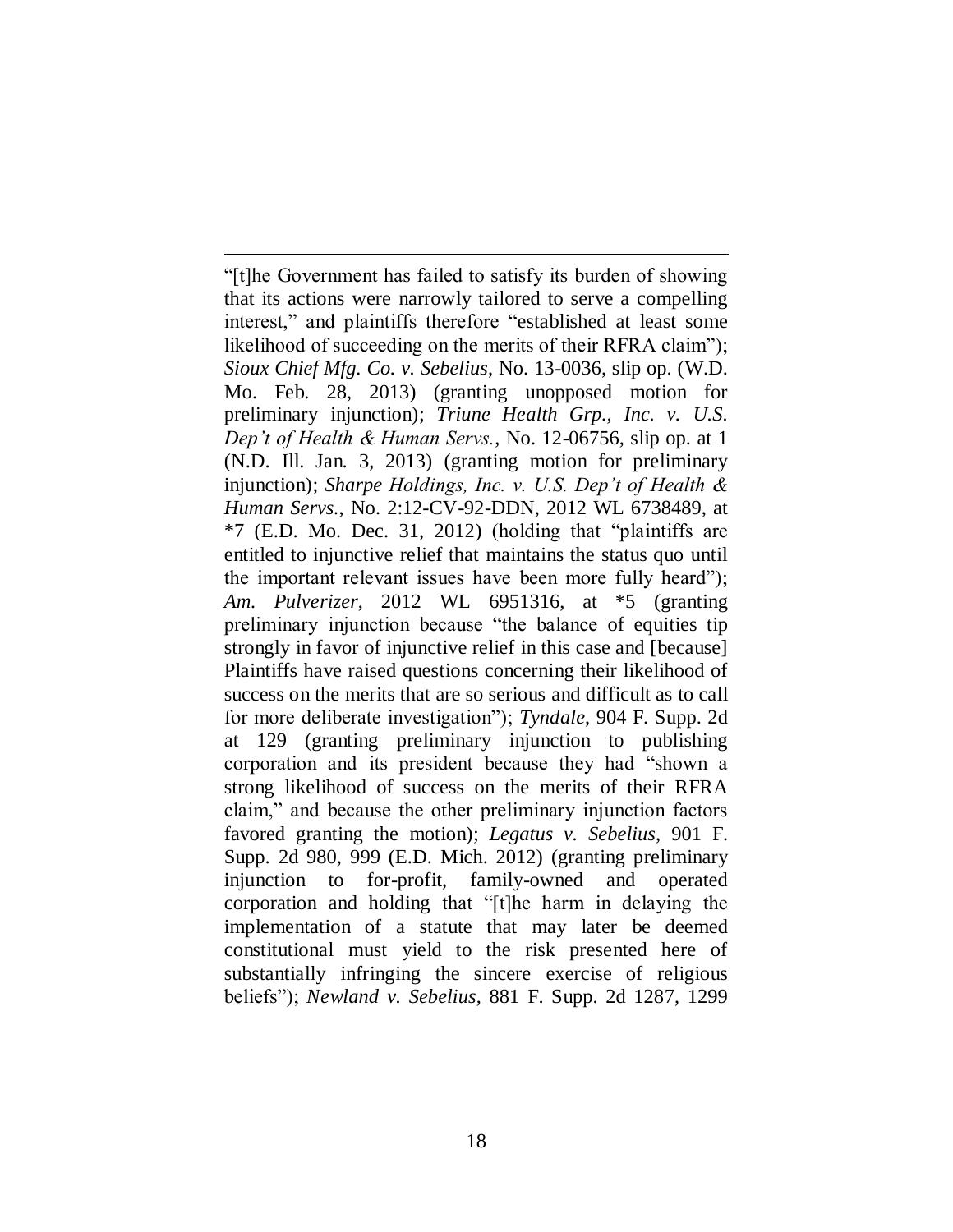"[t]he Government has failed to satisfy its burden of showing that its actions were narrowly tailored to serve a compelling interest," and plaintiffs therefore "established at least some likelihood of succeeding on the merits of their RFRA claim"); *Sioux Chief Mfg. Co. v. Sebelius*, No. 13-0036, slip op. (W.D. Mo. Feb. 28, 2013) (granting unopposed motion for preliminary injunction); *Triune Health Grp., Inc. v. U.S. Dep't of Health & Human Servs.*, No. 12-06756, slip op. at 1 (N.D. Ill. Jan. 3, 2013) (granting motion for preliminary injunction); *Sharpe Holdings, Inc. v. U.S. Dep't of Health & Human Servs.*, No. 2:12-CV-92-DDN, 2012 WL 6738489, at *7 (E.D. Mo. Dec. 31, 2012) (holding that "plaintiffs are entitled to injunctive relief that maintains the status quo until the important relevant issues have been more fully heard"); *Am. Pulverizer*, 2012 WL 6951316, at *5 (granting preliminary injunction because "the balance of equities tip strongly in favor of injunctive relief in this case and [because] Plaintiffs have raised questions concerning their likelihood of success on the merits that are so serious and difficult as to call for more deliberate investigation"); *Tyndale*, 904 F. Supp. 2d at 129 (granting preliminary injunction to publishing corporation and its president because they had "shown a strong likelihood of success on the merits of their RFRA claim," and because the other preliminary injunction factors favored granting the motion); *Legatus v. Sebelius*, 901 F. Supp. 2d 980, 999 (E.D. Mich. 2012) (granting preliminary injunction to for-profit, family-owned and operated corporation and holding that "[t]he harm in delaying the implementation of a statute that may later be deemed constitutional must yield to the risk presented here of substantially infringing the sincere exercise of religious beliefs"); *Newland v. Sebelius*, 881 F. Supp. 2d 1287, 1299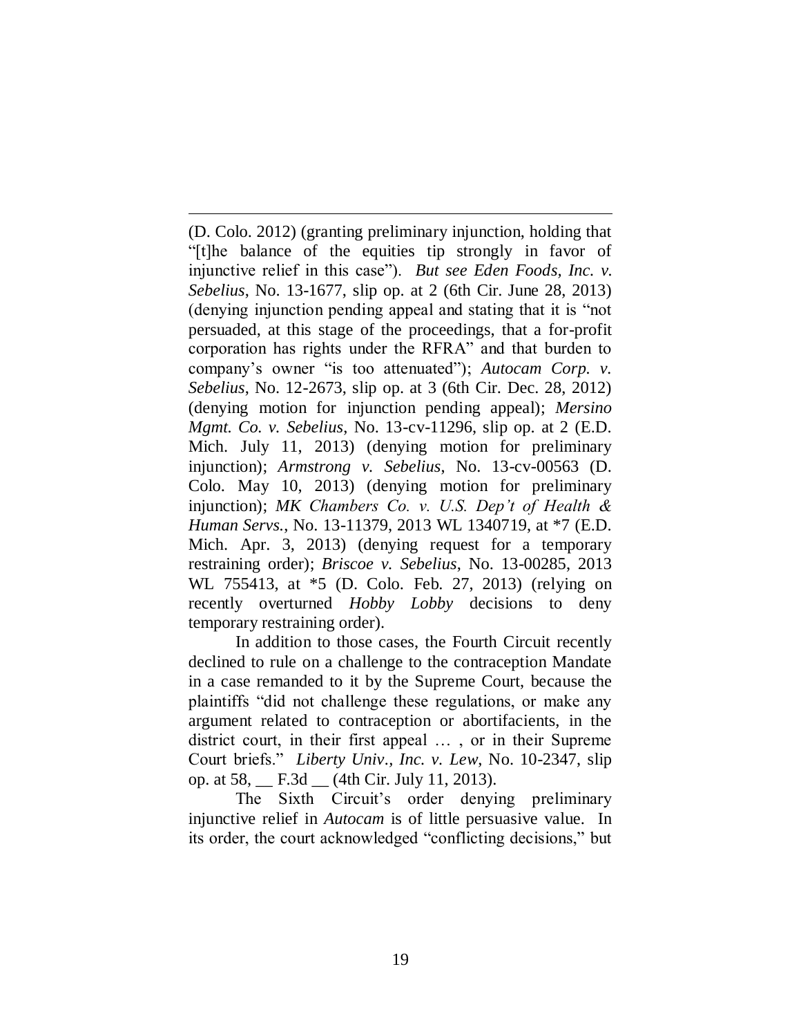(D. Colo. 2012) (granting preliminary injunction, holding that "[t]he balance of the equities tip strongly in favor of injunctive relief in this case"). *But see Eden Foods, Inc. v. Sebelius*, No. 13-1677, slip op. at 2 (6th Cir. June 28, 2013) (denying injunction pending appeal and stating that it is "not persuaded, at this stage of the proceedings, that a for-profit corporation has rights under the RFRA" and that burden to company's owner "is too attenuated"); *Autocam Corp. v. Sebelius*, No. 12-2673, slip op. at 3 (6th Cir. Dec. 28, 2012) (denying motion for injunction pending appeal); *Mersino Mgmt. Co. v. Sebelius*, No. 13-cv-11296, slip op. at 2 (E.D. Mich. July 11, 2013) (denying motion for preliminary injunction); *Armstrong v. Sebelius*, No. 13-cv-00563 (D. Colo. May 10, 2013) (denying motion for preliminary injunction); *MK Chambers Co. v. U.S. Dep't of Health & Human Servs.*, No. 13-11379, 2013 WL 1340719, at *7 (E.D. Mich. Apr. 3, 2013) (denying request for a temporary restraining order); *Briscoe v. Sebelius*, No. 13-00285, 2013 WL 755413, at *5 (D. Colo. Feb. 27, 2013) (relying on recently overturned *Hobby Lobby* decisions to deny temporary restraining order).

In addition to those cases, the Fourth Circuit recently declined to rule on a challenge to the contraception Mandate in a case remanded to it by the Supreme Court, because the plaintiffs "did not challenge these regulations, or make any argument related to contraception or abortifacients, in the district court, in their first appeal … , or in their Supreme Court briefs." *Liberty Univ., Inc. v. Lew*, No. 10-2347, slip op. at 58, __ F.3d __ (4th Cir. July 11, 2013).

The Sixth Circuit's order denying preliminary injunctive relief in *Autocam* is of little persuasive value. In its order, the court acknowledged "conflicting decisions," but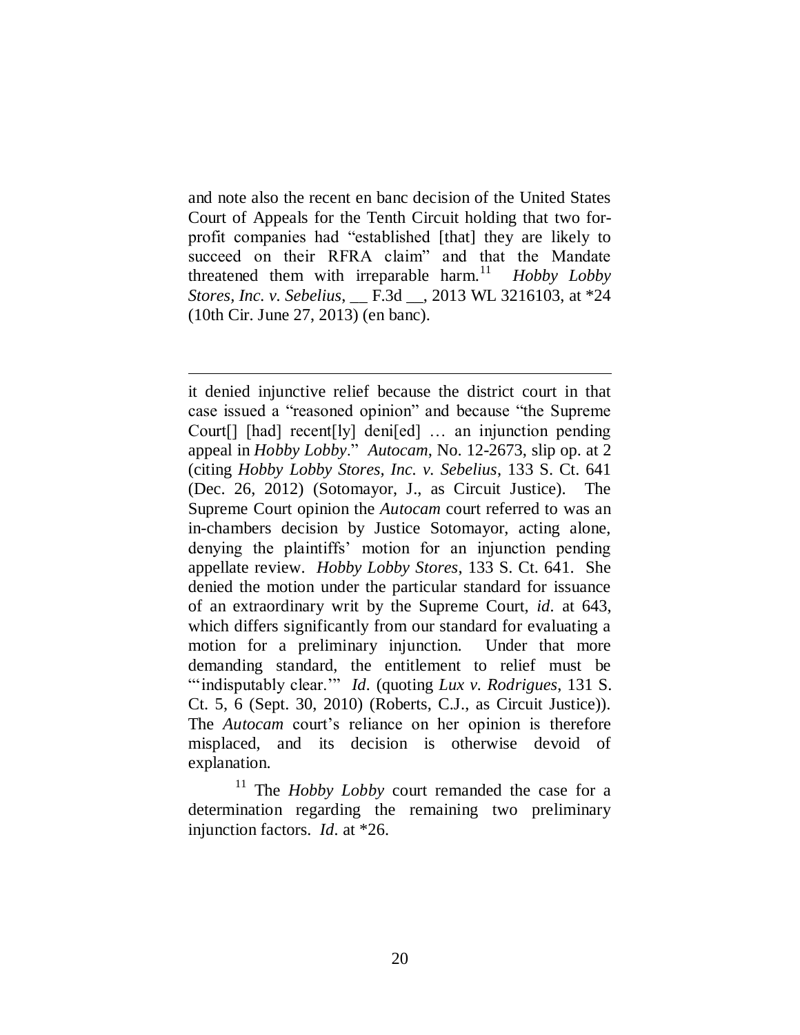and note also the recent en banc decision of the United States Court of Appeals for the Tenth Circuit holding that two for-profit companies had "established [that] they are likely to succeed on their RFRA claim" and that the Mandate threatened them with irreparable harm.[11] *Hobby Lobby Stores, Inc. v. Sebelius*, __ F.3d __, 2013 WL 3216103, at *24 (10th Cir. June 27, 2013) (en banc).

---

it denied injunctive relief because the district court in that case issued a "reasoned opinion" and because "the Supreme Court[] [had] recent[ly] deni[ed] … an injunction pending appeal in *Hobby Lobby*." *Autocam*, No. 12-2673, slip op. at 2 (citing *Hobby Lobby Stores, Inc. v. Sebelius*, 133 S. Ct. 641 (Dec. 26, 2012) (Sotomayor, J., as Circuit Justice). The Supreme Court opinion the *Autocam* court referred to was an in-chambers decision by Justice Sotomayor, acting alone, denying the plaintiffs' motion for an injunction pending appellate review. *Hobby Lobby Stores*, 133 S. Ct. 641. She denied the motion under the particular standard for issuance of an extraordinary writ by the Supreme Court, *id*. at 643, which differs significantly from our standard for evaluating a motion for a preliminary injunction. Under that more demanding standard, the entitlement to relief must be "'indisputably clear.'" *Id*. (quoting *Lux v. Rodrigues*, 131 S. Ct. 5, 6 (Sept. 30, 2010) (Roberts, C.J., as Circuit Justice)). The *Autocam* court's reliance on her opinion is therefore misplaced, and its decision is otherwise devoid of explanation.

[11] The *Hobby Lobby* court remanded the case for a determination regarding the remaining two preliminary injunction factors. *Id*. at *26.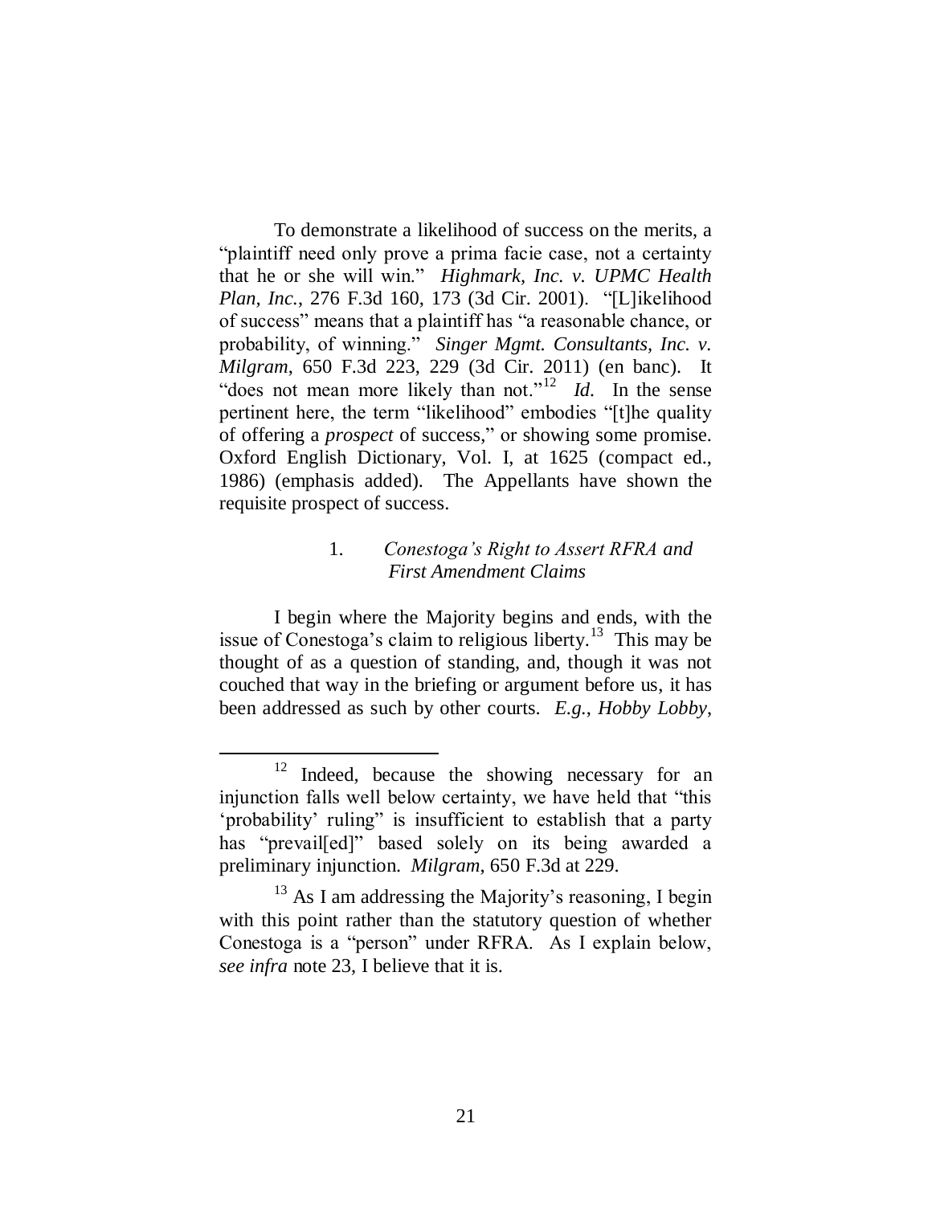To demonstrate a likelihood of success on the merits, a "plaintiff need only prove a prima facie case, not a certainty that he or she will win." *Highmark, Inc. v. UPMC Health Plan, Inc.*, 276 F.3d 160, 173 (3d Cir. 2001). "[L]ikelihood of success" means that a plaintiff has "a reasonable chance, or probability, of winning." *Singer Mgmt. Consultants, Inc. v. Milgram*, 650 F.3d 223, 229 (3d Cir. 2011) (en banc). It "does not mean more likely than not."[12] *Id.* In the sense pertinent here, the term "likelihood" embodies "[t]he quality of offering a *prospect* of success," or showing some promise. Oxford English Dictionary, Vol. I, at 1625 (compact ed., 1986) (emphasis added). The Appellants have shown the requisite prospect of success.

### 1. *Conestoga's Right to Assert RFRA and First Amendment Claims*

I begin where the Majority begins and ends, with the issue of Conestoga's claim to religious liberty.[13] This may be thought of as a question of standing, and, though it was not couched that way in the briefing or argument before us, it has been addressed as such by other courts. *E.g.*, *Hobby Lobby*,

---

[12] Indeed, because the showing necessary for an injunction falls well below certainty, we have held that "this 'probability' ruling" is insufficient to establish that a party has "prevail[ed]" based solely on its being awarded a preliminary injunction. *Milgram*, 650 F.3d at 229.

[13] As I am addressing the Majority's reasoning, I begin with this point rather than the statutory question of whether Conestoga is a "person" under RFRA. As I explain below, *see infra* note 23, I believe that it is.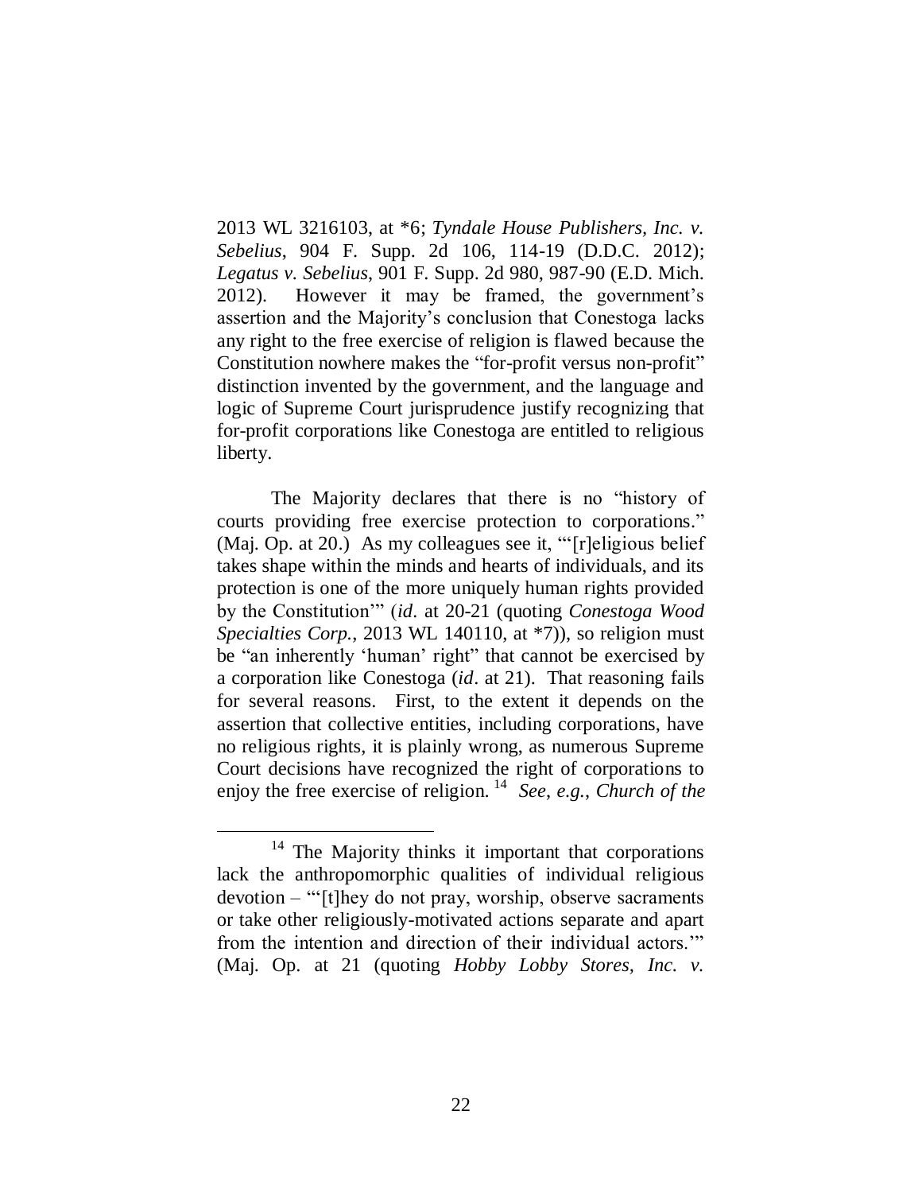2013 WL 3216103, at *6; *Tyndale House Publishers, Inc. v. Sebelius*, 904 F. Supp. 2d 106, 114-19 (D.D.C. 2012); *Legatus v. Sebelius*, 901 F. Supp. 2d 980, 987-90 (E.D. Mich. 2012). However it may be framed, the government's assertion and the Majority's conclusion that Conestoga lacks any right to the free exercise of religion is flawed because the Constitution nowhere makes the "for-profit versus non-profit" distinction invented by the government, and the language and logic of Supreme Court jurisprudence justify recognizing that for-profit corporations like Conestoga are entitled to religious liberty.

The Majority declares that there is no "history of courts providing free exercise protection to corporations." (Maj. Op. at 20.) As my colleagues see it, "'[r]eligious belief takes shape within the minds and hearts of individuals, and its protection is one of the more uniquely human rights provided by the Constitution'" (*id*. at 20-21 (quoting *Conestoga Wood Specialties Corp.*, 2013 WL 140110, at *7)), so religion must be "an inherently 'human' right" that cannot be exercised by a corporation like Conestoga (*id*. at 21). That reasoning fails for several reasons. First, to the extent it depends on the assertion that collective entities, including corporations, have no religious rights, it is plainly wrong, as numerous Supreme Court decisions have recognized the right of corporations to enjoy the free exercise of religion.[14] *See, e.g.*, *Church of the*

---

[14] The Majority thinks it important that corporations lack the anthropomorphic qualities of individual religious devotion – "'[t]hey do not pray, worship, observe sacraments or take other religiously-motivated actions separate and apart from the intention and direction of their individual actors.'" (Maj. Op. at 21 (quoting *Hobby Lobby Stores, Inc. v.*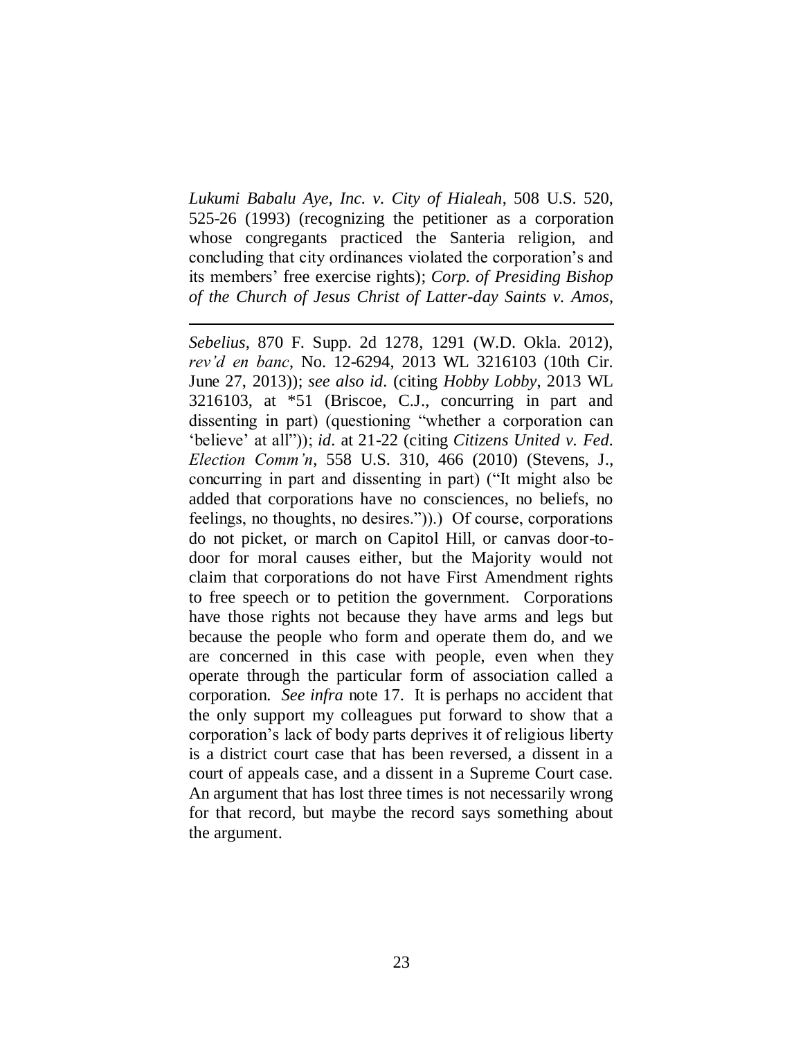*Lukumi Babalu Aye, Inc. v. City of Hialeah*, 508 U.S. 520, 525-26 (1993) (recognizing the petitioner as a corporation whose congregants practiced the Santeria religion, and concluding that city ordinances violated the corporation's and its members' free exercise rights); *Corp. of Presiding Bishop of the Church of Jesus Christ of Latter-day Saints v. Amos*,

---

*Sebelius*, 870 F. Supp. 2d 1278, 1291 (W.D. Okla. 2012), *rev'd en banc*, No. 12-6294, 2013 WL 3216103 (10th Cir. June 27, 2013)); *see also id.* (citing *Hobby Lobby*, 2013 WL 3216103, at *51 (Briscoe, C.J., concurring in part and dissenting in part) (questioning "whether a corporation can 'believe' at all")); *id.* at 21-22 (citing *Citizens United v. Fed. Election Comm'n*, 558 U.S. 310, 466 (2010) (Stevens, J., concurring in part and dissenting in part) ("It might also be added that corporations have no consciences, no beliefs, no feelings, no thoughts, no desires.")).) Of course, corporations do not picket, or march on Capitol Hill, or canvas door-to-door for moral causes either, but the Majority would not claim that corporations do not have First Amendment rights to free speech or to petition the government. Corporations have those rights not because they have arms and legs but because the people who form and operate them do, and we are concerned in this case with people, even when they operate through the particular form of association called a corporation. *See infra* note 17. It is perhaps no accident that the only support my colleagues put forward to show that a corporation's lack of body parts deprives it of religious liberty is a district court case that has been reversed, a dissent in a court of appeals case, and a dissent in a Supreme Court case. An argument that has lost three times is not necessarily wrong for that record, but maybe the record says something about the argument.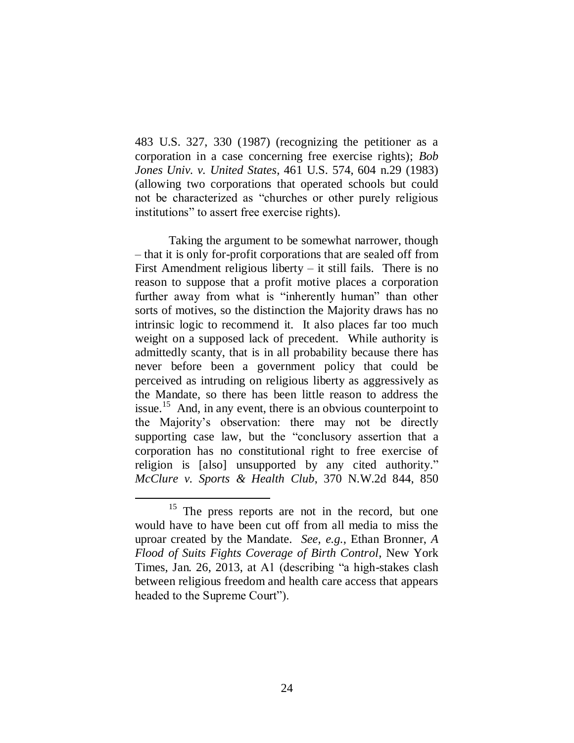483 U.S. 327, 330 (1987) (recognizing the petitioner as a corporation in a case concerning free exercise rights); *Bob Jones Univ. v. United States*, 461 U.S. 574, 604 n.29 (1983) (allowing two corporations that operated schools but could not be characterized as "churches or other purely religious institutions" to assert free exercise rights).

Taking the argument to be somewhat narrower, though – that it is only for-profit corporations that are sealed off from First Amendment religious liberty – it still fails. There is no reason to suppose that a profit motive places a corporation further away from what is "inherently human" than other sorts of motives, so the distinction the Majority draws has no intrinsic logic to recommend it. It also places far too much weight on a supposed lack of precedent. While authority is admittedly scanty, that is in all probability because there has never before been a government policy that could be perceived as intruding on religious liberty as aggressively as the Mandate, so there has been little reason to address the issue.[15] And, in any event, there is an obvious counterpoint to the Majority's observation: there may not be directly supporting case law, but the "conclusory assertion that a corporation has no constitutional right to free exercise of religion is [also] unsupported by any cited authority." *McClure v. Sports & Health Club*, 370 N.W.2d 844, 850

---

[15] The press reports are not in the record, but one would have to have been cut off from all media to miss the uproar created by the Mandate. *See, e.g.*, Ethan Bronner, *A Flood of Suits Fights Coverage of Birth Control*, New York Times, Jan. 26, 2013, at A1 (describing "a high-stakes clash between religious freedom and health care access that appears headed to the Supreme Court").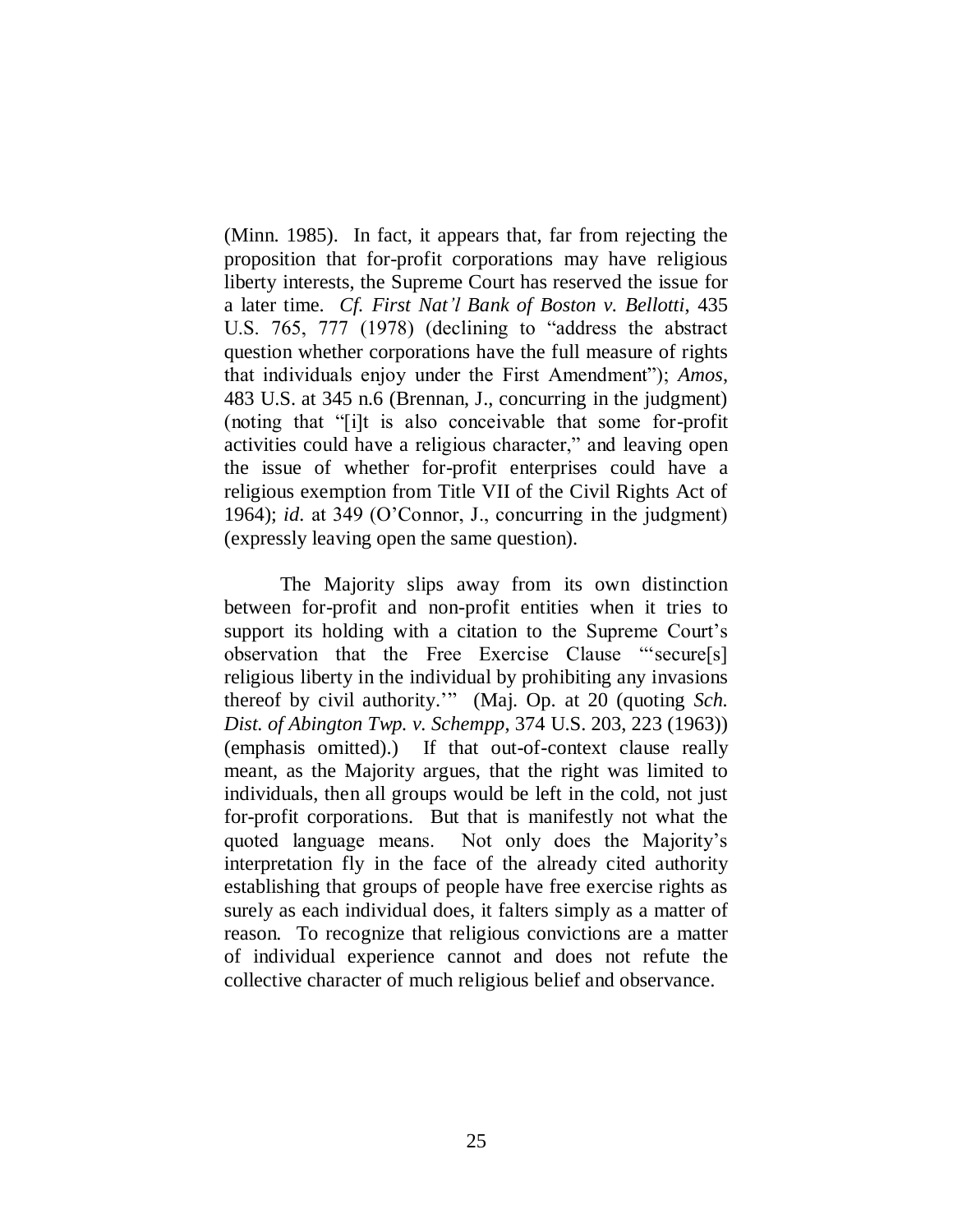(Minn. 1985). In fact, it appears that, far from rejecting the proposition that for-profit corporations may have religious liberty interests, the Supreme Court has reserved the issue for a later time. *Cf. First Nat'l Bank of Boston v. Bellotti*, 435 U.S. 765, 777 (1978) (declining to "address the abstract question whether corporations have the full measure of rights that individuals enjoy under the First Amendment"); *Amos*, 483 U.S. at 345 n.6 (Brennan, J., concurring in the judgment) (noting that "[i]t is also conceivable that some for-profit activities could have a religious character," and leaving open the issue of whether for-profit enterprises could have a religious exemption from Title VII of the Civil Rights Act of 1964); *id.* at 349 (O'Connor, J., concurring in the judgment) (expressly leaving open the same question).

The Majority slips away from its own distinction between for-profit and non-profit entities when it tries to support its holding with a citation to the Supreme Court's observation that the Free Exercise Clause "'secure[s] religious liberty in the individual by prohibiting any invasions thereof by civil authority.'" (Maj. Op. at 20 (quoting *Sch. Dist. of Abington Twp. v. Schempp*, 374 U.S. 203, 223 (1963)) (emphasis omitted).) If that out-of-context clause really meant, as the Majority argues, that the right was limited to individuals, then all groups would be left in the cold, not just for-profit corporations. But that is manifestly not what the quoted language means. Not only does the Majority's interpretation fly in the face of the already cited authority establishing that groups of people have free exercise rights as surely as each individual does, it falters simply as a matter of reason. To recognize that religious convictions are a matter of individual experience cannot and does not refute the collective character of much religious belief and observance.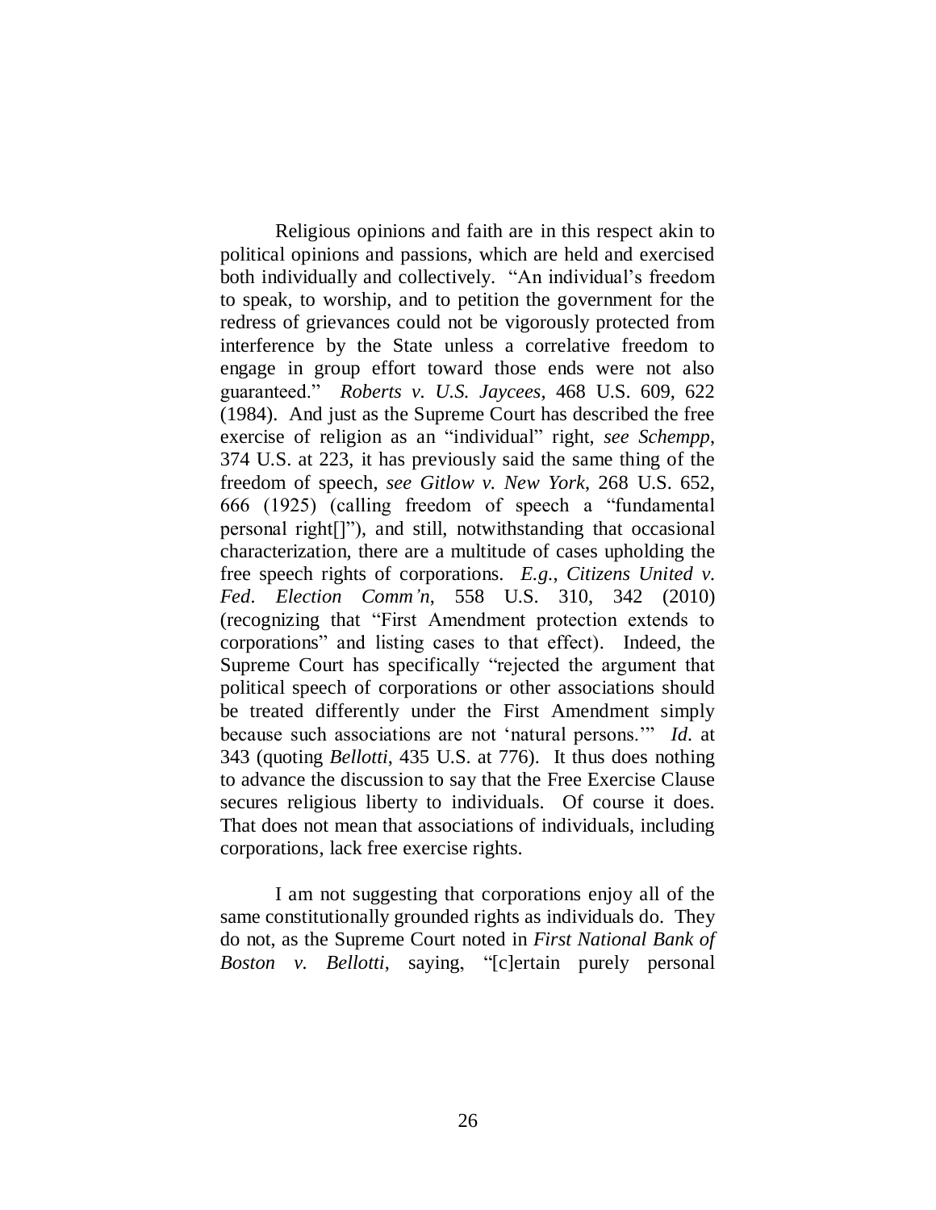Religious opinions and faith are in this respect akin to political opinions and passions, which are held and exercised both individually and collectively. "An individual's freedom to speak, to worship, and to petition the government for the redress of grievances could not be vigorously protected from interference by the State unless a correlative freedom to engage in group effort toward those ends were not also guaranteed." *Roberts v. U.S. Jaycees*, 468 U.S. 609, 622 (1984). And just as the Supreme Court has described the free exercise of religion as an "individual" right, *see Schempp*, 374 U.S. at 223, it has previously said the same thing of the freedom of speech, *see Gitlow v. New York*, 268 U.S. 652, 666 (1925) (calling freedom of speech a "fundamental personal right[]"), and still, notwithstanding that occasional characterization, there are a multitude of cases upholding the free speech rights of corporations. *E.g.*, *Citizens United v. Fed. Election Comm'n*, 558 U.S. 310, 342 (2010) (recognizing that "First Amendment protection extends to corporations" and listing cases to that effect). Indeed, the Supreme Court has specifically "rejected the argument that political speech of corporations or other associations should be treated differently under the First Amendment simply because such associations are not 'natural persons.'" *Id.* at 343 (quoting *Bellotti*, 435 U.S. at 776). It thus does nothing to advance the discussion to say that the Free Exercise Clause secures religious liberty to individuals. Of course it does. That does not mean that associations of individuals, including corporations, lack free exercise rights.

I am not suggesting that corporations enjoy all of the same constitutionally grounded rights as individuals do. They do not, as the Supreme Court noted in *First National Bank of Boston v. Bellotti*, saying, "[c]ertain purely personal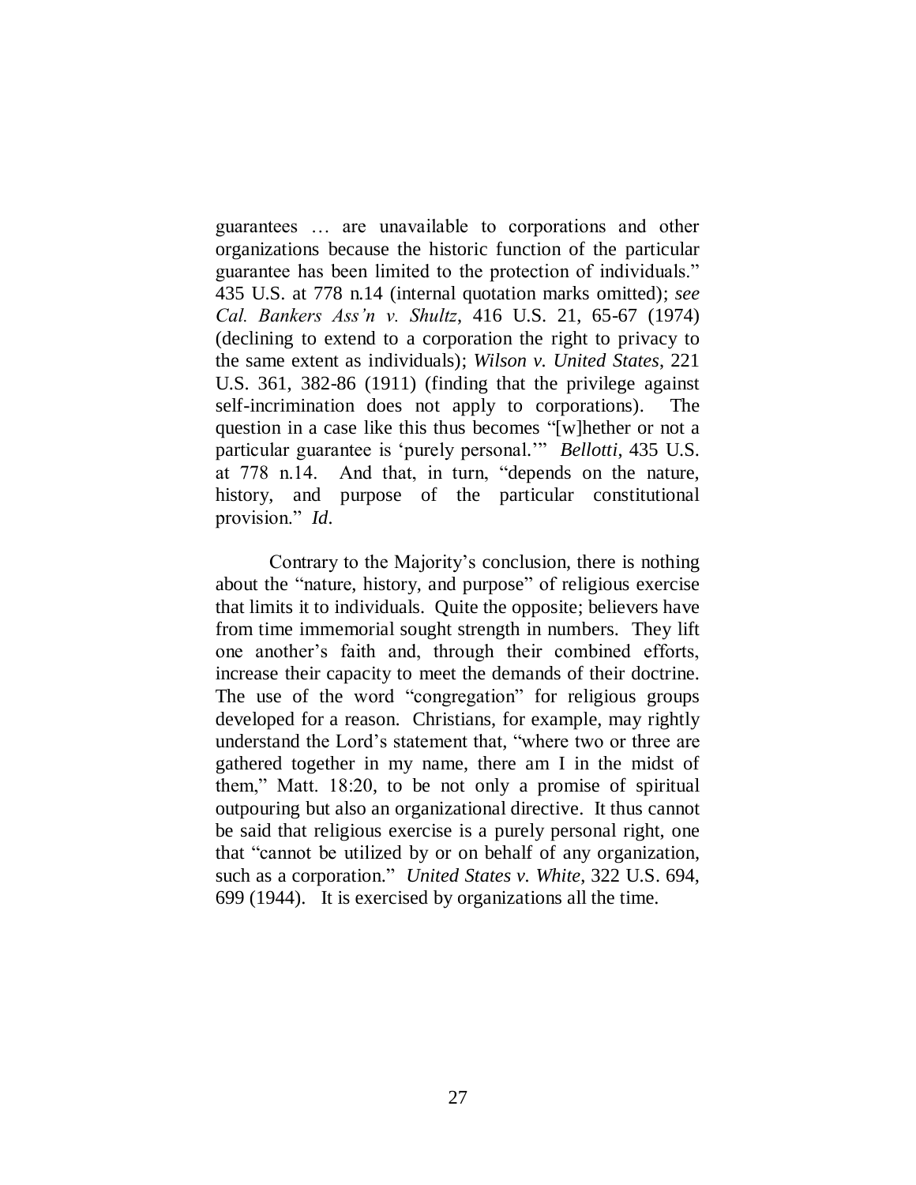guarantees … are unavailable to corporations and other organizations because the historic function of the particular guarantee has been limited to the protection of individuals." 435 U.S. at 778 n.14 (internal quotation marks omitted); *see Cal. Bankers Ass'n v. Shultz*, 416 U.S. 21, 65-67 (1974) (declining to extend to a corporation the right to privacy to the same extent as individuals); *Wilson v. United States*, 221 U.S. 361, 382-86 (1911) (finding that the privilege against self-incrimination does not apply to corporations). The question in a case like this thus becomes "[w]hether or not a particular guarantee is 'purely personal.'" *Bellotti*, 435 U.S. at 778 n.14. And that, in turn, "depends on the nature, history, and purpose of the particular constitutional provision." *Id*.

Contrary to the Majority's conclusion, there is nothing about the "nature, history, and purpose" of religious exercise that limits it to individuals. Quite the opposite; believers have from time immemorial sought strength in numbers. They lift one another's faith and, through their combined efforts, increase their capacity to meet the demands of their doctrine. The use of the word "congregation" for religious groups developed for a reason. Christians, for example, may rightly understand the Lord's statement that, "where two or three are gathered together in my name, there am I in the midst of them," Matt. 18:20, to be not only a promise of spiritual outpouring but also an organizational directive. It thus cannot be said that religious exercise is a purely personal right, one that "cannot be utilized by or on behalf of any organization, such as a corporation." *United States v. White*, 322 U.S. 694, 699 (1944). It is exercised by organizations all the time.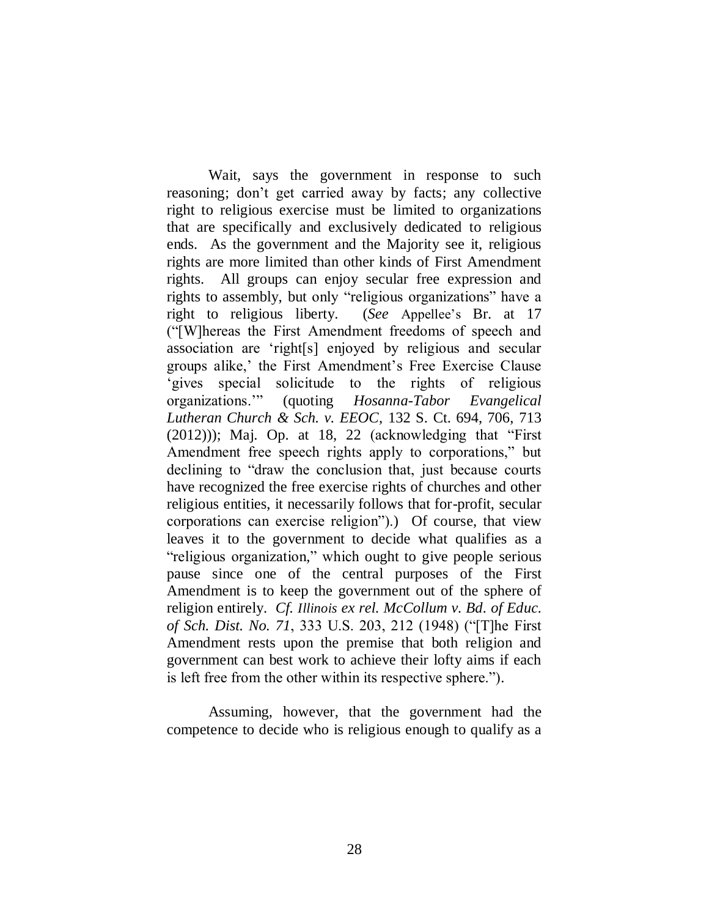Wait, says the government in response to such reasoning; don't get carried away by facts; any collective right to religious exercise must be limited to organizations that are specifically and exclusively dedicated to religious ends. As the government and the Majority see it, religious rights are more limited than other kinds of First Amendment rights. All groups can enjoy secular free expression and rights to assembly, but only "religious organizations" have a right to religious liberty. (*See* Appellee's Br. at 17 ("[W]hereas the First Amendment freedoms of speech and association are 'right[s] enjoyed by religious and secular groups alike,' the First Amendment's Free Exercise Clause 'gives special solicitude to the rights of religious organizations.'" (quoting *Hosanna-Tabor Evangelical Lutheran Church & Sch. v. EEOC*, 132 S. Ct. 694, 706, 713 (2012))); Maj. Op. at 18, 22 (acknowledging that "First Amendment free speech rights apply to corporations," but declining to "draw the conclusion that, just because courts have recognized the free exercise rights of churches and other religious entities, it necessarily follows that for-profit, secular corporations can exercise religion").) Of course, that view leaves it to the government to decide what qualifies as a "religious organization," which ought to give people serious pause since one of the central purposes of the First Amendment is to keep the government out of the sphere of religion entirely. *Cf. Illinois ex rel. McCollum v. Bd. of Educ. of Sch. Dist. No. 71*, 333 U.S. 203, 212 (1948) ("[T]he First Amendment rests upon the premise that both religion and government can best work to achieve their lofty aims if each is left free from the other within its respective sphere.").

Assuming, however, that the government had the competence to decide who is religious enough to qualify as a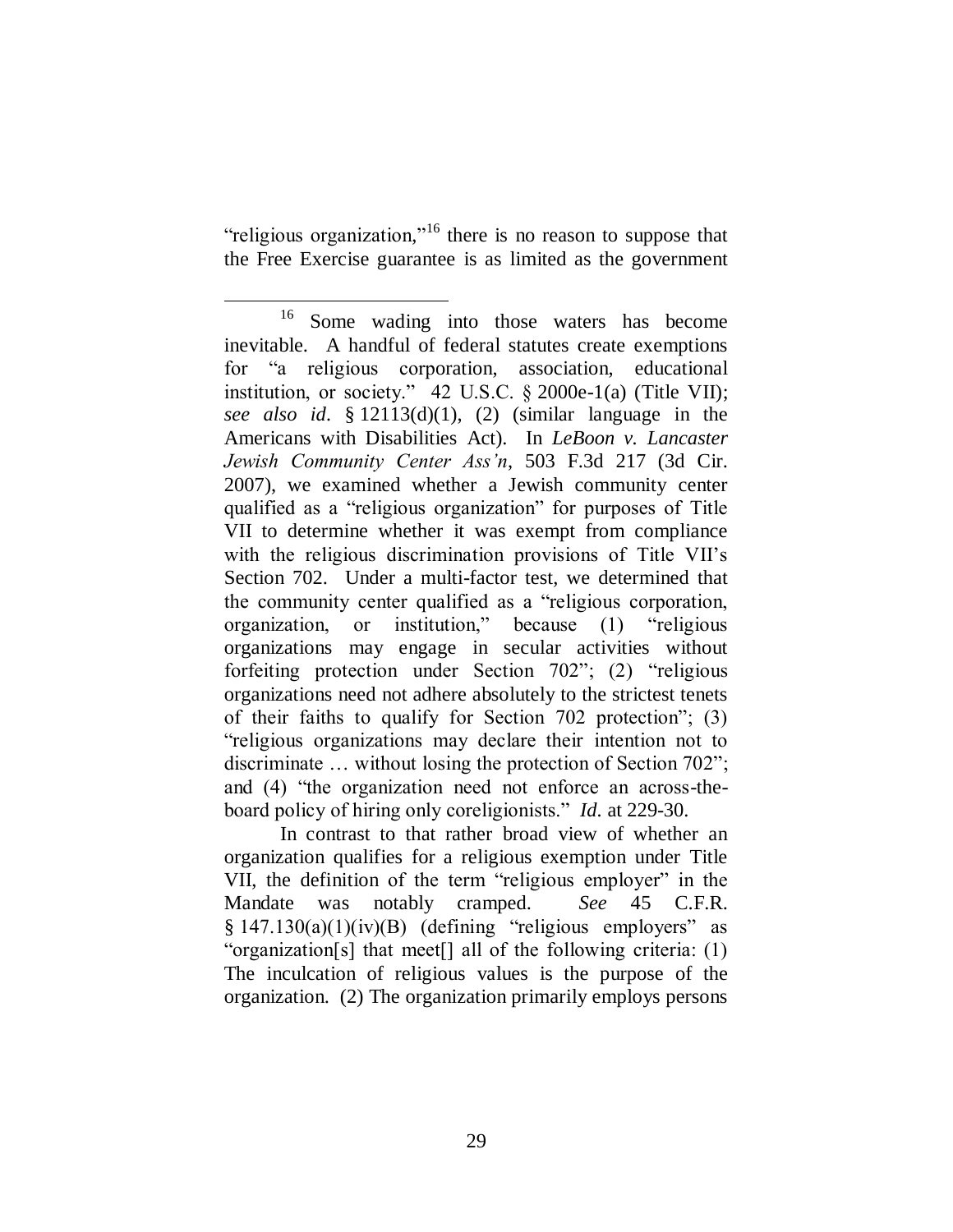"religious organization,"[16] there is no reason to suppose that the Free Exercise guarantee is as limited as the government

---

[16] Some wading into those waters has become inevitable. A handful of federal statutes create exemptions for "a religious corporation, association, educational institution, or society." 42 U.S.C. § 2000e-1(a) (Title VII); *see also id*. § 12113(d)(1), (2) (similar language in the Americans with Disabilities Act). In *LeBoon v. Lancaster Jewish Community Center Ass'n*, 503 F.3d 217 (3d Cir. 2007), we examined whether a Jewish community center qualified as a "religious organization" for purposes of Title VII to determine whether it was exempt from compliance with the religious discrimination provisions of Title VII's Section 702. Under a multi-factor test, we determined that the community center qualified as a "religious corporation, organization, or institution," because (1) "religious organizations may engage in secular activities without forfeiting protection under Section 702"; (2) "religious organizations need not adhere absolutely to the strictest tenets of their faiths to qualify for Section 702 protection"; (3) "religious organizations may declare their intention not to discriminate … without losing the protection of Section 702"; and (4) "the organization need not enforce an across-the-board policy of hiring only coreligionists." *Id.* at 229-30.

In contrast to that rather broad view of whether an organization qualifies for a religious exemption under Title VII, the definition of the term "religious employer" in the Mandate was notably cramped. *See* 45 C.F.R. § 147.130(a)(1)(iv)(B) (defining "religious employers" as "organization[s] that meet[] all of the following criteria: (1) The inculcation of religious values is the purpose of the organization. (2) The organization primarily employs persons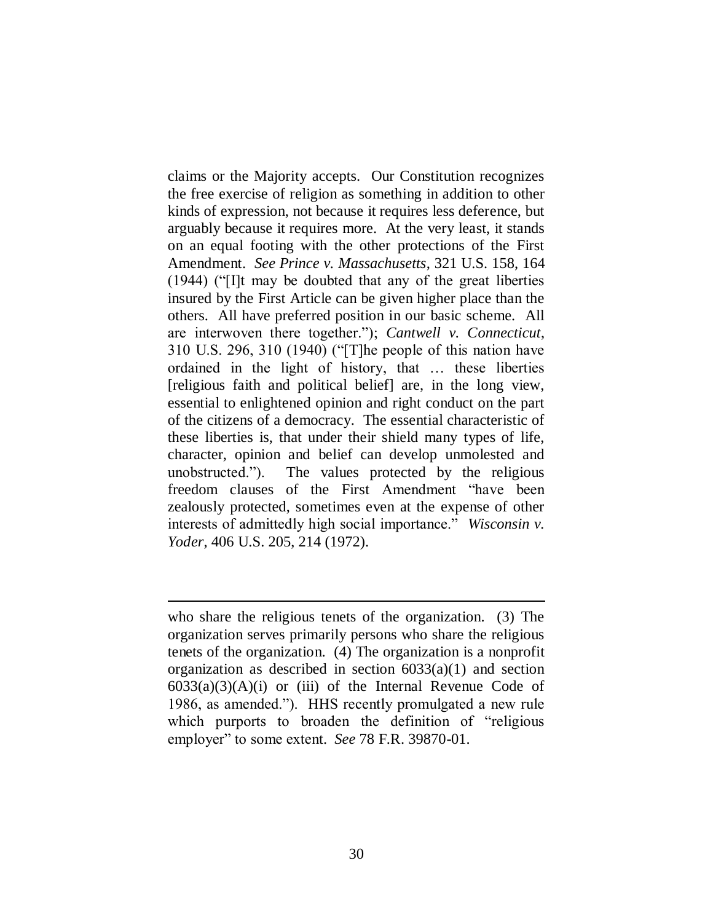claims or the Majority accepts. Our Constitution recognizes the free exercise of religion as something in addition to other kinds of expression, not because it requires less deference, but arguably because it requires more. At the very least, it stands on an equal footing with the other protections of the First Amendment. *See Prince v. Massachusetts*, 321 U.S. 158, 164 (1944) ("[I]t may be doubted that any of the great liberties insured by the First Article can be given higher place than the others. All have preferred position in our basic scheme. All are interwoven there together."); *Cantwell v. Connecticut*, 310 U.S. 296, 310 (1940) ("[T]he people of this nation have ordained in the light of history, that … these liberties [religious faith and political belief] are, in the long view, essential to enlightened opinion and right conduct on the part of the citizens of a democracy. The essential characteristic of these liberties is, that under their shield many types of life, character, opinion and belief can develop unmolested and unobstructed."). The values protected by the religious freedom clauses of the First Amendment "have been zealously protected, sometimes even at the expense of other interests of admittedly high social importance." *Wisconsin v. Yoder*, 406 U.S. 205, 214 (1972).

---

who share the religious tenets of the organization. (3) The organization serves primarily persons who share the religious tenets of the organization. (4) The organization is a nonprofit organization as described in section 6033(a)(1) and section 6033(a)(3)(A)(i) or (iii) of the Internal Revenue Code of 1986, as amended."). HHS recently promulgated a new rule which purports to broaden the definition of "religious employer" to some extent. *See* 78 F.R. 39870-01.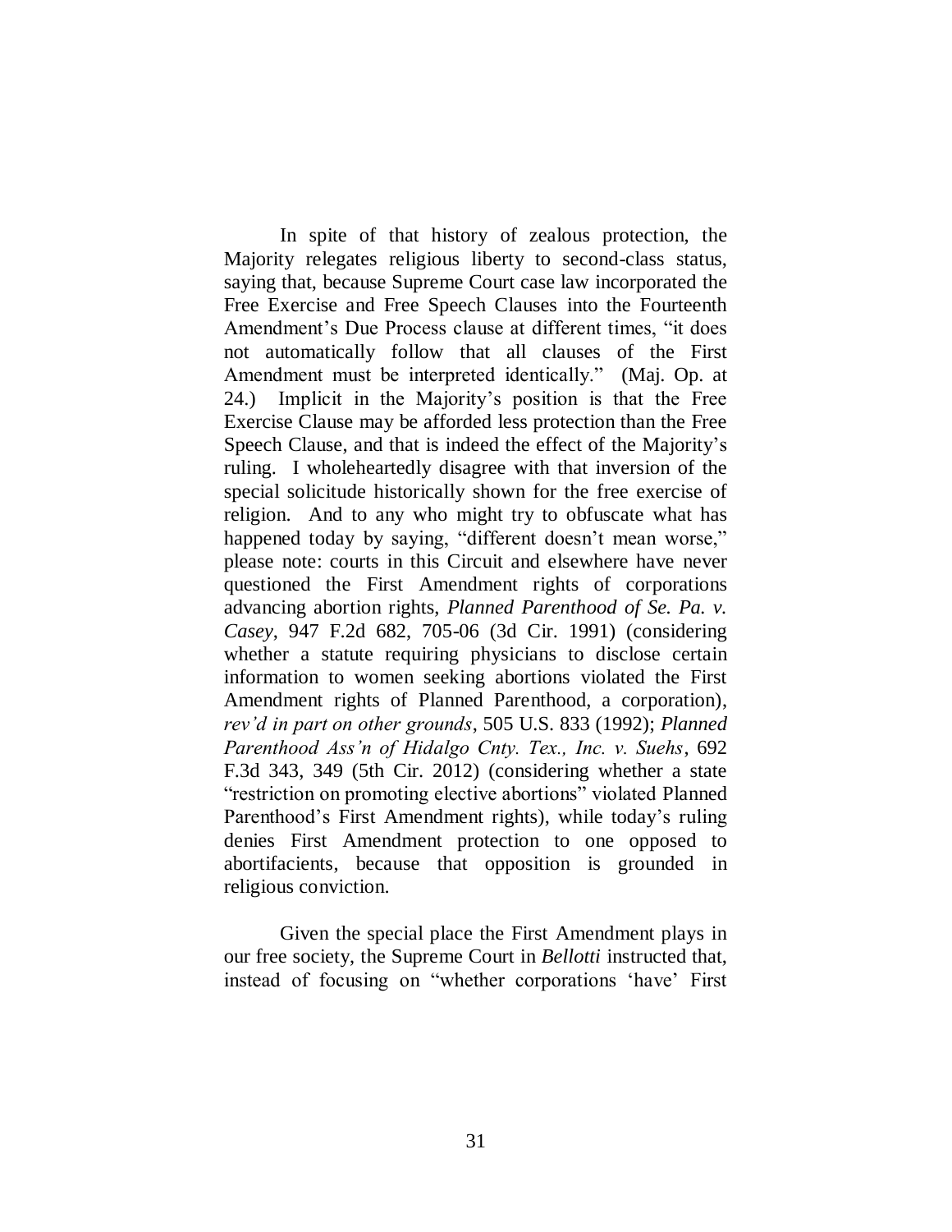In spite of that history of zealous protection, the Majority relegates religious liberty to second-class status, saying that, because Supreme Court case law incorporated the Free Exercise and Free Speech Clauses into the Fourteenth Amendment's Due Process clause at different times, "it does not automatically follow that all clauses of the First Amendment must be interpreted identically." (Maj. Op. at 24.) Implicit in the Majority's position is that the Free Exercise Clause may be afforded less protection than the Free Speech Clause, and that is indeed the effect of the Majority's ruling. I wholeheartedly disagree with that inversion of the special solicitude historically shown for the free exercise of religion. And to any who might try to obfuscate what has happened today by saying, "different doesn't mean worse," please note: courts in this Circuit and elsewhere have never questioned the First Amendment rights of corporations advancing abortion rights, *Planned Parenthood of Se. Pa. v. Casey*, 947 F.2d 682, 705-06 (3d Cir. 1991) (considering whether a statute requiring physicians to disclose certain information to women seeking abortions violated the First Amendment rights of Planned Parenthood, a corporation), *rev'd in part on other grounds*, 505 U.S. 833 (1992); *Planned Parenthood Ass'n of Hidalgo Cnty. Tex., Inc. v. Suehs*, 692 F.3d 343, 349 (5th Cir. 2012) (considering whether a state "restriction on promoting elective abortions" violated Planned Parenthood's First Amendment rights), while today's ruling denies First Amendment protection to one opposed to abortifacients, because that opposition is grounded in religious conviction.

Given the special place the First Amendment plays in our free society, the Supreme Court in *Bellotti* instructed that, instead of focusing on "whether corporations 'have' First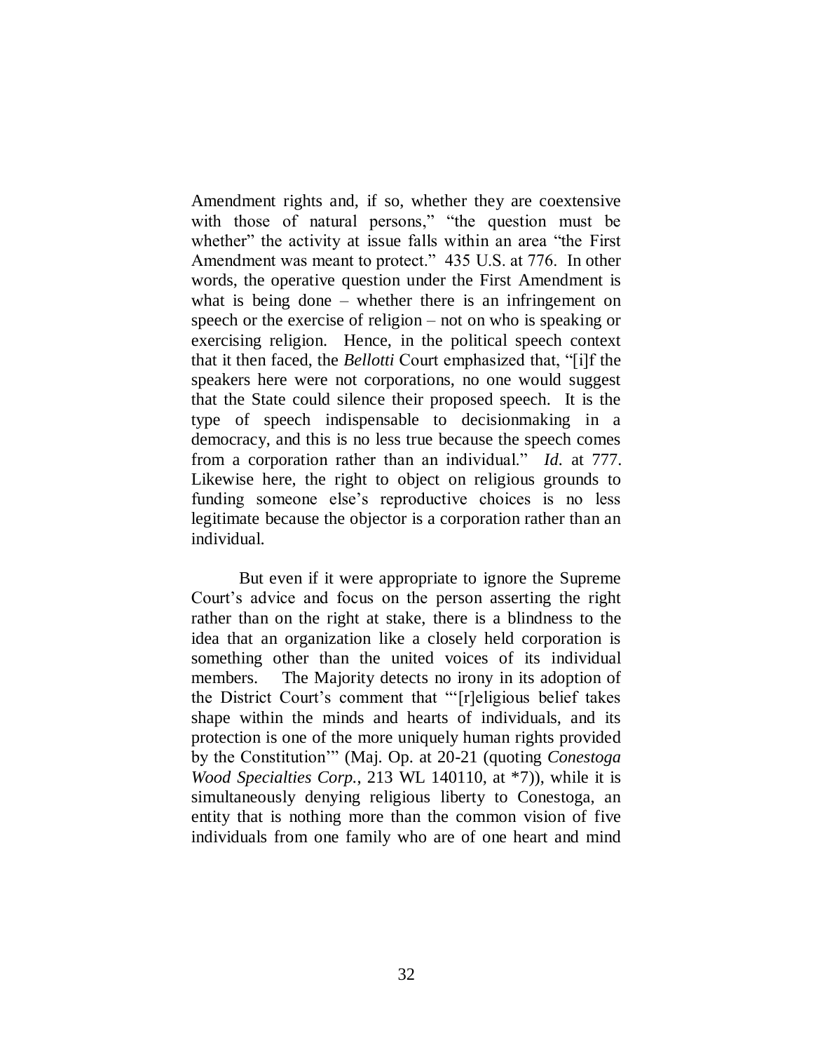Amendment rights and, if so, whether they are coextensive with those of natural persons," "the question must be whether" the activity at issue falls within an area "the First Amendment was meant to protect." 435 U.S. at 776. In other words, the operative question under the First Amendment is what is being done – whether there is an infringement on speech or the exercise of religion – not on who is speaking or exercising religion. Hence, in the political speech context that it then faced, the *Bellotti* Court emphasized that, "[i]f the speakers here were not corporations, no one would suggest that the State could silence their proposed speech. It is the type of speech indispensable to decisionmaking in a democracy, and this is no less true because the speech comes from a corporation rather than an individual." *Id.* at 777. Likewise here, the right to object on religious grounds to funding someone else's reproductive choices is no less legitimate because the objector is a corporation rather than an individual.

But even if it were appropriate to ignore the Supreme Court's advice and focus on the person asserting the right rather than on the right at stake, there is a blindness to the idea that an organization like a closely held corporation is something other than the united voices of its individual members. The Majority detects no irony in its adoption of the District Court's comment that "'[r]eligious belief takes shape within the minds and hearts of individuals, and its protection is one of the more uniquely human rights provided by the Constitution'" (Maj. Op. at 20-21 (quoting *Conestoga Wood Specialties Corp.*, 213 WL 140110, at *7)), while it is simultaneously denying religious liberty to Conestoga, an entity that is nothing more than the common vision of five individuals from one family who are of one heart and mind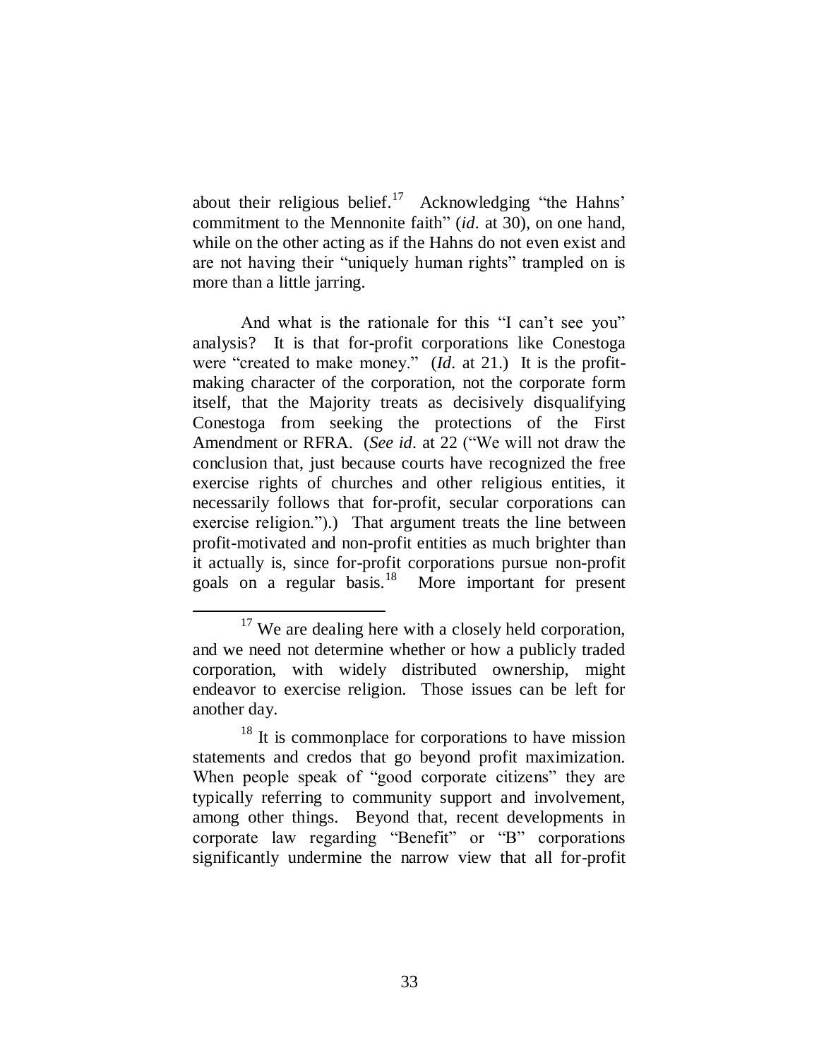about their religious belief.[17] Acknowledging "the Hahns' commitment to the Mennonite faith" (*id*. at 30), on one hand, while on the other acting as if the Hahns do not even exist and are not having their "uniquely human rights" trampled on is more than a little jarring.

And what is the rationale for this "I can't see you" analysis? It is that for-profit corporations like Conestoga were "created to make money." (*Id*. at 21.) It is the profit-making character of the corporation, not the corporate form itself, that the Majority treats as decisively disqualifying Conestoga from seeking the protections of the First Amendment or RFRA. (*See id*. at 22 ("We will not draw the conclusion that, just because courts have recognized the free exercise rights of churches and other religious entities, it necessarily follows that for-profit, secular corporations can exercise religion.").) That argument treats the line between profit-motivated and non-profit entities as much brighter than it actually is, since for-profit corporations pursue non-profit goals on a regular basis.[18] More important for present

---

[17] We are dealing here with a closely held corporation, and we need not determine whether or how a publicly traded corporation, with widely distributed ownership, might endeavor to exercise religion. Those issues can be left for another day.

[18] It is commonplace for corporations to have mission statements and credos that go beyond profit maximization. When people speak of "good corporate citizens" they are typically referring to community support and involvement, among other things. Beyond that, recent developments in corporate law regarding "Benefit" or "B" corporations significantly undermine the narrow view that all for-profit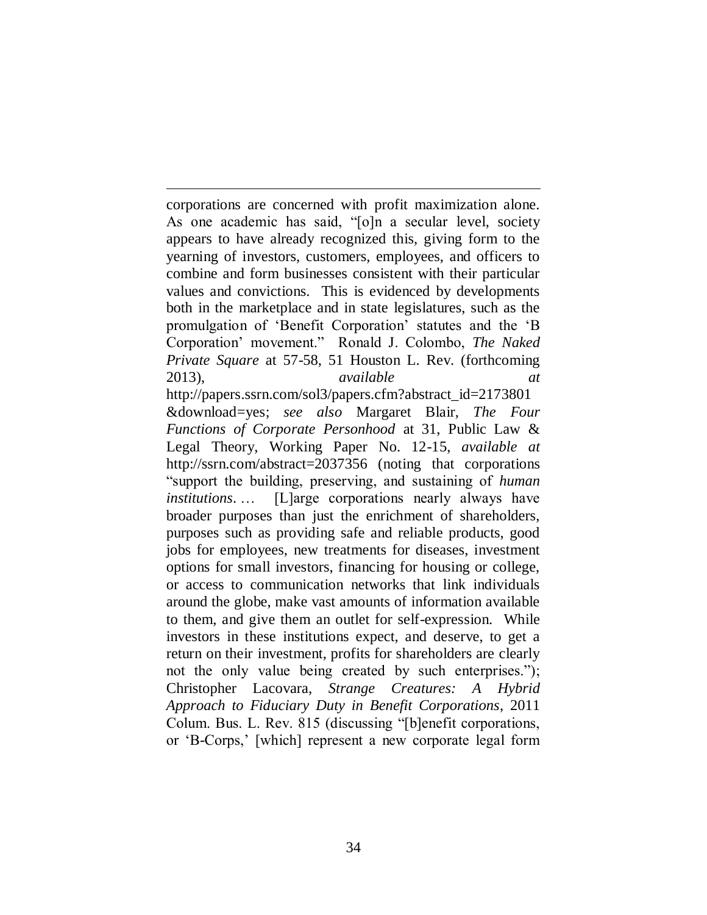corporations are concerned with profit maximization alone. As one academic has said, "[o]n a secular level, society appears to have already recognized this, giving form to the yearning of investors, customers, employees, and officers to combine and form businesses consistent with their particular values and convictions. This is evidenced by developments both in the marketplace and in state legislatures, such as the promulgation of 'Benefit Corporation' statutes and the 'B Corporation' movement." Ronald J. Colombo, *The Naked Private Square* at 57-58, 51 Houston L. Rev. (forthcoming 2013), *available at* http://papers.ssrn.com/sol3/papers.cfm?abstract_id=2173801&download=yes; *see also* Margaret Blair, *The Four Functions of Corporate Personhood* at 31, Public Law & Legal Theory, Working Paper No. 12-15, *available at* http://ssrn.com/abstract=2037356 (noting that corporations "support the building, preserving, and sustaining of *human institutions*. … [L]arge corporations nearly always have broader purposes than just the enrichment of shareholders, purposes such as providing safe and reliable products, good jobs for employees, new treatments for diseases, investment options for small investors, financing for housing or college, or access to communication networks that link individuals around the globe, make vast amounts of information available to them, and give them an outlet for self-expression. While investors in these institutions expect, and deserve, to get a return on their investment, profits for shareholders are clearly not the only value being created by such enterprises."); Christopher Lacovara, *Strange Creatures: A Hybrid Approach to Fiduciary Duty in Benefit Corporations*, 2011 Colum. Bus. L. Rev. 815 (discussing "[b]enefit corporations, or 'B-Corps,' [which] represent a new corporate legal form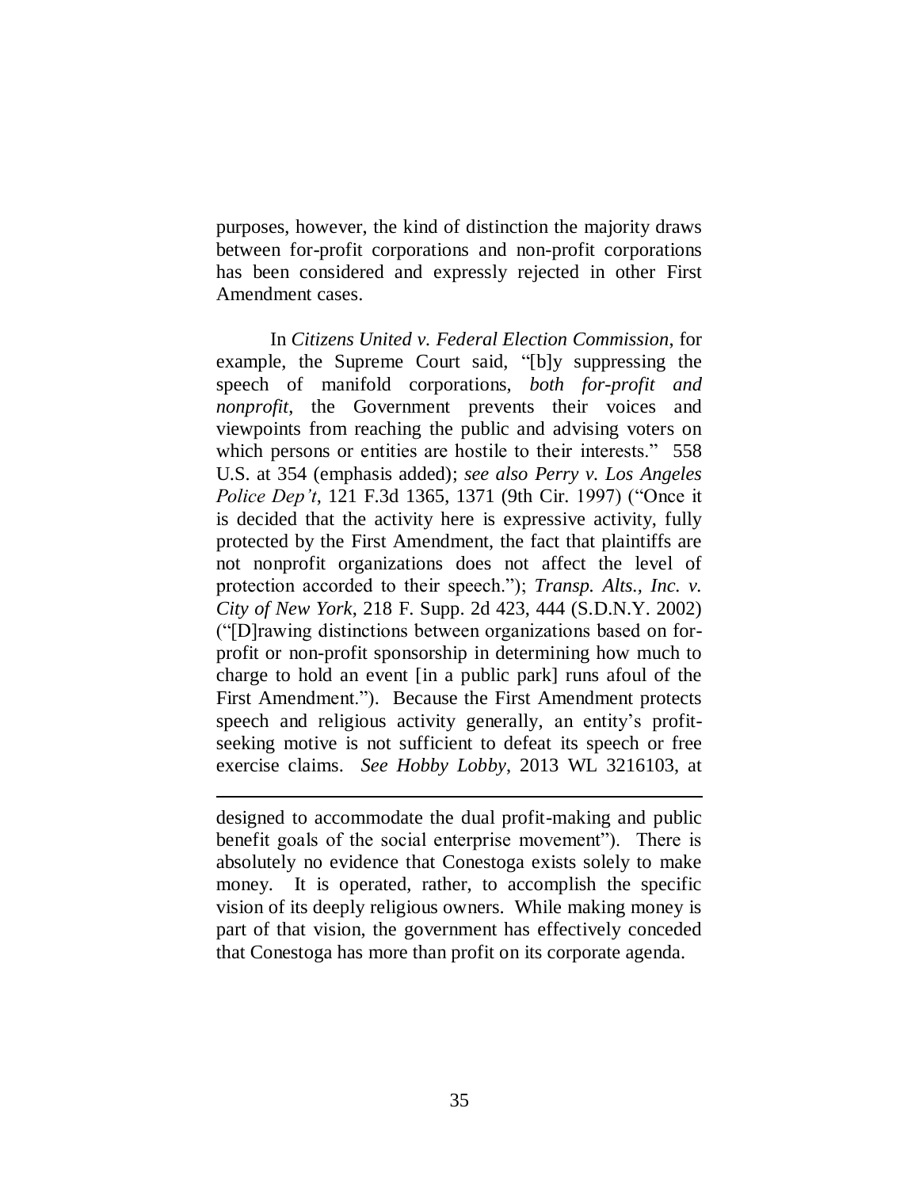purposes, however, the kind of distinction the majority draws between for-profit corporations and non-profit corporations has been considered and expressly rejected in other First Amendment cases.

In *Citizens United v. Federal Election Commission*, for example, the Supreme Court said, "[b]y suppressing the speech of manifold corporations, *both for-profit and nonprofit*, the Government prevents their voices and viewpoints from reaching the public and advising voters on which persons or entities are hostile to their interests." 558 U.S. at 354 (emphasis added); *see also Perry v. Los Angeles Police Dep't*, 121 F.3d 1365, 1371 (9th Cir. 1997) ("Once it is decided that the activity here is expressive activity, fully protected by the First Amendment, the fact that plaintiffs are not nonprofit organizations does not affect the level of protection accorded to their speech."); *Transp. Alts., Inc. v. City of New York*, 218 F. Supp. 2d 423, 444 (S.D.N.Y. 2002) ("[D]rawing distinctions between organizations based on for-profit or non-profit sponsorship in determining how much to charge to hold an event [in a public park] runs afoul of the First Amendment."). Because the First Amendment protects speech and religious activity generally, an entity's profit-seeking motive is not sufficient to defeat its speech or free exercise claims. *See Hobby Lobby*, 2013 WL 3216103, at

---

designed to accommodate the dual profit-making and public benefit goals of the social enterprise movement"). There is absolutely no evidence that Conestoga exists solely to make money. It is operated, rather, to accomplish the specific vision of its deeply religious owners. While making money is part of that vision, the government has effectively conceded that Conestoga has more than profit on its corporate agenda.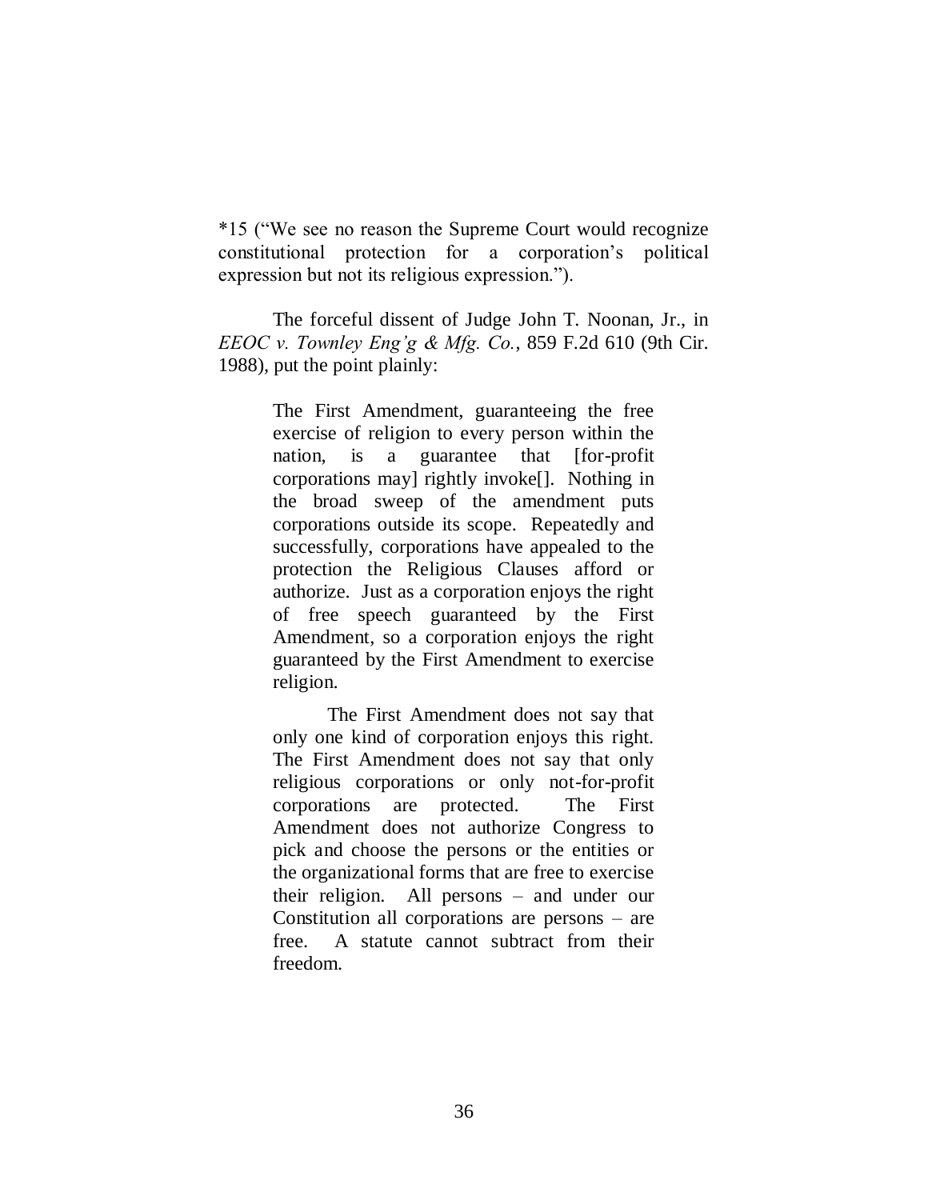*15 ("We see no reason the Supreme Court would recognize constitutional protection for a corporation's political expression but not its religious expression.").

The forceful dissent of Judge John T. Noonan, Jr., in *EEOC v. Townley Eng'g & Mfg. Co.*, 859 F.2d 610 (9th Cir. 1988), put the point plainly:

> The First Amendment, guaranteeing the free exercise of religion to every person within the nation, is a guarantee that [for-profit corporations may] rightly invoke[]. Nothing in the broad sweep of the amendment puts corporations outside its scope. Repeatedly and successfully, corporations have appealed to the protection the Religious Clauses afford or authorize. Just as a corporation enjoys the right of free speech guaranteed by the First Amendment, so a corporation enjoys the right guaranteed by the First Amendment to exercise religion.
>
> The First Amendment does not say that only one kind of corporation enjoys this right. The First Amendment does not say that only religious corporations or only not-for-profit corporations are protected. The First Amendment does not authorize Congress to pick and choose the persons or the entities or the organizational forms that are free to exercise their religion. All persons – and under our Constitution all corporations are persons – are free. A statute cannot subtract from their freedom.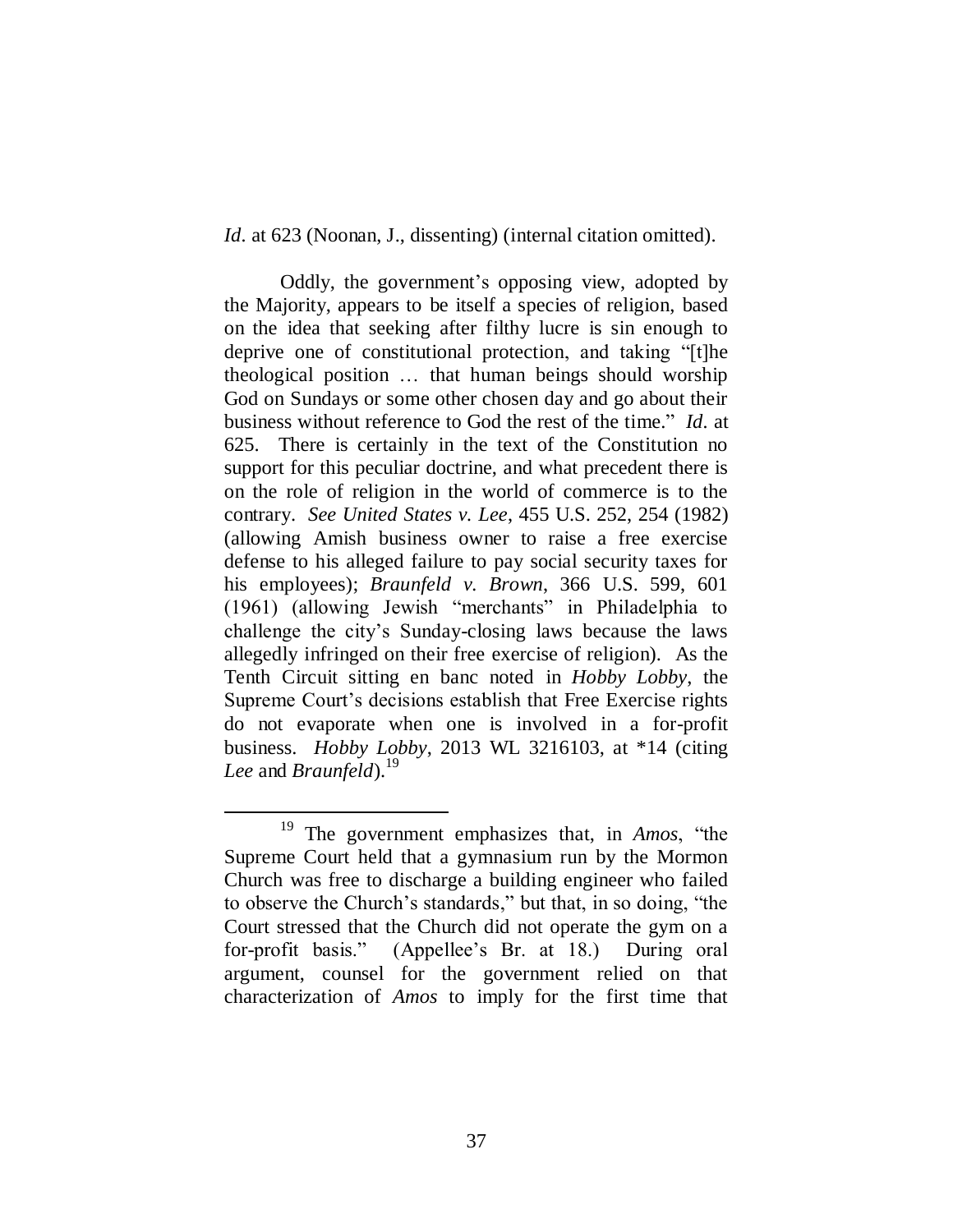*Id*. at 623 (Noonan, J., dissenting) (internal citation omitted).

Oddly, the government's opposing view, adopted by the Majority, appears to be itself a species of religion, based on the idea that seeking after filthy lucre is sin enough to deprive one of constitutional protection, and taking "[t]he theological position … that human beings should worship God on Sundays or some other chosen day and go about their business without reference to God the rest of the time." *Id*. at 625. There is certainly in the text of the Constitution no support for this peculiar doctrine, and what precedent there is on the role of religion in the world of commerce is to the contrary. *See United States v. Lee*, 455 U.S. 252, 254 (1982) (allowing Amish business owner to raise a free exercise defense to his alleged failure to pay social security taxes for his employees); *Braunfeld v. Brown*, 366 U.S. 599, 601 (1961) (allowing Jewish "merchants" in Philadelphia to challenge the city's Sunday-closing laws because the laws allegedly infringed on their free exercise of religion). As the Tenth Circuit sitting en banc noted in *Hobby Lobby*, the Supreme Court's decisions establish that Free Exercise rights do not evaporate when one is involved in a for-profit business. *Hobby Lobby*, 2013 WL 3216103, at *14 (citing *Lee* and *Braunfeld*).[19]

---

[19] The government emphasizes that, in *Amos*, "the Supreme Court held that a gymnasium run by the Mormon Church was free to discharge a building engineer who failed to observe the Church's standards," but that, in so doing, "the Court stressed that the Church did not operate the gym on a for-profit basis." (Appellee's Br. at 18.) During oral argument, counsel for the government relied on that characterization of *Amos* to imply for the first time that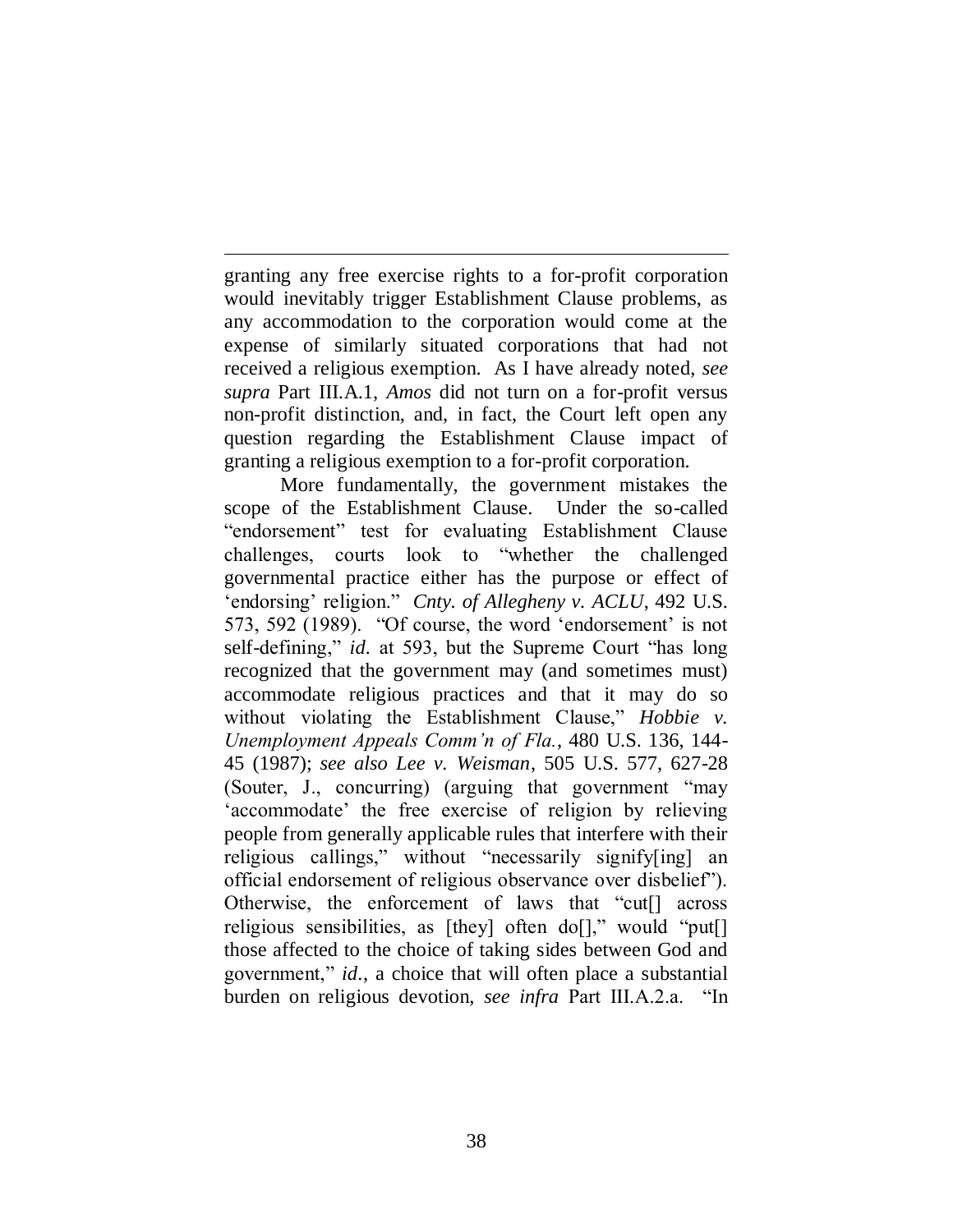granting any free exercise rights to a for-profit corporation would inevitably trigger Establishment Clause problems, as any accommodation to the corporation would come at the expense of similarly situated corporations that had not received a religious exemption. As I have already noted, *see supra* Part III.A.1, *Amos* did not turn on a for-profit versus non-profit distinction, and, in fact, the Court left open any question regarding the Establishment Clause impact of granting a religious exemption to a for-profit corporation.

More fundamentally, the government mistakes the scope of the Establishment Clause. Under the so-called "endorsement" test for evaluating Establishment Clause challenges, courts look to "whether the challenged governmental practice either has the purpose or effect of 'endorsing' religion." *Cnty. of Allegheny v. ACLU*, 492 U.S. 573, 592 (1989). "Of course, the word 'endorsement' is not self-defining," *id.* at 593, but the Supreme Court "has long recognized that the government may (and sometimes must) accommodate religious practices and that it may do so without violating the Establishment Clause," *Hobbie v. Unemployment Appeals Comm'n of Fla.*, 480 U.S. 136, 144-45 (1987); *see also Lee v. Weisman*, 505 U.S. 577, 627-28 (Souter, J., concurring) (arguing that government "may 'accommodate' the free exercise of religion by relieving people from generally applicable rules that interfere with their religious callings," without "necessarily signify[ing] an official endorsement of religious observance over disbelief"). Otherwise, the enforcement of laws that "cut[] across religious sensibilities, as [they] often do[]," would "put[] those affected to the choice of taking sides between God and government," *id.*, a choice that will often place a substantial burden on religious devotion, *see infra* Part III.A.2.a. "In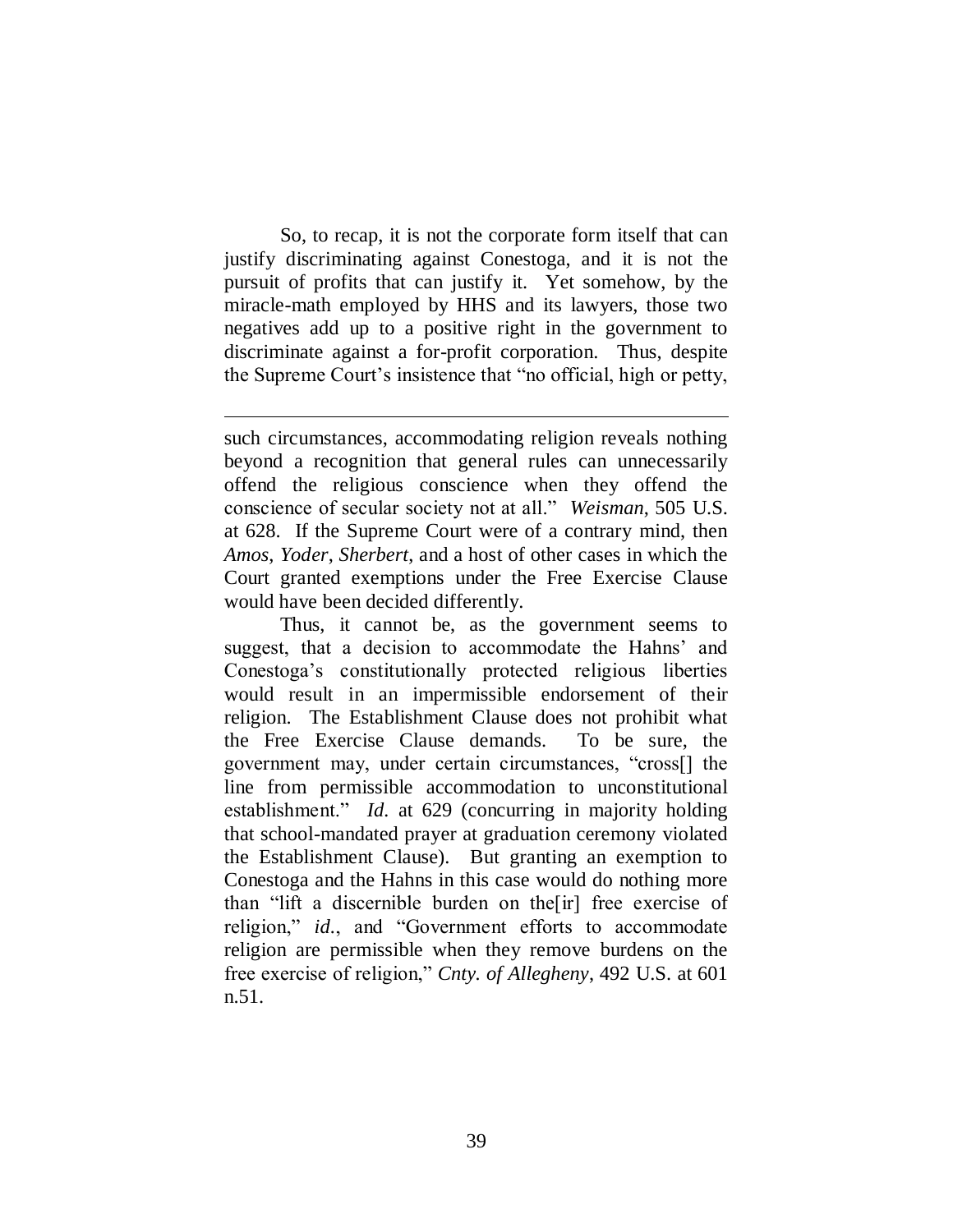So, to recap, it is not the corporate form itself that can justify discriminating against Conestoga, and it is not the pursuit of profits that can justify it. Yet somehow, by the miracle-math employed by HHS and its lawyers, those two negatives add up to a positive right in the government to discriminate against a for-profit corporation. Thus, despite the Supreme Court's insistence that "no official, high or petty,

---

such circumstances, accommodating religion reveals nothing beyond a recognition that general rules can unnecessarily offend the religious conscience when they offend the conscience of secular society not at all." *Weisman*, 505 U.S. at 628. If the Supreme Court were of a contrary mind, then *Amos*, *Yoder*, *Sherbert*, and a host of other cases in which the Court granted exemptions under the Free Exercise Clause would have been decided differently.

Thus, it cannot be, as the government seems to suggest, that a decision to accommodate the Hahns' and Conestoga's constitutionally protected religious liberties would result in an impermissible endorsement of their religion. The Establishment Clause does not prohibit what the Free Exercise Clause demands. To be sure, the government may, under certain circumstances, "cross[] the line from permissible accommodation to unconstitutional establishment." *Id.* at 629 (concurring in majority holding that school-mandated prayer at graduation ceremony violated the Establishment Clause). But granting an exemption to Conestoga and the Hahns in this case would do nothing more than "lift a discernible burden on the[ir] free exercise of religion," *id.*, and "Government efforts to accommodate religion are permissible when they remove burdens on the free exercise of religion," *Cnty. of Allegheny*, 492 U.S. at 601 n.51.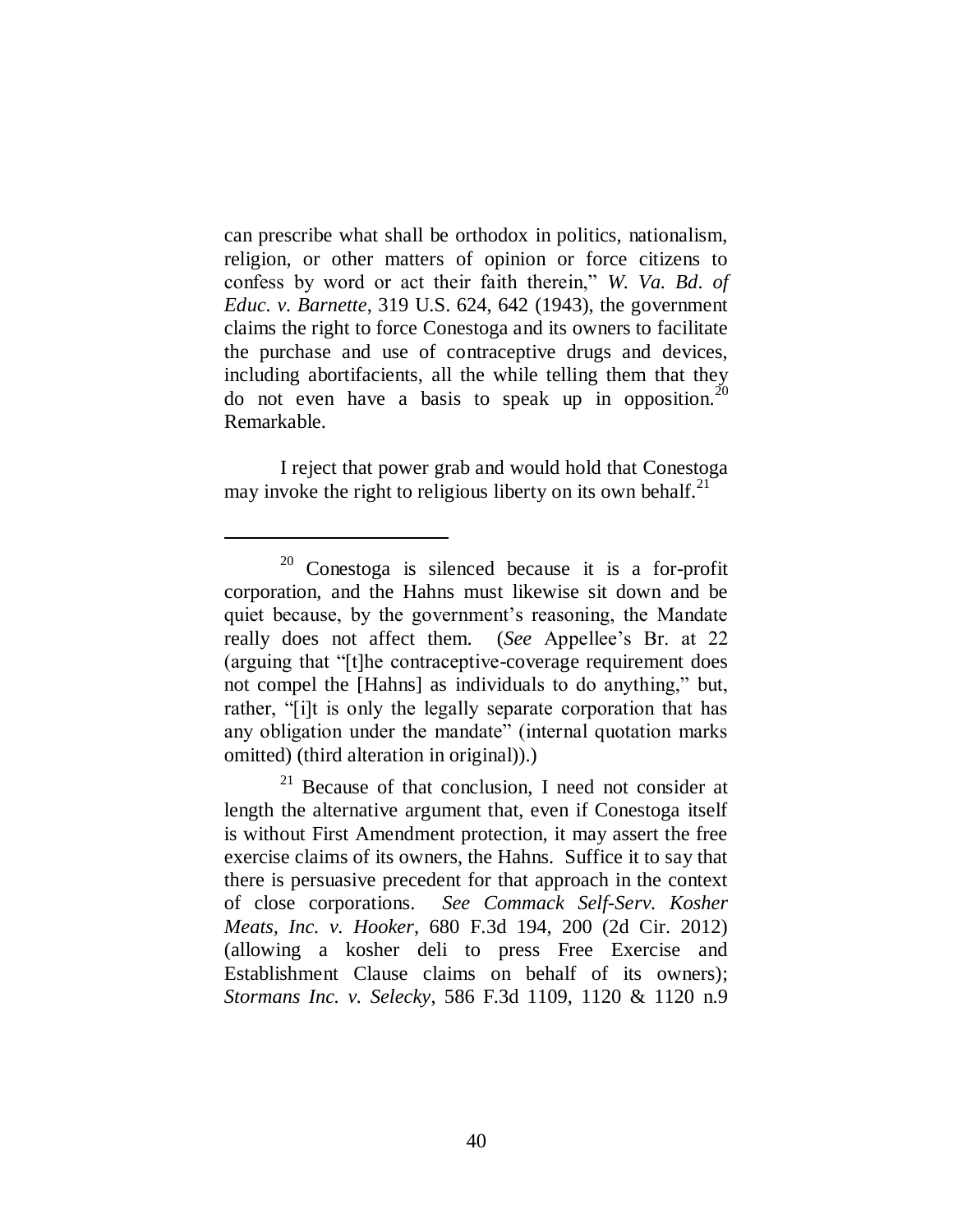can prescribe what shall be orthodox in politics, nationalism, religion, or other matters of opinion or force citizens to confess by word or act their faith therein," *W. Va. Bd. of Educ. v. Barnette*, 319 U.S. 624, 642 (1943), the government claims the right to force Conestoga and its owners to facilitate the purchase and use of contraceptive drugs and devices, including abortifacients, all the while telling them that they do not even have a basis to speak up in opposition.[20] Remarkable.

I reject that power grab and would hold that Conestoga may invoke the right to religious liberty on its own behalf.[21]

---

[20] Conestoga is silenced because it is a for-profit corporation, and the Hahns must likewise sit down and be quiet because, by the government's reasoning, the Mandate really does not affect them. (*See* Appellee's Br. at 22 (arguing that "[t]he contraceptive-coverage requirement does not compel the [Hahns] as individuals to do anything," but, rather, "[i]t is only the legally separate corporation that has any obligation under the mandate" (internal quotation marks omitted) (third alteration in original)).)

[21] Because of that conclusion, I need not consider at length the alternative argument that, even if Conestoga itself is without First Amendment protection, it may assert the free exercise claims of its owners, the Hahns. Suffice it to say that there is persuasive precedent for that approach in the context of close corporations. *See Commack Self-Serv. Kosher Meats, Inc. v. Hooker*, 680 F.3d 194, 200 (2d Cir. 2012) (allowing a kosher deli to press Free Exercise and Establishment Clause claims on behalf of its owners); *Stormans Inc. v. Selecky*, 586 F.3d 1109, 1120 & 1120 n.9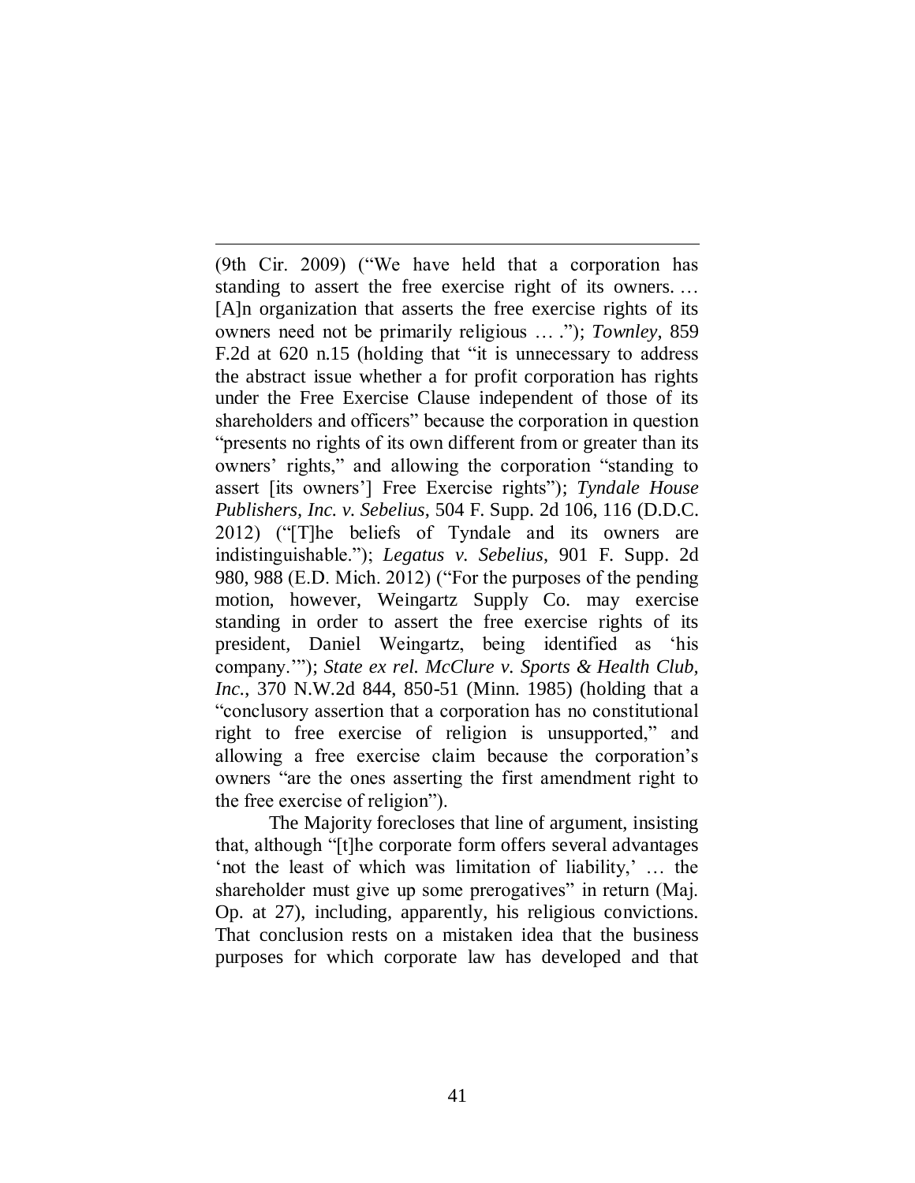(9th Cir. 2009) ("We have held that a corporation has standing to assert the free exercise right of its owners. … [A]n organization that asserts the free exercise rights of its owners need not be primarily religious … ."); *Townley*, 859 F.2d at 620 n.15 (holding that "it is unnecessary to address the abstract issue whether a for profit corporation has rights under the Free Exercise Clause independent of those of its shareholders and officers" because the corporation in question "presents no rights of its own different from or greater than its owners' rights," and allowing the corporation "standing to assert [its owners'] Free Exercise rights"); *Tyndale House Publishers, Inc. v. Sebelius*, 504 F. Supp. 2d 106, 116 (D.D.C. 2012) ("[T]he beliefs of Tyndale and its owners are indistinguishable."); *Legatus v. Sebelius*, 901 F. Supp. 2d 980, 988 (E.D. Mich. 2012) ("For the purposes of the pending motion, however, Weingartz Supply Co. may exercise standing in order to assert the free exercise rights of its president, Daniel Weingartz, being identified as 'his company.'"); *State ex rel. McClure v. Sports & Health Club, Inc.*, 370 N.W.2d 844, 850-51 (Minn. 1985) (holding that a "conclusory assertion that a corporation has no constitutional right to free exercise of religion is unsupported," and allowing a free exercise claim because the corporation's owners "are the ones asserting the first amendment right to the free exercise of religion").

The Majority forecloses that line of argument, insisting that, although "[t]he corporate form offers several advantages 'not the least of which was limitation of liability,' … the shareholder must give up some prerogatives" in return (Maj. Op. at 27), including, apparently, his religious convictions. That conclusion rests on a mistaken idea that the business purposes for which corporate law has developed and that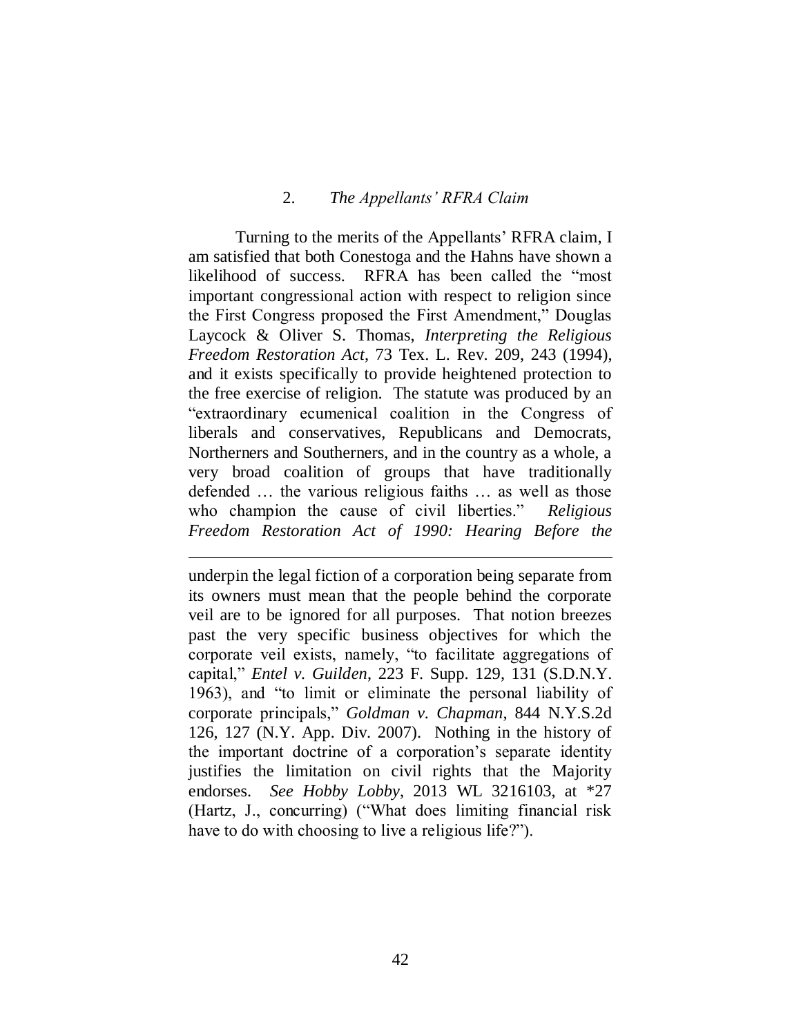### 2. *The Appellants' RFRA Claim*

Turning to the merits of the Appellants' RFRA claim, I am satisfied that both Conestoga and the Hahns have shown a likelihood of success. RFRA has been called the "most important congressional action with respect to religion since the First Congress proposed the First Amendment," Douglas Laycock & Oliver S. Thomas, *Interpreting the Religious Freedom Restoration Act*, 73 Tex. L. Rev. 209, 243 (1994), and it exists specifically to provide heightened protection to the free exercise of religion. The statute was produced by an "extraordinary ecumenical coalition in the Congress of liberals and conservatives, Republicans and Democrats, Northerners and Southerners, and in the country as a whole, a very broad coalition of groups that have traditionally defended … the various religious faiths … as well as those who champion the cause of civil liberties." *Religious Freedom Restoration Act of 1990: Hearing Before the*

---

underpin the legal fiction of a corporation being separate from its owners must mean that the people behind the corporate veil are to be ignored for all purposes. That notion breezes past the very specific business objectives for which the corporate veil exists, namely, "to facilitate aggregations of capital," *Entel v. Guilden*, 223 F. Supp. 129, 131 (S.D.N.Y. 1963), and "to limit or eliminate the personal liability of corporate principals," *Goldman v. Chapman*, 844 N.Y.S.2d 126, 127 (N.Y. App. Div. 2007). Nothing in the history of the important doctrine of a corporation's separate identity justifies the limitation on civil rights that the Majority endorses. *See Hobby Lobby*, 2013 WL 3216103, at *27 (Hartz, J., concurring) ("What does limiting financial risk have to do with choosing to live a religious life?").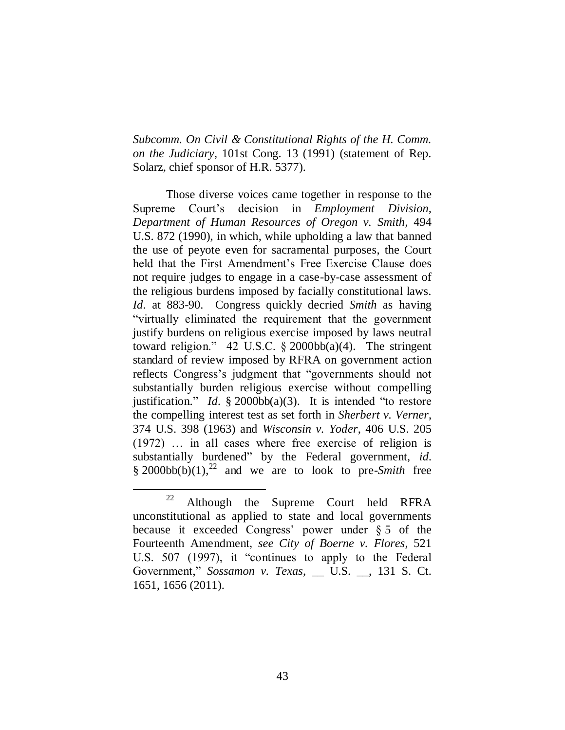*Subcomm. On Civil & Constitutional Rights of the H. Comm. on the Judiciary*, 101st Cong. 13 (1991) (statement of Rep. Solarz, chief sponsor of H.R. 5377).

Those diverse voices came together in response to the Supreme Court's decision in *Employment Division, Department of Human Resources of Oregon v. Smith*, 494 U.S. 872 (1990), in which, while upholding a law that banned the use of peyote even for sacramental purposes, the Court held that the First Amendment's Free Exercise Clause does not require judges to engage in a case-by-case assessment of the religious burdens imposed by facially constitutional laws. *Id*. at 883-90. Congress quickly decried *Smith* as having "virtually eliminated the requirement that the government justify burdens on religious exercise imposed by laws neutral toward religion." 42 U.S.C. § 2000bb(a)(4). The stringent standard of review imposed by RFRA on government action reflects Congress's judgment that "governments should not substantially burden religious exercise without compelling justification." *Id*. § 2000bb(a)(3). It is intended "to restore the compelling interest test as set forth in *Sherbert v. Verner*, 374 U.S. 398 (1963) and *Wisconsin v. Yoder*, 406 U.S. 205 (1972) … in all cases where free exercise of religion is substantially burdened" by the Federal government, *id*. § 2000bb(b)(1),[22] and we are to look to pre-*Smith* free

[22] Although the Supreme Court held RFRA unconstitutional as applied to state and local governments because it exceeded Congress' power under § 5 of the Fourteenth Amendment, *see City of Boerne v. Flores*, 521 U.S. 507 (1997), it "continues to apply to the Federal Government," *Sossamon v. Texas*, __ U.S. __, 131 S. Ct. 1651, 1656 (2011).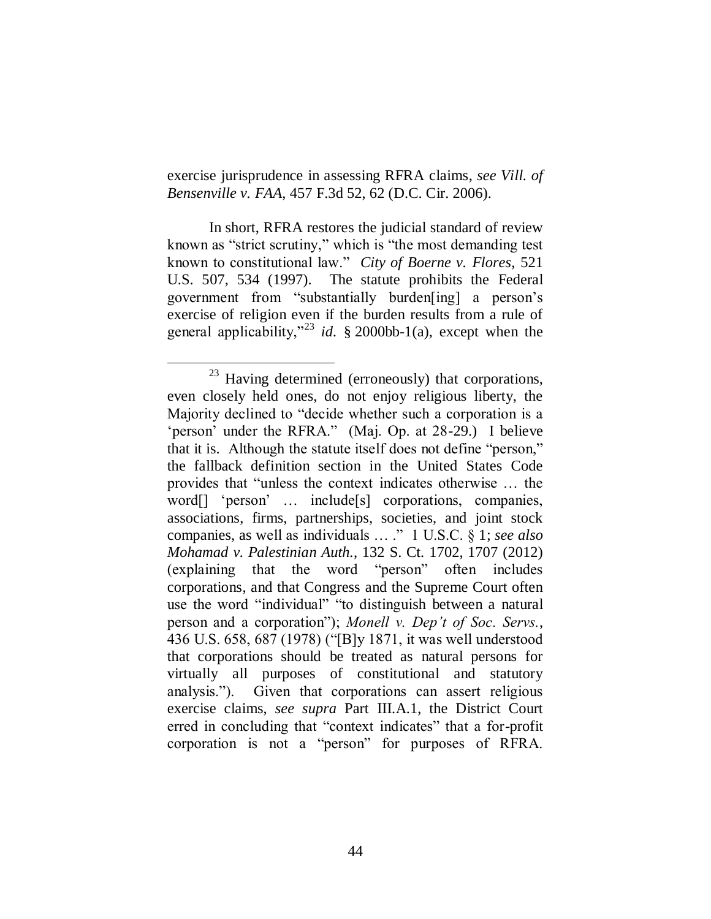exercise jurisprudence in assessing RFRA claims, *see Vill. of Bensenville v. FAA*, 457 F.3d 52, 62 (D.C. Cir. 2006).

In short, RFRA restores the judicial standard of review known as "strict scrutiny," which is "the most demanding test known to constitutional law." *City of Boerne v. Flores*, 521 U.S. 507, 534 (1997). The statute prohibits the Federal government from "substantially burden[ing] a person's exercise of religion even if the burden results from a rule of general applicability,"[23] *id.* § 2000bb-1(a), except when the

---

[23] Having determined (erroneously) that corporations, even closely held ones, do not enjoy religious liberty, the Majority declined to "decide whether such a corporation is a 'person' under the RFRA." (Maj. Op. at 28-29.) I believe that it is. Although the statute itself does not define "person," the fallback definition section in the United States Code provides that "unless the context indicates otherwise … the word[] 'person' … include[s] corporations, companies, associations, firms, partnerships, societies, and joint stock companies, as well as individuals … ." 1 U.S.C. § 1; *see also Mohamad v. Palestinian Auth.*, 132 S. Ct. 1702, 1707 (2012) (explaining that the word "person" often includes corporations, and that Congress and the Supreme Court often use the word "individual" "to distinguish between a natural person and a corporation"); *Monell v. Dep't of Soc. Servs.*, 436 U.S. 658, 687 (1978) ("[B]y 1871, it was well understood that corporations should be treated as natural persons for virtually all purposes of constitutional and statutory analysis."). Given that corporations can assert religious exercise claims, *see supra* Part III.A.1, the District Court erred in concluding that "context indicates" that a for-profit corporation is not a "person" for purposes of RFRA.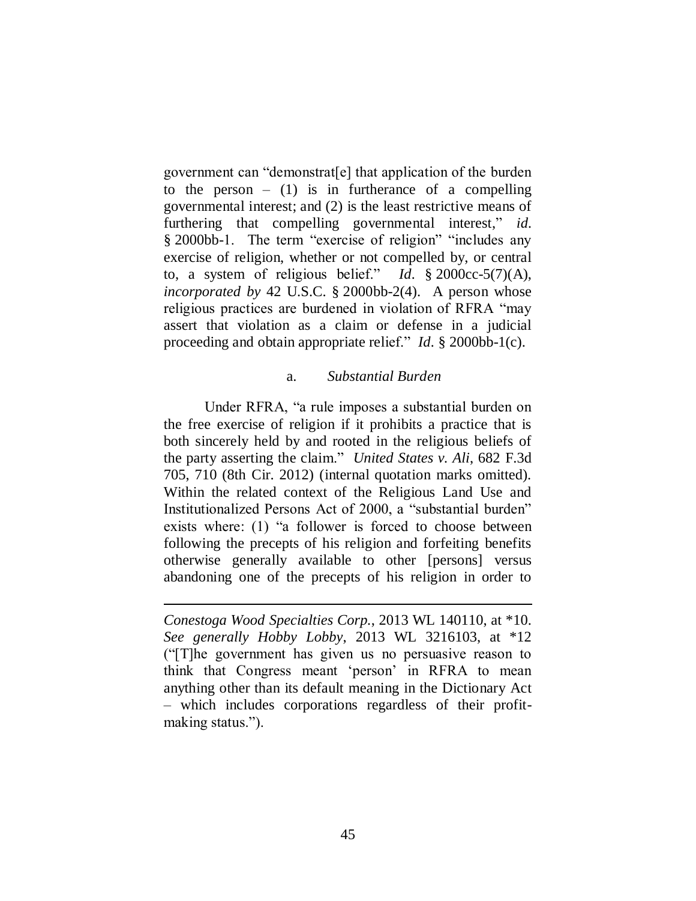government can "demonstrat[e] that application of the burden to the person – (1) is in furtherance of a compelling governmental interest; and (2) is the least restrictive means of furthering that compelling governmental interest," *id.* § 2000bb-1. The term "exercise of religion" "includes any exercise of religion, whether or not compelled by, or central to, a system of religious belief." *Id.* § 2000cc-5(7)(A), *incorporated by* 42 U.S.C. § 2000bb-2(4). A person whose religious practices are burdened in violation of RFRA "may assert that violation as a claim or defense in a judicial proceeding and obtain appropriate relief." *Id.* § 2000bb-1(c).

a. *Substantial Burden*

Under RFRA, "a rule imposes a substantial burden on the free exercise of religion if it prohibits a practice that is both sincerely held by and rooted in the religious beliefs of the party asserting the claim." *United States v. Ali*, 682 F.3d 705, 710 (8th Cir. 2012) (internal quotation marks omitted). Within the related context of the Religious Land Use and Institutionalized Persons Act of 2000, a "substantial burden" exists where: (1) "a follower is forced to choose between following the precepts of his religion and forfeiting benefits otherwise generally available to other [persons] versus abandoning one of the precepts of his religion in order to

---

*Conestoga Wood Specialties Corp.*, 2013 WL 140110, at *10. *See generally Hobby Lobby*, 2013 WL 3216103, at *12 ("[T]he government has given us no persuasive reason to think that Congress meant 'person' in RFRA to mean anything other than its default meaning in the Dictionary Act – which includes corporations regardless of their profit-making status.").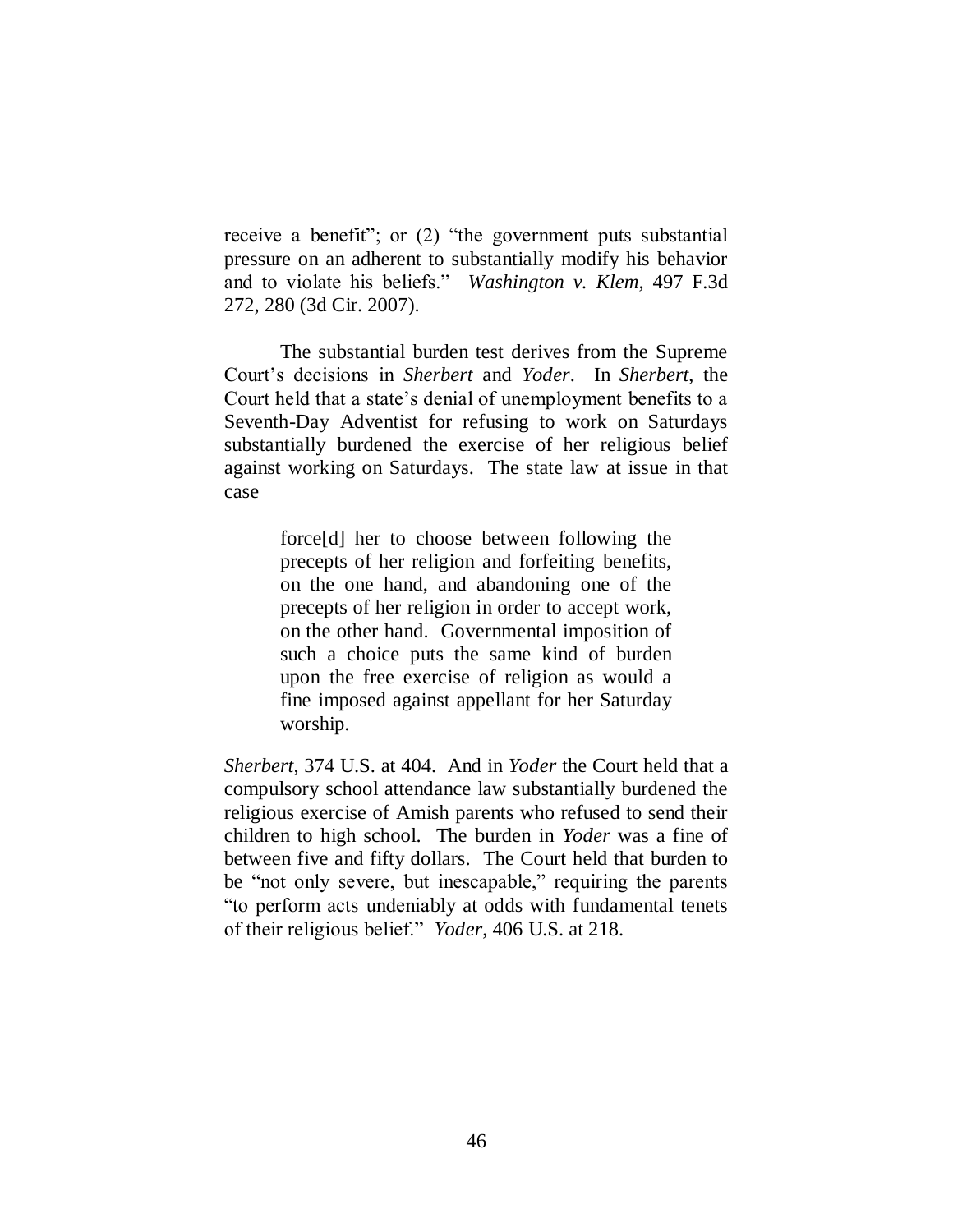receive a benefit"; or (2) "the government puts substantial pressure on an adherent to substantially modify his behavior and to violate his beliefs." *Washington v. Klem*, 497 F.3d 272, 280 (3d Cir. 2007).

The substantial burden test derives from the Supreme Court's decisions in *Sherbert* and *Yoder*. In *Sherbert*, the Court held that a state's denial of unemployment benefits to a Seventh-Day Adventist for refusing to work on Saturdays substantially burdened the exercise of her religious belief against working on Saturdays. The state law at issue in that case

> force[d] her to choose between following the precepts of her religion and forfeiting benefits, on the one hand, and abandoning one of the precepts of her religion in order to accept work, on the other hand. Governmental imposition of such a choice puts the same kind of burden upon the free exercise of religion as would a fine imposed against appellant for her Saturday worship.

*Sherbert*, 374 U.S. at 404. And in *Yoder* the Court held that a compulsory school attendance law substantially burdened the religious exercise of Amish parents who refused to send their children to high school. The burden in *Yoder* was a fine of between five and fifty dollars. The Court held that burden to be "not only severe, but inescapable," requiring the parents "to perform acts undeniably at odds with fundamental tenets of their religious belief." *Yoder*, 406 U.S. at 218.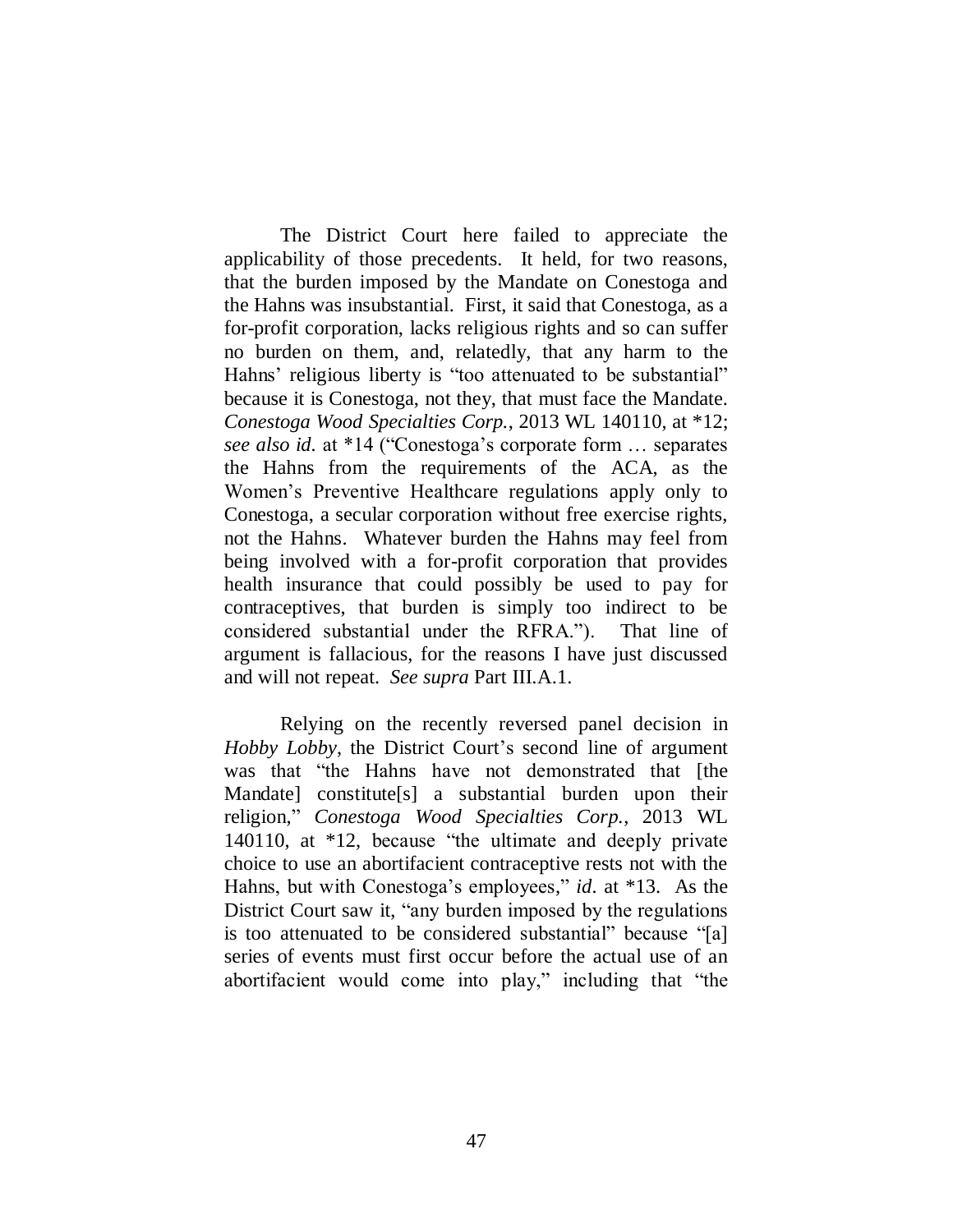The District Court here failed to appreciate the applicability of those precedents. It held, for two reasons, that the burden imposed by the Mandate on Conestoga and the Hahns was insubstantial. First, it said that Conestoga, as a for-profit corporation, lacks religious rights and so can suffer no burden on them, and, relatedly, that any harm to the Hahns' religious liberty is "too attenuated to be substantial" because it is Conestoga, not they, that must face the Mandate. *Conestoga Wood Specialties Corp.*, 2013 WL 140110, at *12; *see also id.* at *14 ("Conestoga's corporate form … separates the Hahns from the requirements of the ACA, as the Women's Preventive Healthcare regulations apply only to Conestoga, a secular corporation without free exercise rights, not the Hahns. Whatever burden the Hahns may feel from being involved with a for-profit corporation that provides health insurance that could possibly be used to pay for contraceptives, that burden is simply too indirect to be considered substantial under the RFRA."). That line of argument is fallacious, for the reasons I have just discussed and will not repeat. *See supra* Part III.A.1.

Relying on the recently reversed panel decision in *Hobby Lobby*, the District Court's second line of argument was that "the Hahns have not demonstrated that [the Mandate] constitute[s] a substantial burden upon their religion," *Conestoga Wood Specialties Corp.*, 2013 WL 140110, at *12, because "the ultimate and deeply private choice to use an abortifacient contraceptive rests not with the Hahns, but with Conestoga's employees," *id*. at *13. As the District Court saw it, "any burden imposed by the regulations is too attenuated to be considered substantial" because "[a] series of events must first occur before the actual use of an abortifacient would come into play," including that "the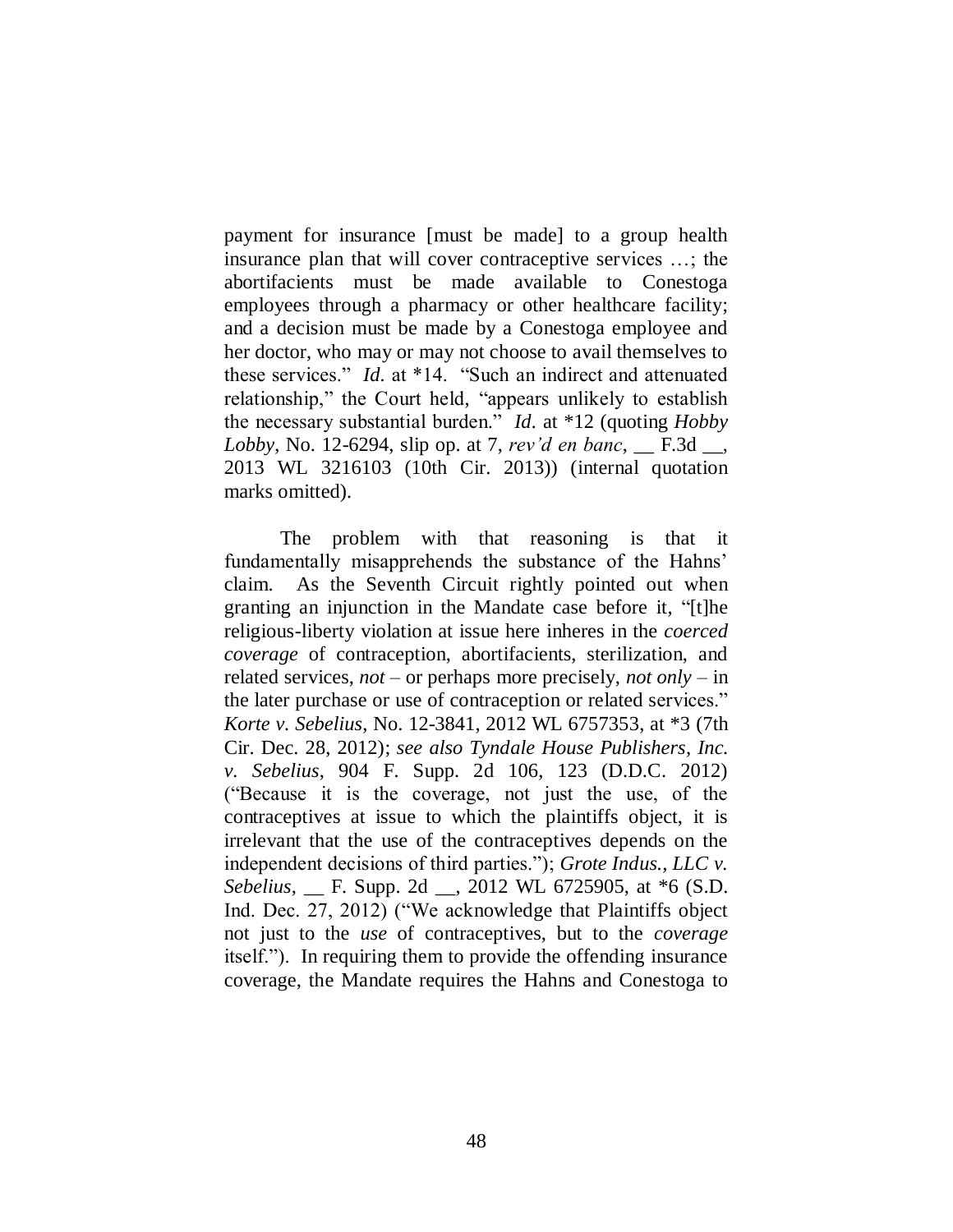payment for insurance [must be made] to a group health insurance plan that will cover contraceptive services …; the abortifacients must be made available to Conestoga employees through a pharmacy or other healthcare facility; and a decision must be made by a Conestoga employee and her doctor, who may or may not choose to avail themselves to these services." *Id.* at *14. "Such an indirect and attenuated relationship," the Court held, "appears unlikely to establish the necessary substantial burden." *Id.* at *12 (quoting *Hobby Lobby*, No. 12-6294, slip op. at 7, *rev'd en banc*, __ F.3d __, 2013 WL 3216103 (10th Cir. 2013)) (internal quotation marks omitted).

The problem with that reasoning is that it fundamentally misapprehends the substance of the Hahns' claim. As the Seventh Circuit rightly pointed out when granting an injunction in the Mandate case before it, "[t]he religious-liberty violation at issue here inheres in the *coerced coverage* of contraception, abortifacients, sterilization, and related services, *not* – or perhaps more precisely, *not only* – in the later purchase or use of contraception or related services." *Korte v. Sebelius*, No. 12-3841, 2012 WL 6757353, at *3 (7th Cir. Dec. 28, 2012); *see also Tyndale House Publishers, Inc. v. Sebelius*, 904 F. Supp. 2d 106, 123 (D.D.C. 2012) ("Because it is the coverage, not just the use, of the contraceptives at issue to which the plaintiffs object, it is irrelevant that the use of the contraceptives depends on the independent decisions of third parties."); *Grote Indus., LLC v. Sebelius*, __ F. Supp. 2d __, 2012 WL 6725905, at *6 (S.D. Ind. Dec. 27, 2012) ("We acknowledge that Plaintiffs object not just to the *use* of contraceptives, but to the *coverage* itself."). In requiring them to provide the offending insurance coverage, the Mandate requires the Hahns and Conestoga to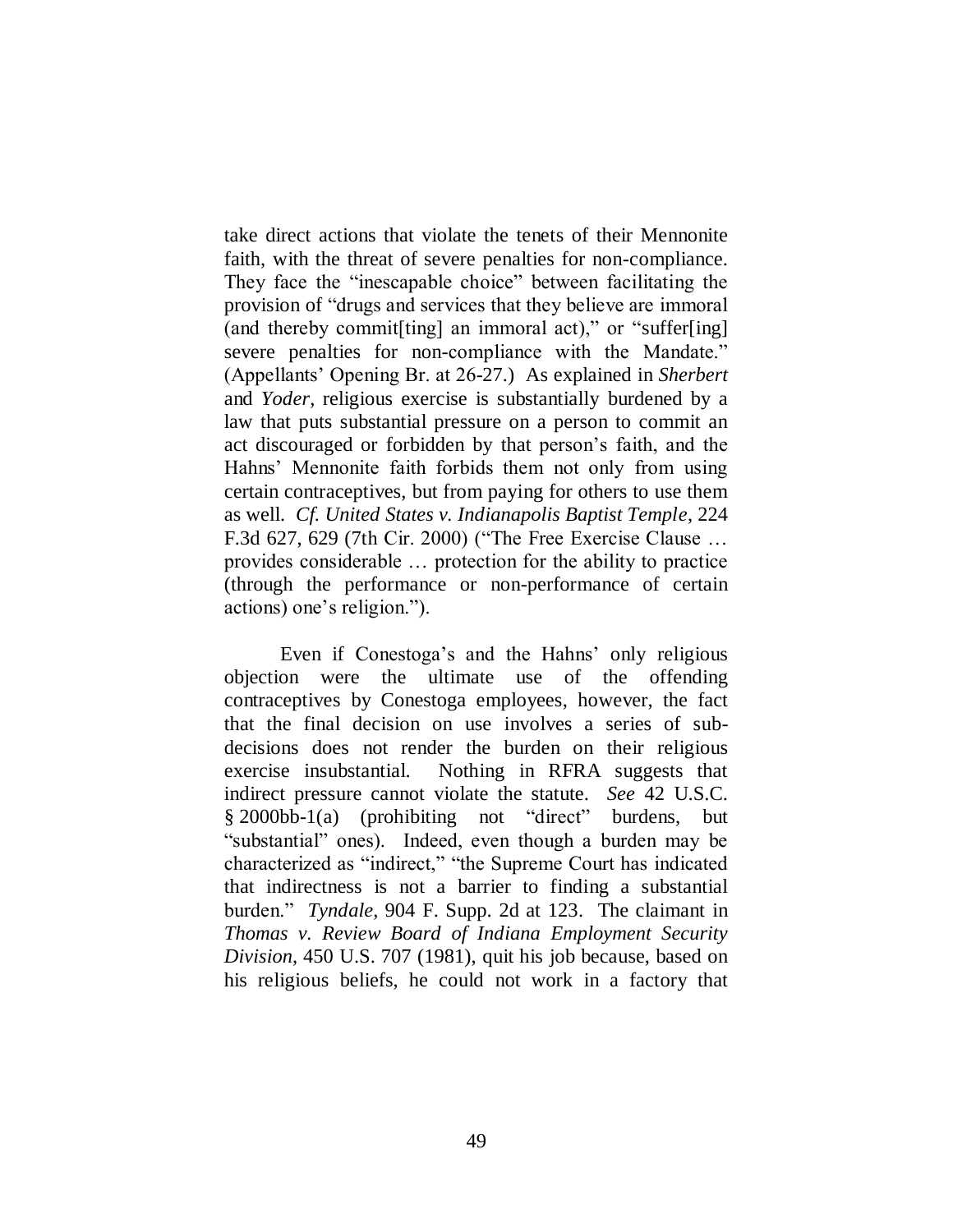take direct actions that violate the tenets of their Mennonite faith, with the threat of severe penalties for non-compliance. They face the "inescapable choice" between facilitating the provision of "drugs and services that they believe are immoral (and thereby commit[ting] an immoral act)," or "suffer[ing] severe penalties for non-compliance with the Mandate." (Appellants' Opening Br. at 26-27.) As explained in *Sherbert* and *Yoder*, religious exercise is substantially burdened by a law that puts substantial pressure on a person to commit an act discouraged or forbidden by that person's faith, and the Hahns' Mennonite faith forbids them not only from using certain contraceptives, but from paying for others to use them as well. *Cf. United States v. Indianapolis Baptist Temple*, 224 F.3d 627, 629 (7th Cir. 2000) ("The Free Exercise Clause … provides considerable … protection for the ability to practice (through the performance or non-performance of certain actions) one's religion.").

Even if Conestoga's and the Hahns' only religious objection were the ultimate use of the offending contraceptives by Conestoga employees, however, the fact that the final decision on use involves a series of sub-decisions does not render the burden on their religious exercise insubstantial. Nothing in RFRA suggests that indirect pressure cannot violate the statute. *See* 42 U.S.C. § 2000bb-1(a) (prohibiting not "direct" burdens, but "substantial" ones). Indeed, even though a burden may be characterized as "indirect," "the Supreme Court has indicated that indirectness is not a barrier to finding a substantial burden." *Tyndale*, 904 F. Supp. 2d at 123. The claimant in *Thomas v. Review Board of Indiana Employment Security Division*, 450 U.S. 707 (1981), quit his job because, based on his religious beliefs, he could not work in a factory that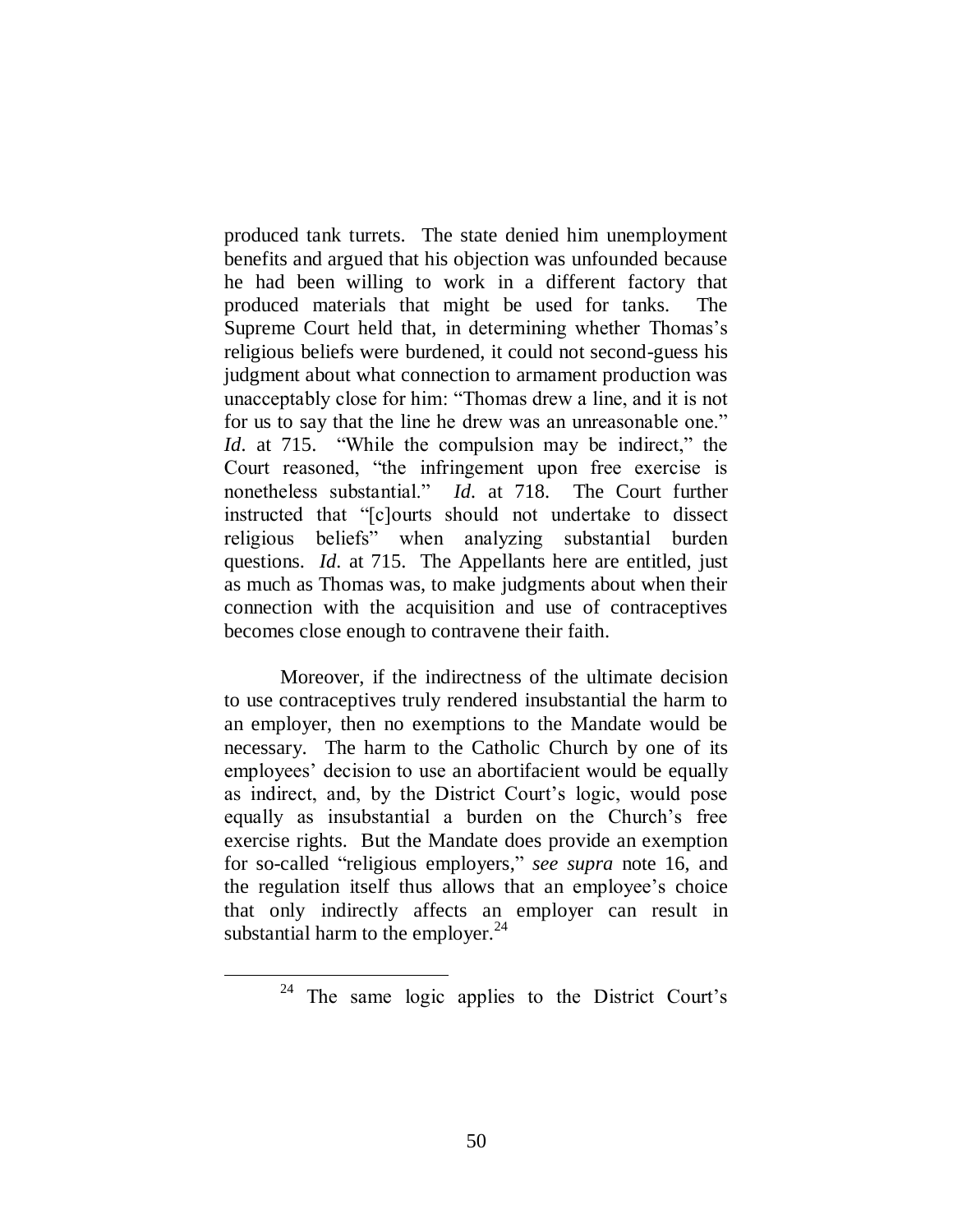produced tank turrets. The state denied him unemployment benefits and argued that his objection was unfounded because he had been willing to work in a different factory that produced materials that might be used for tanks. The Supreme Court held that, in determining whether Thomas's religious beliefs were burdened, it could not second-guess his judgment about what connection to armament production was unacceptably close for him: "Thomas drew a line, and it is not for us to say that the line he drew was an unreasonable one." *Id.* at 715. "While the compulsion may be indirect," the Court reasoned, "the infringement upon free exercise is nonetheless substantial." *Id.* at 718. The Court further instructed that "[c]ourts should not undertake to dissect religious beliefs" when analyzing substantial burden questions. *Id.* at 715. The Appellants here are entitled, just as much as Thomas was, to make judgments about when their connection with the acquisition and use of contraceptives becomes close enough to contravene their faith.

Moreover, if the indirectness of the ultimate decision to use contraceptives truly rendered insubstantial the harm to an employer, then no exemptions to the Mandate would be necessary. The harm to the Catholic Church by one of its employees' decision to use an abortifacient would be equally as indirect, and, by the District Court's logic, would pose equally as insubstantial a burden on the Church's free exercise rights. But the Mandate does provide an exemption for so-called "religious employers," *see supra* note 16, and the regulation itself thus allows that an employee's choice that only indirectly affects an employer can result in substantial harm to the employer.[24]

[24] The same logic applies to the District Court's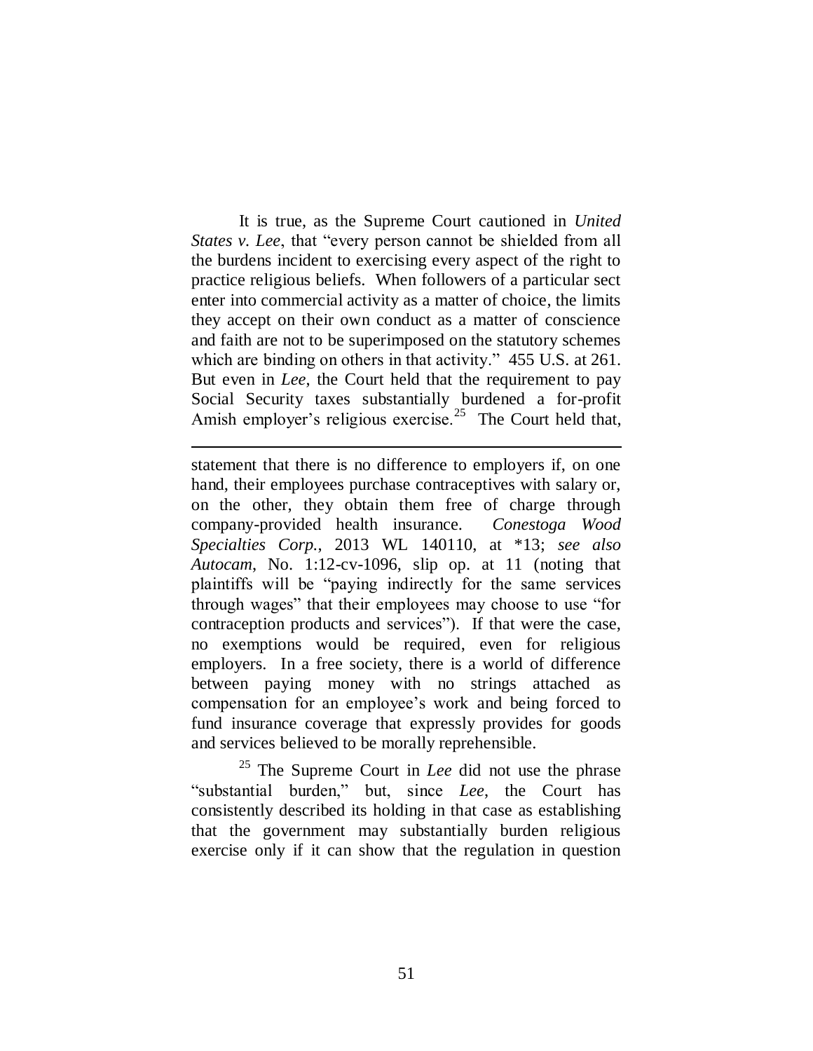It is true, as the Supreme Court cautioned in *United States v. Lee*, that "every person cannot be shielded from all the burdens incident to exercising every aspect of the right to practice religious beliefs. When followers of a particular sect enter into commercial activity as a matter of choice, the limits they accept on their own conduct as a matter of conscience and faith are not to be superimposed on the statutory schemes which are binding on others in that activity." 455 U.S. at 261. But even in *Lee*, the Court held that the requirement to pay Social Security taxes substantially burdened a for-profit Amish employer's religious exercise.[25] The Court held that,

---

statement that there is no difference to employers if, on one hand, their employees purchase contraceptives with salary or, on the other, they obtain them free of charge through company-provided health insurance. *Conestoga Wood Specialties Corp.*, 2013 WL 140110, at *13; *see also Autocam*, No. 1:12-cv-1096, slip op. at 11 (noting that plaintiffs will be "paying indirectly for the same services through wages" that their employees may choose to use "for contraception products and services"). If that were the case, no exemptions would be required, even for religious employers. In a free society, there is a world of difference between paying money with no strings attached as compensation for an employee's work and being forced to fund insurance coverage that expressly provides for goods and services believed to be morally reprehensible.

[25] The Supreme Court in *Lee* did not use the phrase "substantial burden," but, since *Lee*, the Court has consistently described its holding in that case as establishing that the government may substantially burden religious exercise only if it can show that the regulation in question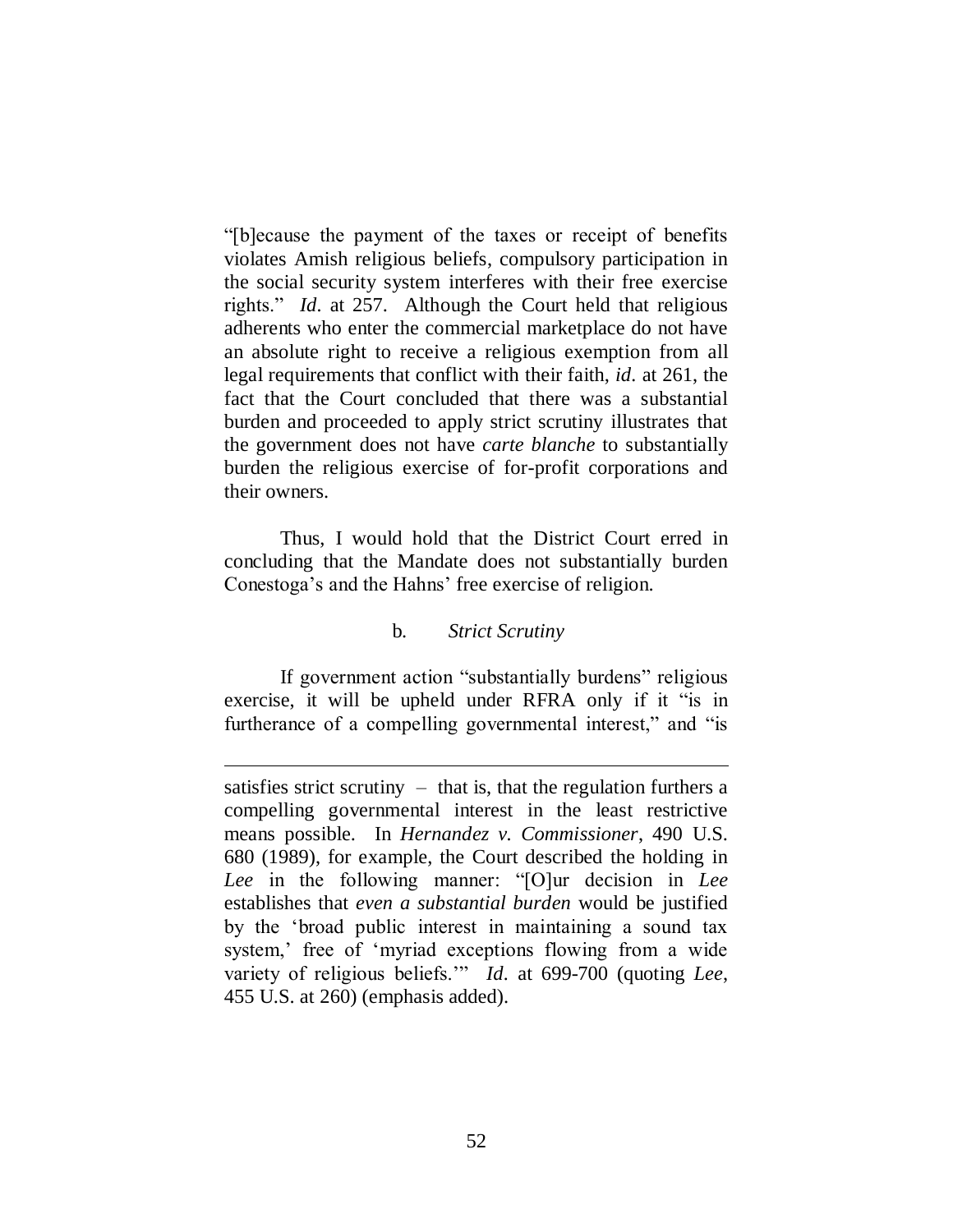"[b]ecause the payment of the taxes or receipt of benefits violates Amish religious beliefs, compulsory participation in the social security system interferes with their free exercise rights." *Id*. at 257. Although the Court held that religious adherents who enter the commercial marketplace do not have an absolute right to receive a religious exemption from all legal requirements that conflict with their faith, *id*. at 261, the fact that the Court concluded that there was a substantial burden and proceeded to apply strict scrutiny illustrates that the government does not have *carte blanche* to substantially burden the religious exercise of for-profit corporations and their owners.

Thus, I would hold that the District Court erred in concluding that the Mandate does not substantially burden Conestoga's and the Hahns' free exercise of religion.

b. *Strict Scrutiny*

If government action "substantially burdens" religious exercise, it will be upheld under RFRA only if it "is in furtherance of a compelling governmental interest," and "is

---

satisfies strict scrutiny – that is, that the regulation furthers a compelling governmental interest in the least restrictive means possible. In *Hernandez v. Commissioner*, 490 U.S. 680 (1989), for example, the Court described the holding in *Lee* in the following manner: "[O]ur decision in *Lee* establishes that *even a substantial burden* would be justified by the 'broad public interest in maintaining a sound tax system,' free of 'myriad exceptions flowing from a wide variety of religious beliefs.'" *Id*. at 699-700 (quoting *Lee*, 455 U.S. at 260) (emphasis added).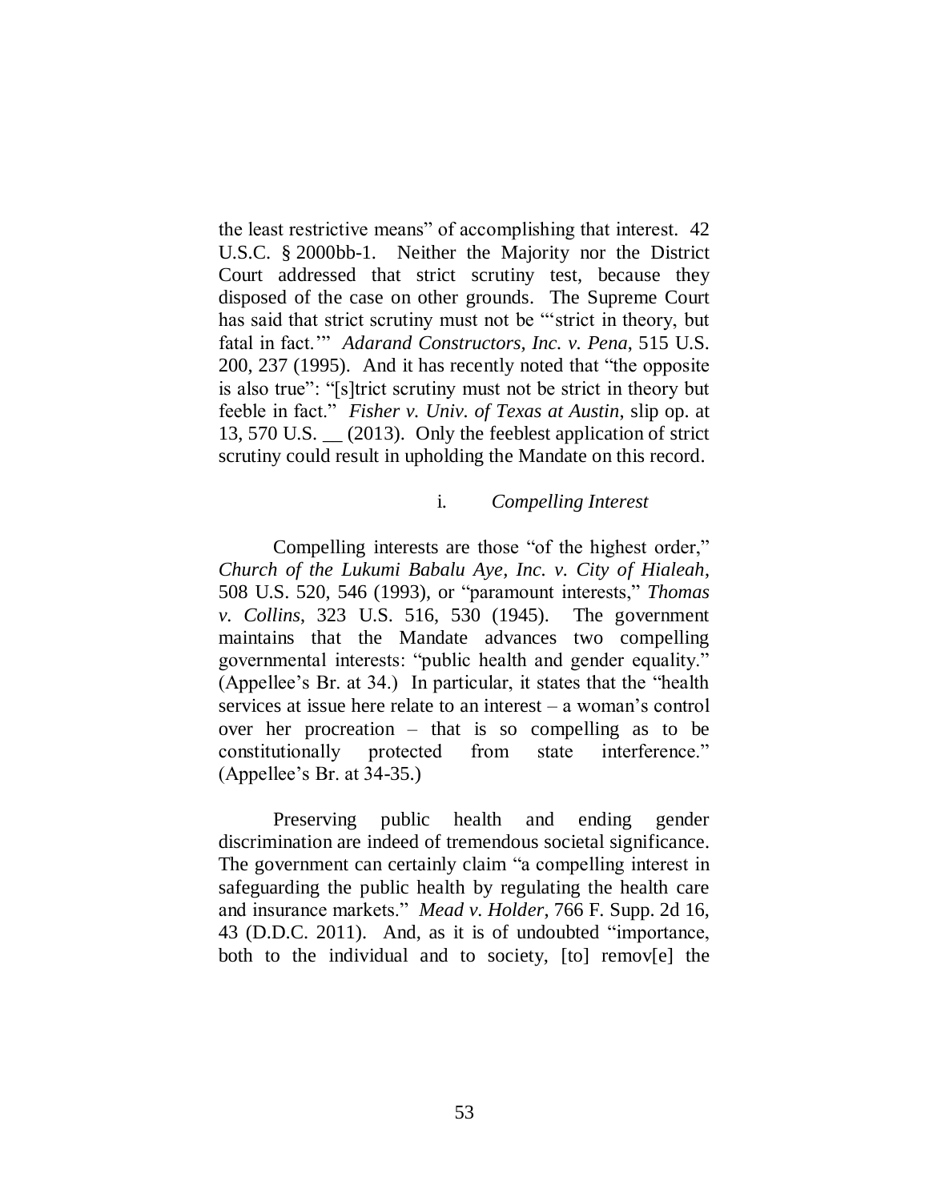the least restrictive means" of accomplishing that interest. 42 U.S.C. § 2000bb-1. Neither the Majority nor the District Court addressed that strict scrutiny test, because they disposed of the case on other grounds. The Supreme Court has said that strict scrutiny must not be "'strict in theory, but fatal in fact.'" *Adarand Constructors, Inc. v. Pena*, 515 U.S. 200, 237 (1995). And it has recently noted that "the opposite is also true": "[s]trict scrutiny must not be strict in theory but feeble in fact." *Fisher v. Univ. of Texas at Austin*, slip op. at 13, 570 U.S. __ (2013). Only the feeblest application of strict scrutiny could result in upholding the Mandate on this record.

i. *Compelling Interest*

Compelling interests are those "of the highest order," *Church of the Lukumi Babalu Aye, Inc. v. City of Hialeah*, 508 U.S. 520, 546 (1993), or "paramount interests," *Thomas v. Collins*, 323 U.S. 516, 530 (1945). The government maintains that the Mandate advances two compelling governmental interests: "public health and gender equality." (Appellee's Br. at 34.) In particular, it states that the "health services at issue here relate to an interest – a woman's control over her procreation – that is so compelling as to be constitutionally protected from state interference." (Appellee's Br. at 34-35.)

Preserving public health and ending gender discrimination are indeed of tremendous societal significance. The government can certainly claim "a compelling interest in safeguarding the public health by regulating the health care and insurance markets." *Mead v. Holder*, 766 F. Supp. 2d 16, 43 (D.D.C. 2011). And, as it is of undoubted "importance, both to the individual and to society, [to] remov[e] the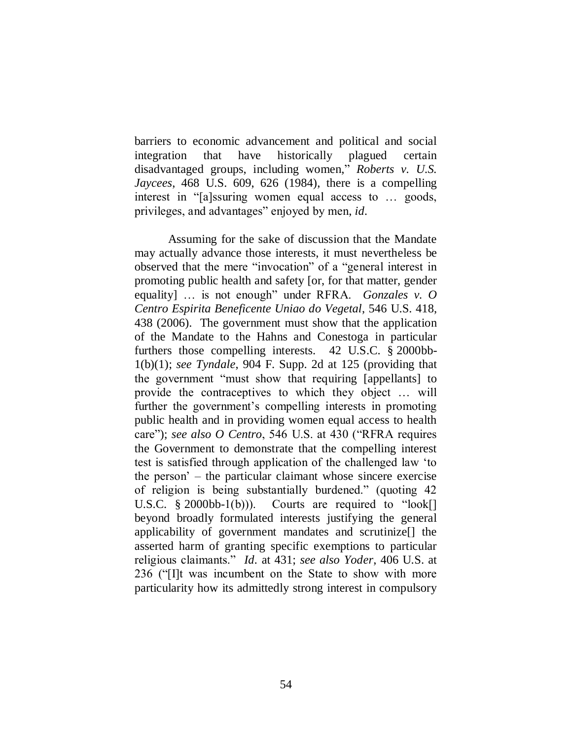barriers to economic advancement and political and social integration that have historically plagued certain disadvantaged groups, including women," *Roberts v. U.S. Jaycees*, 468 U.S. 609, 626 (1984), there is a compelling interest in "[a]ssuring women equal access to … goods, privileges, and advantages" enjoyed by men, *id*.

Assuming for the sake of discussion that the Mandate may actually advance those interests, it must nevertheless be observed that the mere "invocation" of a "general interest in promoting public health and safety [or, for that matter, gender equality] … is not enough" under RFRA. *Gonzales v. O Centro Espirita Beneficente Uniao do Vegetal*, 546 U.S. 418, 438 (2006). The government must show that the application of the Mandate to the Hahns and Conestoga in particular furthers those compelling interests. 42 U.S.C. § 2000bb-1(b)(1); *see Tyndale*, 904 F. Supp. 2d at 125 (providing that the government "must show that requiring [appellants] to provide the contraceptives to which they object … will further the government's compelling interests in promoting public health and in providing women equal access to health care"); *see also O Centro*, 546 U.S. at 430 ("RFRA requires the Government to demonstrate that the compelling interest test is satisfied through application of the challenged law 'to the person' – the particular claimant whose sincere exercise of religion is being substantially burdened." (quoting 42 U.S.C. § 2000bb-1(b))). Courts are required to "look[] beyond broadly formulated interests justifying the general applicability of government mandates and scrutinize[] the asserted harm of granting specific exemptions to particular religious claimants." *Id*. at 431; *see also Yoder*, 406 U.S. at 236 ("[I]t was incumbent on the State to show with more particularity how its admittedly strong interest in compulsory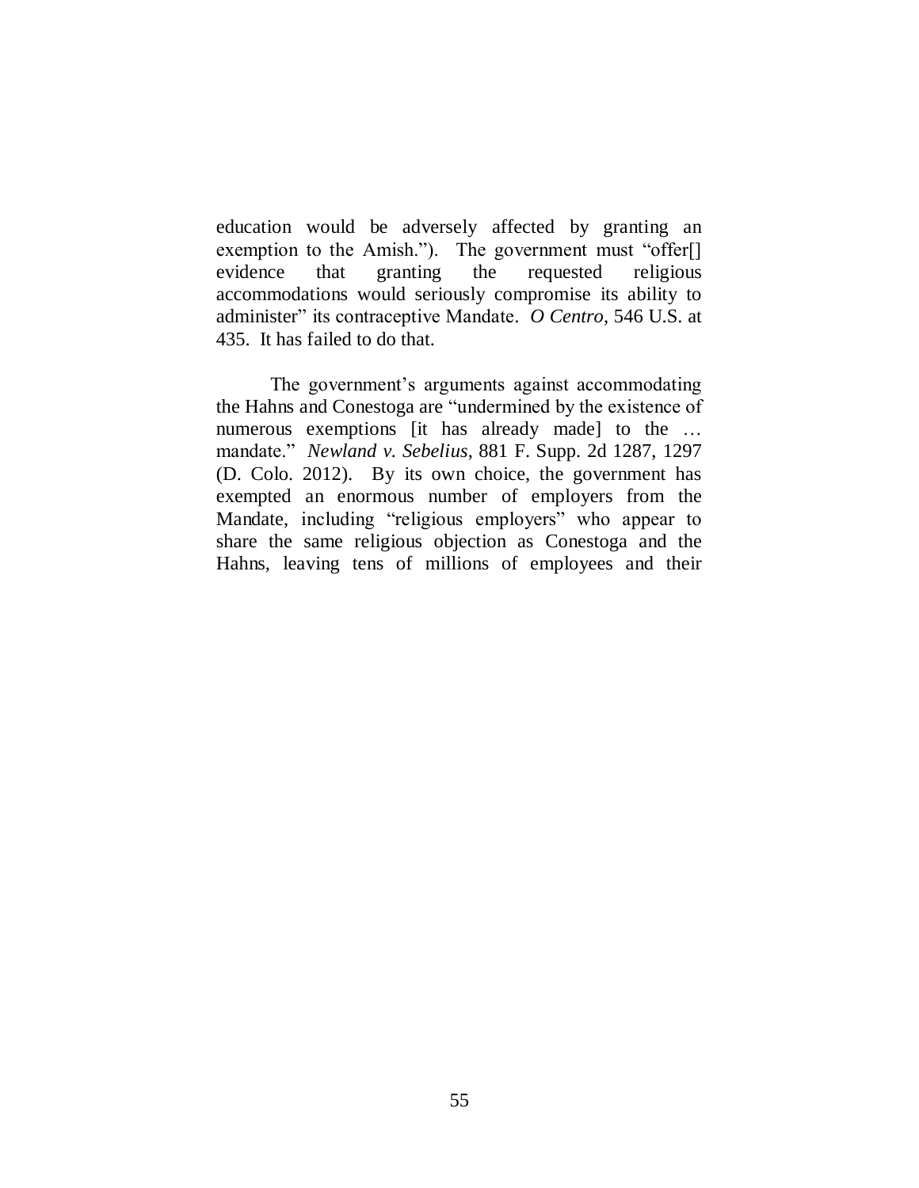education would be adversely affected by granting an exemption to the Amish."). The government must "offer[] evidence that granting the requested religious accommodations would seriously compromise its ability to administer" its contraceptive Mandate. *O Centro*, 546 U.S. at 435. It has failed to do that.

The government's arguments against accommodating the Hahns and Conestoga are "undermined by the existence of numerous exemptions [it has already made] to the … mandate." *Newland v. Sebelius*, 881 F. Supp. 2d 1287, 1297 (D. Colo. 2012). By its own choice, the government has exempted an enormous number of employers from the Mandate, including "religious employers" who appear to share the same religious objection as Conestoga and the Hahns, leaving tens of millions of employees and their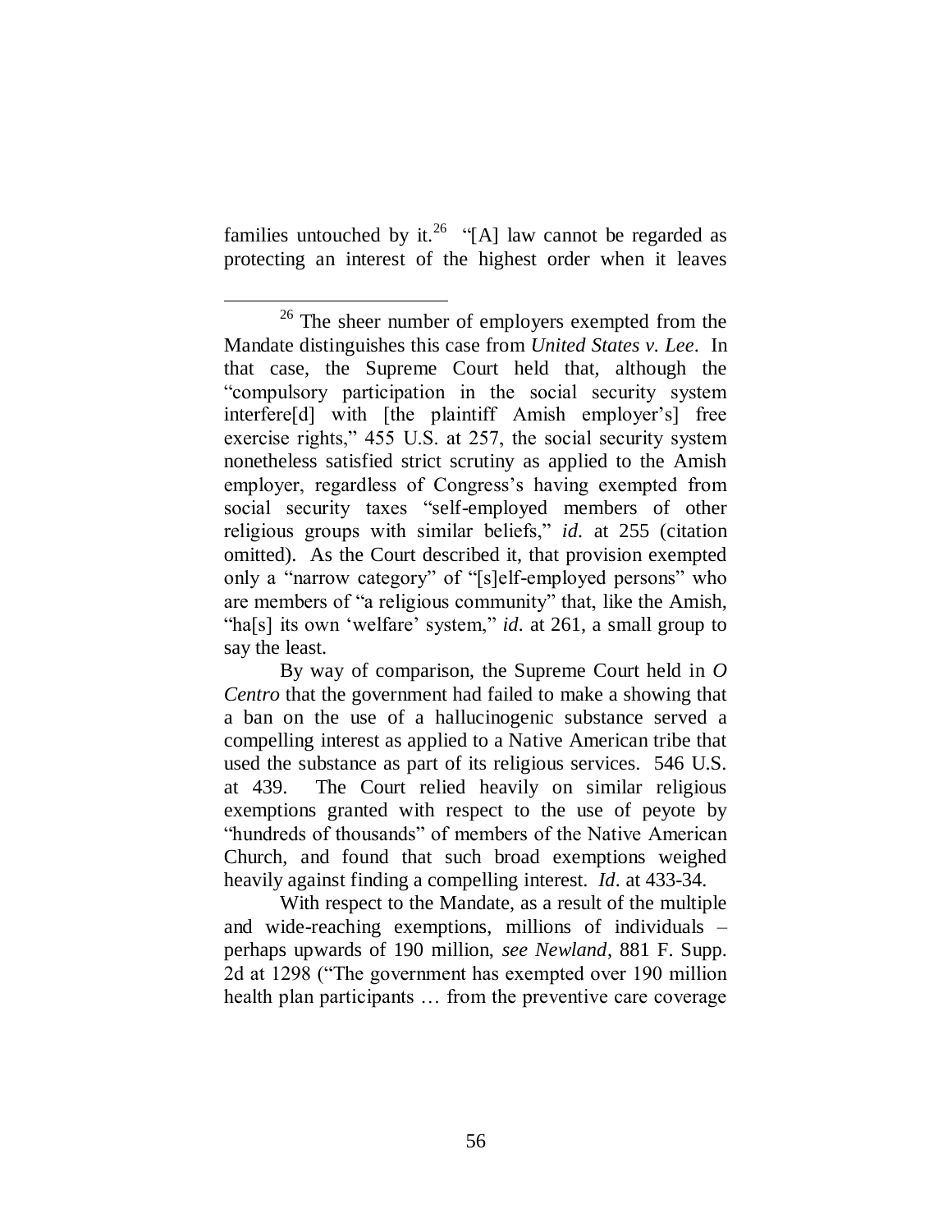families untouched by it.[26] "[A] law cannot be regarded as protecting an interest of the highest order when it leaves

---

[26] The sheer number of employers exempted from the Mandate distinguishes this case from *United States v. Lee*. In that case, the Supreme Court held that, although the "compulsory participation in the social security system interfere[d] with [the plaintiff Amish employer's] free exercise rights," 455 U.S. at 257, the social security system nonetheless satisfied strict scrutiny as applied to the Amish employer, regardless of Congress's having exempted from social security taxes "self-employed members of other religious groups with similar beliefs," *id*. at 255 (citation omitted). As the Court described it, that provision exempted only a "narrow category" of "[s]elf-employed persons" who are members of "a religious community" that, like the Amish, "ha[s] its own 'welfare' system," *id*. at 261, a small group to say the least.

By way of comparison, the Supreme Court held in *O Centro* that the government had failed to make a showing that a ban on the use of a hallucinogenic substance served a compelling interest as applied to a Native American tribe that used the substance as part of its religious services. 546 U.S. at 439. The Court relied heavily on similar religious exemptions granted with respect to the use of peyote by "hundreds of thousands" of members of the Native American Church, and found that such broad exemptions weighed heavily against finding a compelling interest. *Id*. at 433-34.

With respect to the Mandate, as a result of the multiple and wide-reaching exemptions, millions of individuals – perhaps upwards of 190 million, *see Newland*, 881 F. Supp. 2d at 1298 ("The government has exempted over 190 million health plan participants … from the preventive care coverage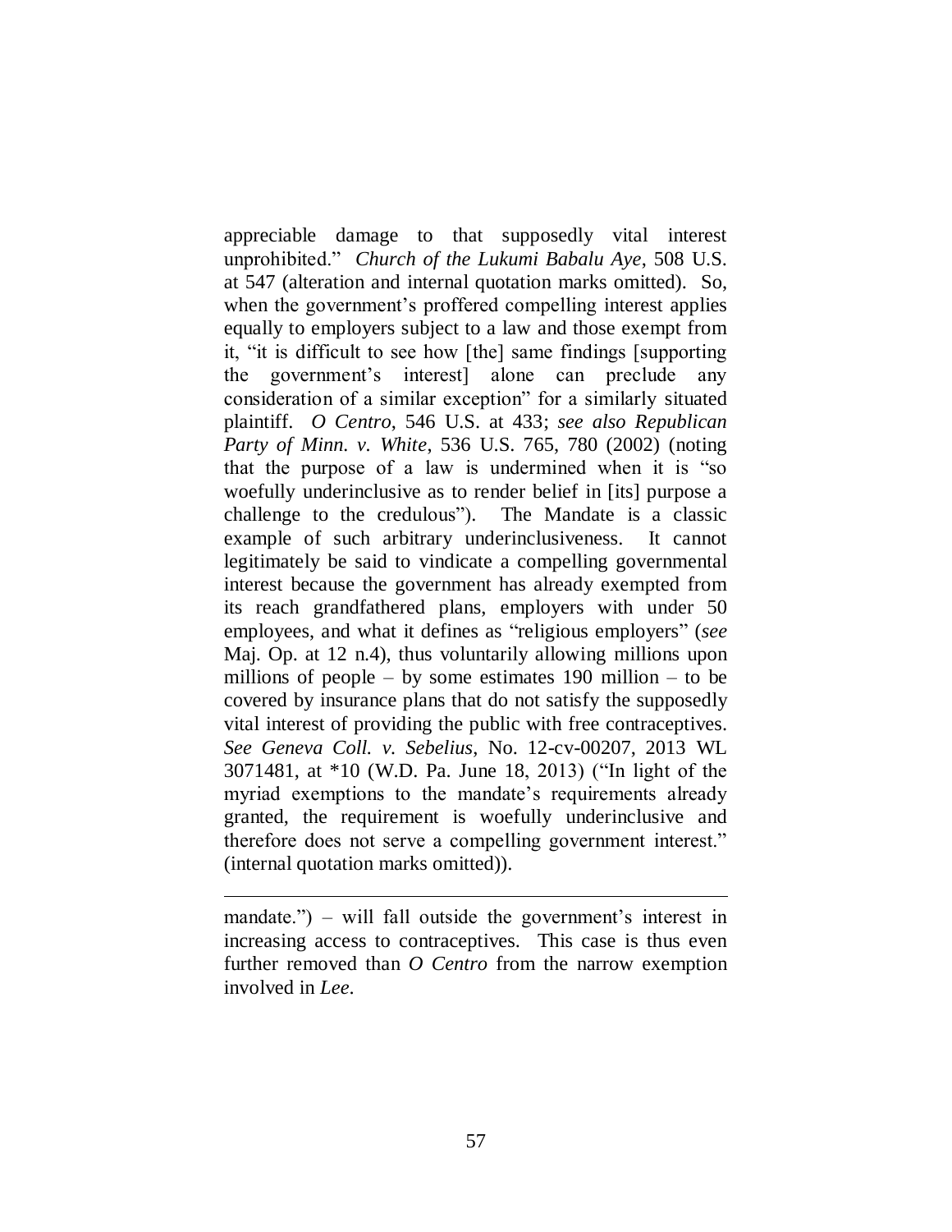appreciable damage to that supposedly vital interest unprohibited." *Church of the Lukumi Babalu Aye*, 508 U.S. at 547 (alteration and internal quotation marks omitted). So, when the government's proffered compelling interest applies equally to employers subject to a law and those exempt from it, "it is difficult to see how [the] same findings [supporting the government's interest] alone can preclude any consideration of a similar exception" for a similarly situated plaintiff. *O Centro*, 546 U.S. at 433; *see also Republican Party of Minn. v. White*, 536 U.S. 765, 780 (2002) (noting that the purpose of a law is undermined when it is "so woefully underinclusive as to render belief in [its] purpose a challenge to the credulous"). The Mandate is a classic example of such arbitrary underinclusiveness. It cannot legitimately be said to vindicate a compelling governmental interest because the government has already exempted from its reach grandfathered plans, employers with under 50 employees, and what it defines as "religious employers" (*see* Maj. Op. at 12 n.4), thus voluntarily allowing millions upon millions of people – by some estimates 190 million – to be covered by insurance plans that do not satisfy the supposedly vital interest of providing the public with free contraceptives. *See Geneva Coll. v. Sebelius*, No. 12-cv-00207, 2013 WL 3071481, at *10 (W.D. Pa. June 18, 2013) ("In light of the myriad exemptions to the mandate's requirements already granted, the requirement is woefully underinclusive and therefore does not serve a compelling government interest." (internal quotation marks omitted)).

---

mandate.") – will fall outside the government's interest in increasing access to contraceptives. This case is thus even further removed than *O Centro* from the narrow exemption involved in *Lee*.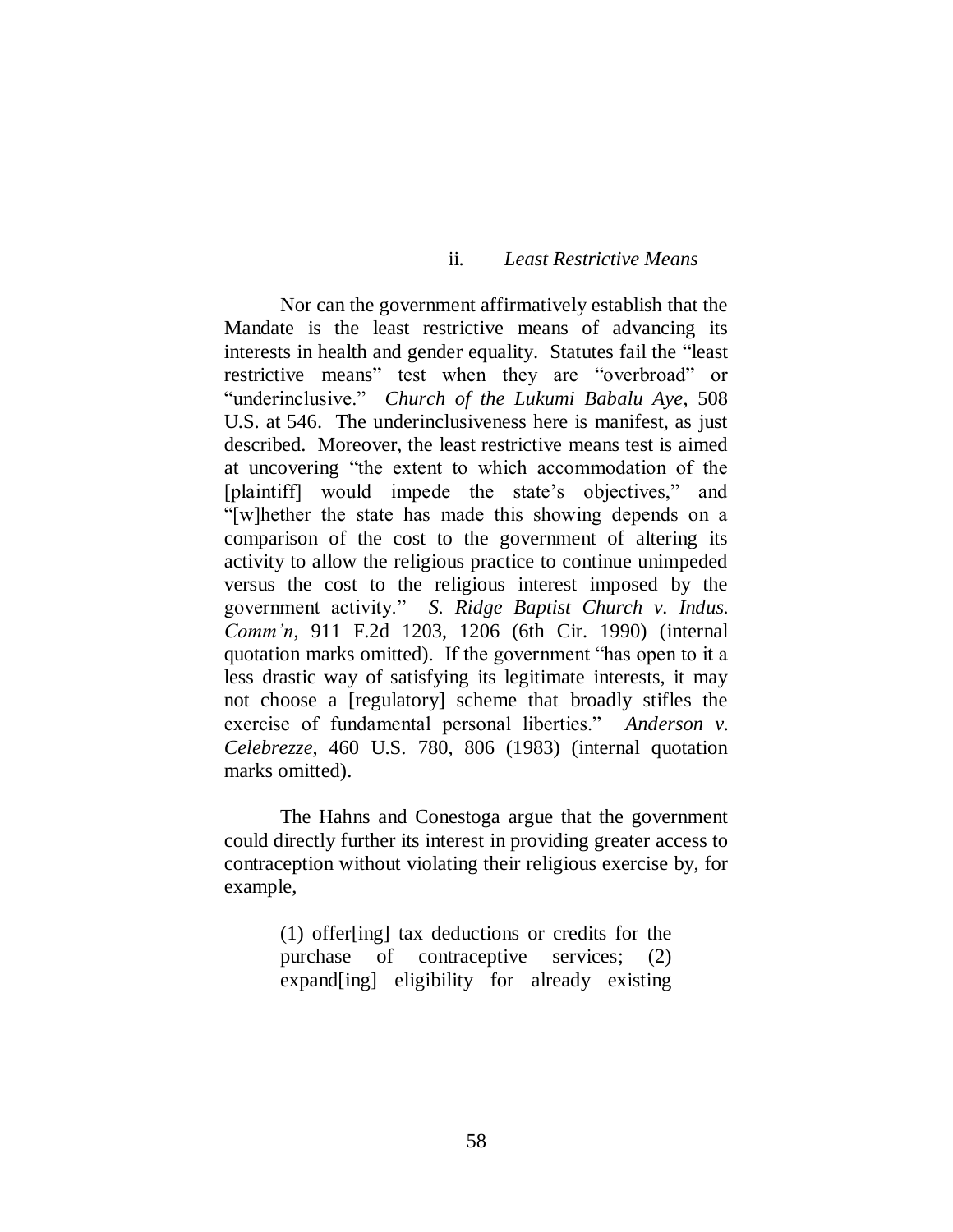#### ii. *Least Restrictive Means*

Nor can the government affirmatively establish that the Mandate is the least restrictive means of advancing its interests in health and gender equality. Statutes fail the "least restrictive means" test when they are "overbroad" or "underinclusive." *Church of the Lukumi Babalu Aye*, 508 U.S. at 546. The underinclusiveness here is manifest, as just described. Moreover, the least restrictive means test is aimed at uncovering "the extent to which accommodation of the [plaintiff] would impede the state's objectives," and "[w]hether the state has made this showing depends on a comparison of the cost to the government of altering its activity to allow the religious practice to continue unimpeded versus the cost to the religious interest imposed by the government activity." *S. Ridge Baptist Church v. Indus. Comm'n*, 911 F.2d 1203, 1206 (6th Cir. 1990) (internal quotation marks omitted). If the government "has open to it a less drastic way of satisfying its legitimate interests, it may not choose a [regulatory] scheme that broadly stifles the exercise of fundamental personal liberties." *Anderson v. Celebrezze*, 460 U.S. 780, 806 (1983) (internal quotation marks omitted).

The Hahns and Conestoga argue that the government could directly further its interest in providing greater access to contraception without violating their religious exercise by, for example,

> (1) offer[ing] tax deductions or credits for the purchase of contraceptive services; (2) expand[ing] eligibility for already existing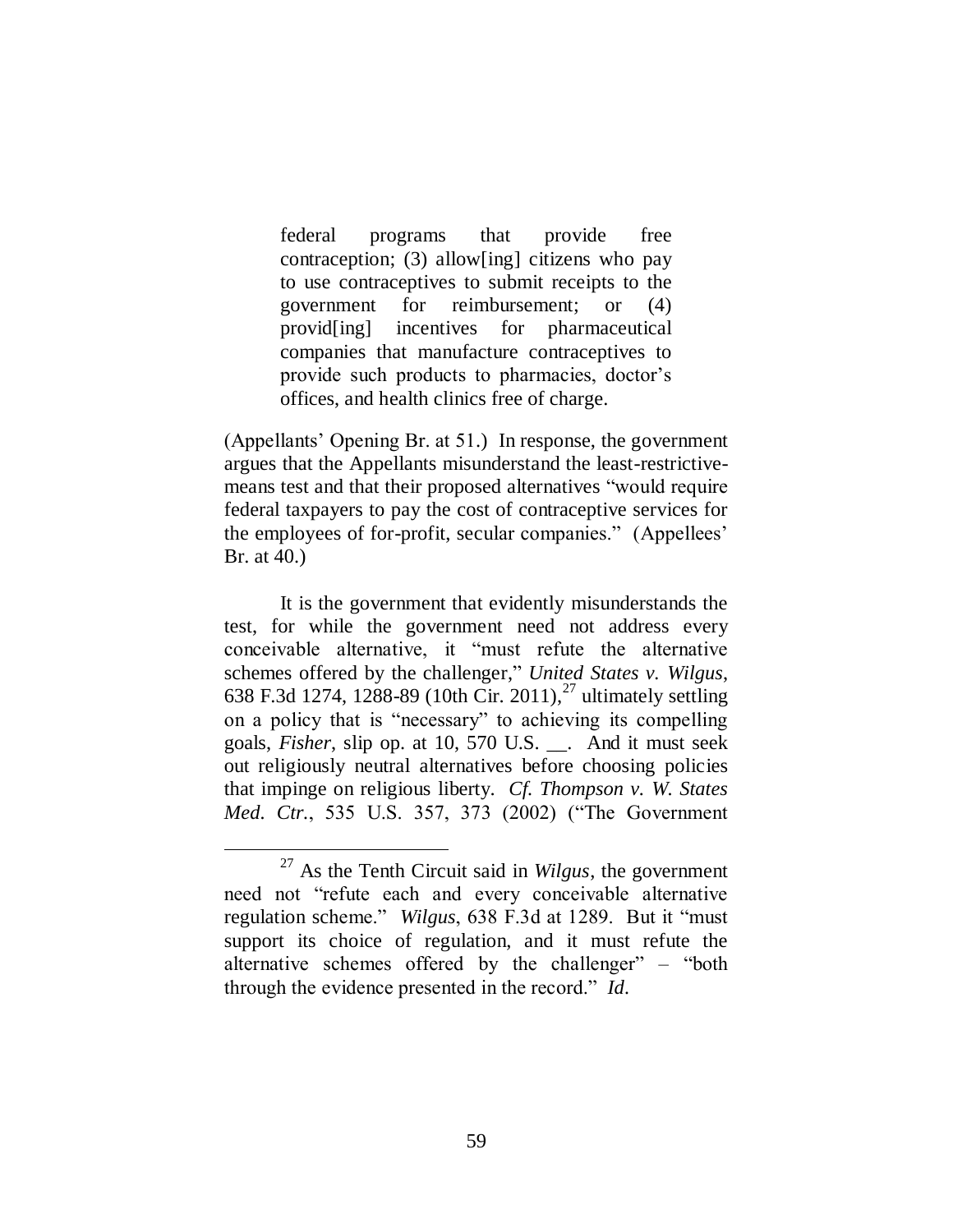> federal programs that provide free contraception; (3) allow[ing] citizens who pay to use contraceptives to submit receipts to the government for reimbursement; or (4) provid[ing] incentives for pharmaceutical companies that manufacture contraceptives to provide such products to pharmacies, doctor's offices, and health clinics free of charge.

(Appellants' Opening Br. at 51.) In response, the government argues that the Appellants misunderstand the least-restrictive-means test and that their proposed alternatives "would require federal taxpayers to pay the cost of contraceptive services for the employees of for-profit, secular companies." (Appellees' Br. at 40.)

It is the government that evidently misunderstands the test, for while the government need not address every conceivable alternative, it "must refute the alternative schemes offered by the challenger," *United States v. Wilgus*, 638 F.3d 1274, 1288-89 (10th Cir. 2011),[27] ultimately settling on a policy that is "necessary" to achieving its compelling goals, *Fisher*, slip op. at 10, 570 U.S. __. And it must seek out religiously neutral alternatives before choosing policies that impinge on religious liberty. *Cf. Thompson v. W. States Med. Ctr.*, 535 U.S. 357, 373 (2002) ("The Government

---

[27] As the Tenth Circuit said in *Wilgus*, the government need not "refute each and every conceivable alternative regulation scheme." *Wilgus*, 638 F.3d at 1289. But it "must support its choice of regulation, and it must refute the alternative schemes offered by the challenger" – "both through the evidence presented in the record." *Id*.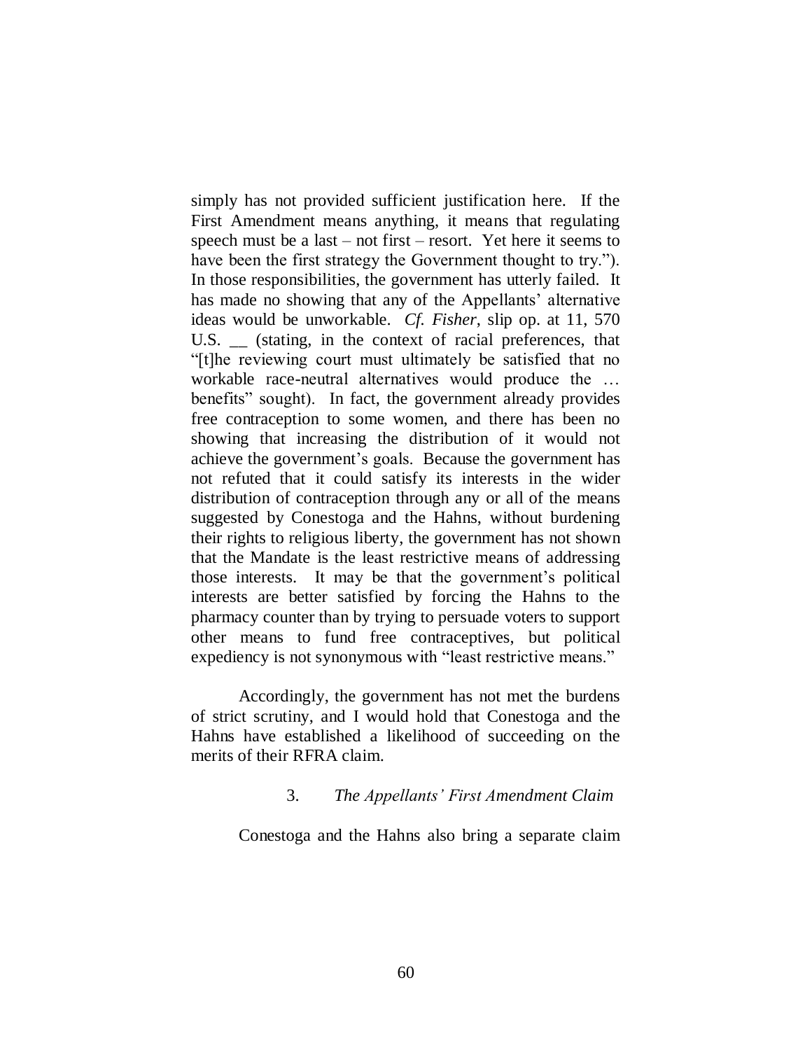simply has not provided sufficient justification here. If the First Amendment means anything, it means that regulating speech must be a last – not first – resort. Yet here it seems to have been the first strategy the Government thought to try."). In those responsibilities, the government has utterly failed. It has made no showing that any of the Appellants' alternative ideas would be unworkable. *Cf. Fisher*, slip op. at 11, 570 U.S. __ (stating, in the context of racial preferences, that "[t]he reviewing court must ultimately be satisfied that no workable race-neutral alternatives would produce the … benefits" sought). In fact, the government already provides free contraception to some women, and there has been no showing that increasing the distribution of it would not achieve the government's goals. Because the government has not refuted that it could satisfy its interests in the wider distribution of contraception through any or all of the means suggested by Conestoga and the Hahns, without burdening their rights to religious liberty, the government has not shown that the Mandate is the least restrictive means of addressing those interests. It may be that the government's political interests are better satisfied by forcing the Hahns to the pharmacy counter than by trying to persuade voters to support other means to fund free contraceptives, but political expediency is not synonymous with "least restrictive means."

Accordingly, the government has not met the burdens of strict scrutiny, and I would hold that Conestoga and the Hahns have established a likelihood of succeeding on the merits of their RFRA claim.

### 3. *The Appellants' First Amendment Claim*

Conestoga and the Hahns also bring a separate claim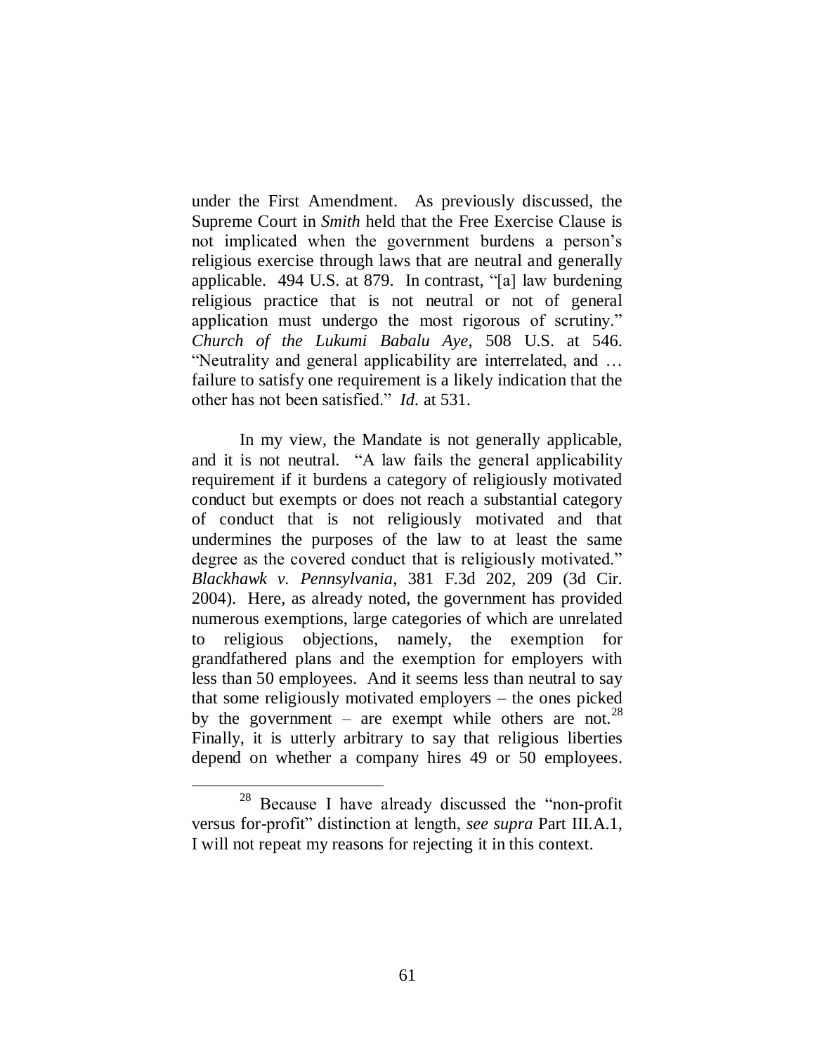under the First Amendment. As previously discussed, the Supreme Court in *Smith* held that the Free Exercise Clause is not implicated when the government burdens a person's religious exercise through laws that are neutral and generally applicable. 494 U.S. at 879. In contrast, "[a] law burdening religious practice that is not neutral or not of general application must undergo the most rigorous of scrutiny." *Church of the Lukumi Babalu Aye*, 508 U.S. at 546. "Neutrality and general applicability are interrelated, and … failure to satisfy one requirement is a likely indication that the other has not been satisfied." *Id.* at 531.

In my view, the Mandate is not generally applicable, and it is not neutral. "A law fails the general applicability requirement if it burdens a category of religiously motivated conduct but exempts or does not reach a substantial category of conduct that is not religiously motivated and that undermines the purposes of the law to at least the same degree as the covered conduct that is religiously motivated." *Blackhawk v. Pennsylvania*, 381 F.3d 202, 209 (3d Cir. 2004). Here, as already noted, the government has provided numerous exemptions, large categories of which are unrelated to religious objections, namely, the exemption for grandfathered plans and the exemption for employers with less than 50 employees. And it seems less than neutral to say that some religiously motivated employers – the ones picked by the government – are exempt while others are not.[28] Finally, it is utterly arbitrary to say that religious liberties depend on whether a company hires 49 or 50 employees.

[28] Because I have already discussed the "non-profit versus for-profit" distinction at length, *see supra* Part III.A.1, I will not repeat my reasons for rejecting it in this context.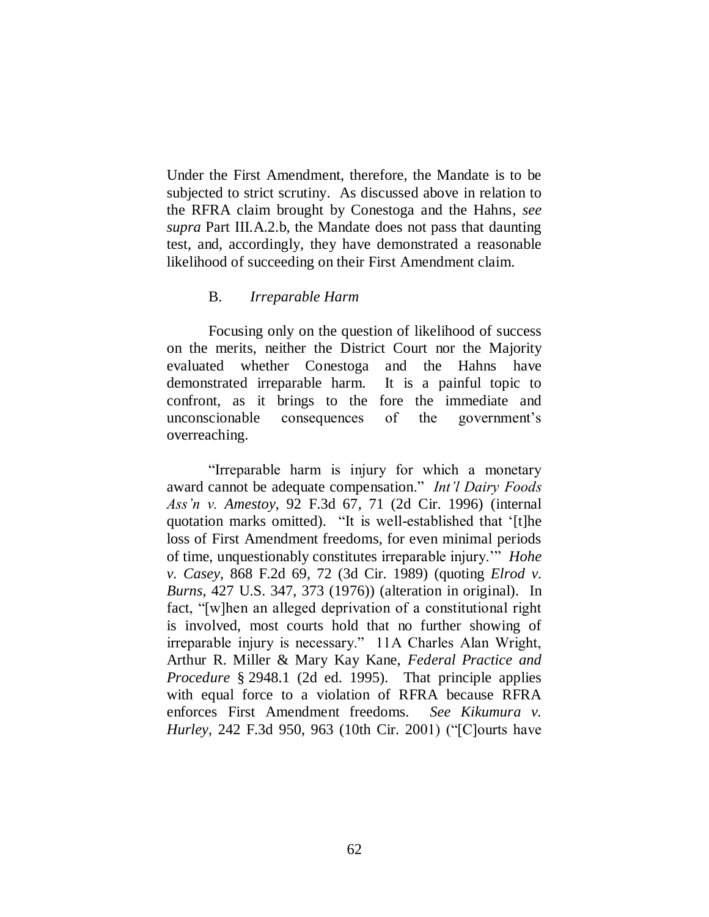Under the First Amendment, therefore, the Mandate is to be subjected to strict scrutiny. As discussed above in relation to the RFRA claim brought by Conestoga and the Hahns, *see supra* Part III.A.2.b, the Mandate does not pass that daunting test, and, accordingly, they have demonstrated a reasonable likelihood of succeeding on their First Amendment claim.

### B. *Irreparable Harm*

Focusing only on the question of likelihood of success on the merits, neither the District Court nor the Majority evaluated whether Conestoga and the Hahns have demonstrated irreparable harm. It is a painful topic to confront, as it brings to the fore the immediate and unconscionable consequences of the government's overreaching.

"Irreparable harm is injury for which a monetary award cannot be adequate compensation." *Int'l Dairy Foods Ass'n v. Amestoy*, 92 F.3d 67, 71 (2d Cir. 1996) (internal quotation marks omitted). "It is well-established that '[t]he loss of First Amendment freedoms, for even minimal periods of time, unquestionably constitutes irreparable injury.'" *Hohe v. Casey*, 868 F.2d 69, 72 (3d Cir. 1989) (quoting *Elrod v. Burns*, 427 U.S. 347, 373 (1976)) (alteration in original). In fact, "[w]hen an alleged deprivation of a constitutional right is involved, most courts hold that no further showing of irreparable injury is necessary." 11A Charles Alan Wright, Arthur R. Miller & Mary Kay Kane, *Federal Practice and Procedure* § 2948.1 (2d ed. 1995). That principle applies with equal force to a violation of RFRA because RFRA enforces First Amendment freedoms. *See Kikumura v. Hurley*, 242 F.3d 950, 963 (10th Cir. 2001) ("[C]ourts have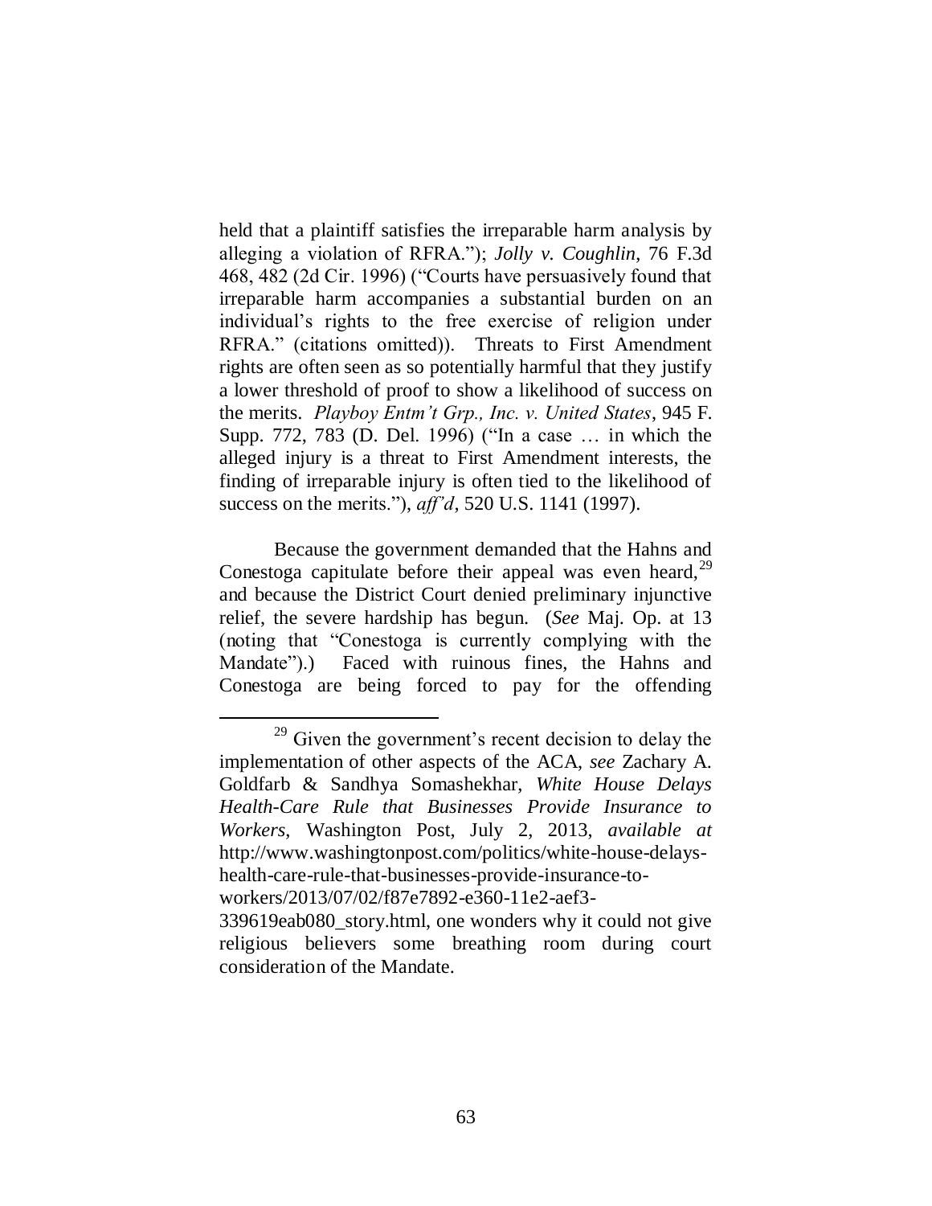held that a plaintiff satisfies the irreparable harm analysis by alleging a violation of RFRA."); *Jolly v. Coughlin*, 76 F.3d 468, 482 (2d Cir. 1996) ("Courts have persuasively found that irreparable harm accompanies a substantial burden on an individual's rights to the free exercise of religion under RFRA." (citations omitted)). Threats to First Amendment rights are often seen as so potentially harmful that they justify a lower threshold of proof to show a likelihood of success on the merits. *Playboy Entm't Grp., Inc. v. United States*, 945 F. Supp. 772, 783 (D. Del. 1996) ("In a case … in which the alleged injury is a threat to First Amendment interests, the finding of irreparable injury is often tied to the likelihood of success on the merits."), *aff'd*, 520 U.S. 1141 (1997).

Because the government demanded that the Hahns and Conestoga capitulate before their appeal was even heard,[29] and because the District Court denied preliminary injunctive relief, the severe hardship has begun. (*See* Maj. Op. at 13 (noting that "Conestoga is currently complying with the Mandate").) Faced with ruinous fines, the Hahns and Conestoga are being forced to pay for the offending

[29] Given the government's recent decision to delay the implementation of other aspects of the ACA, *see* Zachary A. Goldfarb & Sandhya Somashekhar, *White House Delays Health-Care Rule that Businesses Provide Insurance to Workers*, Washington Post, July 2, 2013, *available at* http://www.washingtonpost.com/politics/white-house-delays-health-care-rule-that-businesses-provide-insurance-to-workers/2013/07/02/f87e7892-e360-11e2-aef3-339619eab080_story.html, one wonders why it could not give religious believers some breathing room during court consideration of the Mandate.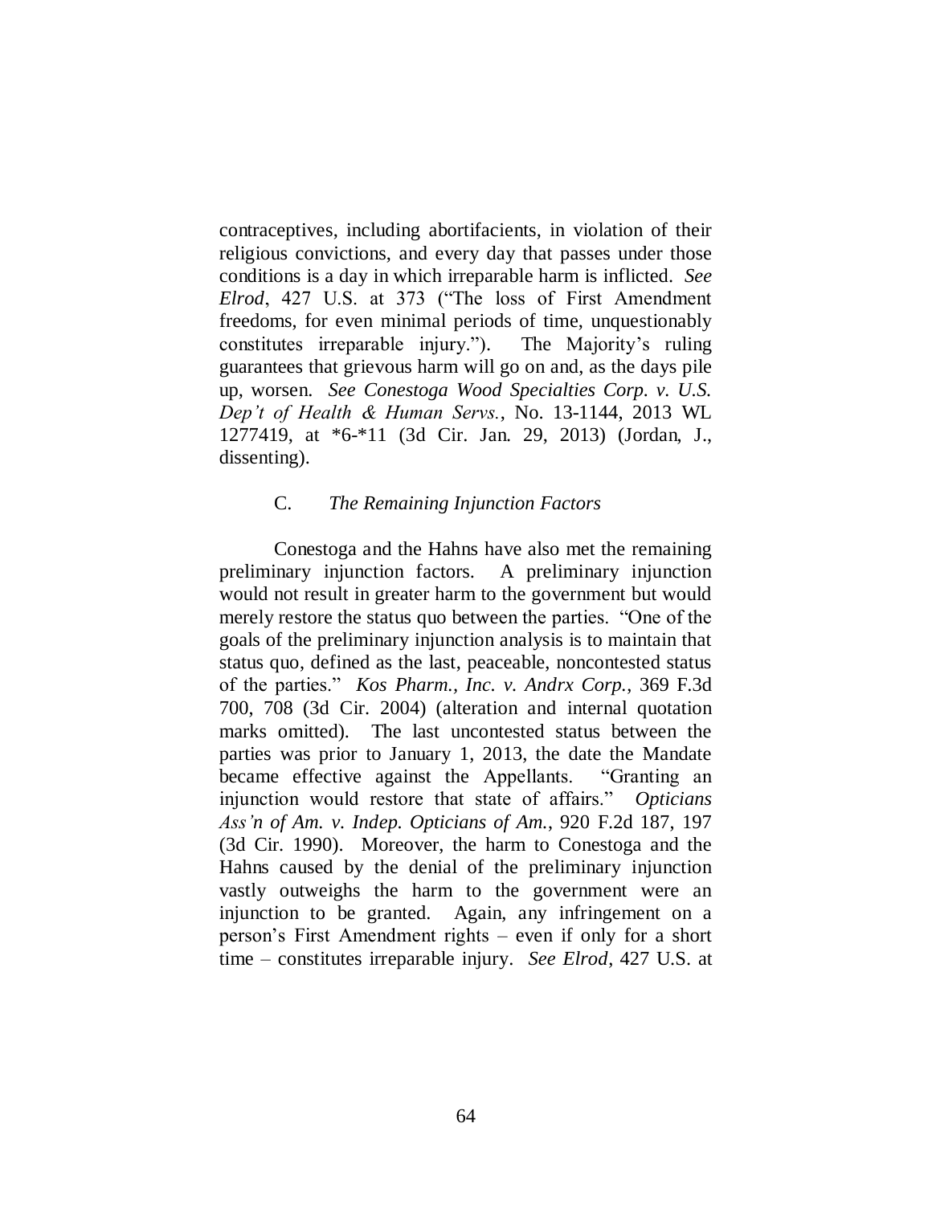contraceptives, including abortifacients, in violation of their religious convictions, and every day that passes under those conditions is a day in which irreparable harm is inflicted. *See Elrod*, 427 U.S. at 373 ("The loss of First Amendment freedoms, for even minimal periods of time, unquestionably constitutes irreparable injury."). The Majority's ruling guarantees that grievous harm will go on and, as the days pile up, worsen. *See Conestoga Wood Specialties Corp. v. U.S. Dep't of Health & Human Servs.*, No. 13-1144, 2013 WL 1277419, at *6-*11 (3d Cir. Jan. 29, 2013) (Jordan, J., dissenting).

### C. *The Remaining Injunction Factors*

Conestoga and the Hahns have also met the remaining preliminary injunction factors. A preliminary injunction would not result in greater harm to the government but would merely restore the status quo between the parties. "One of the goals of the preliminary injunction analysis is to maintain that status quo, defined as the last, peaceable, noncontested status of the parties." *Kos Pharm., Inc. v. Andrx Corp.*, 369 F.3d 700, 708 (3d Cir. 2004) (alteration and internal quotation marks omitted). The last uncontested status between the parties was prior to January 1, 2013, the date the Mandate became effective against the Appellants. "Granting an injunction would restore that state of affairs." *Opticians Ass'n of Am. v. Indep. Opticians of Am.*, 920 F.2d 187, 197 (3d Cir. 1990). Moreover, the harm to Conestoga and the Hahns caused by the denial of the preliminary injunction vastly outweighs the harm to the government were an injunction to be granted. Again, any infringement on a person's First Amendment rights – even if only for a short time – constitutes irreparable injury. *See Elrod*, 427 U.S. at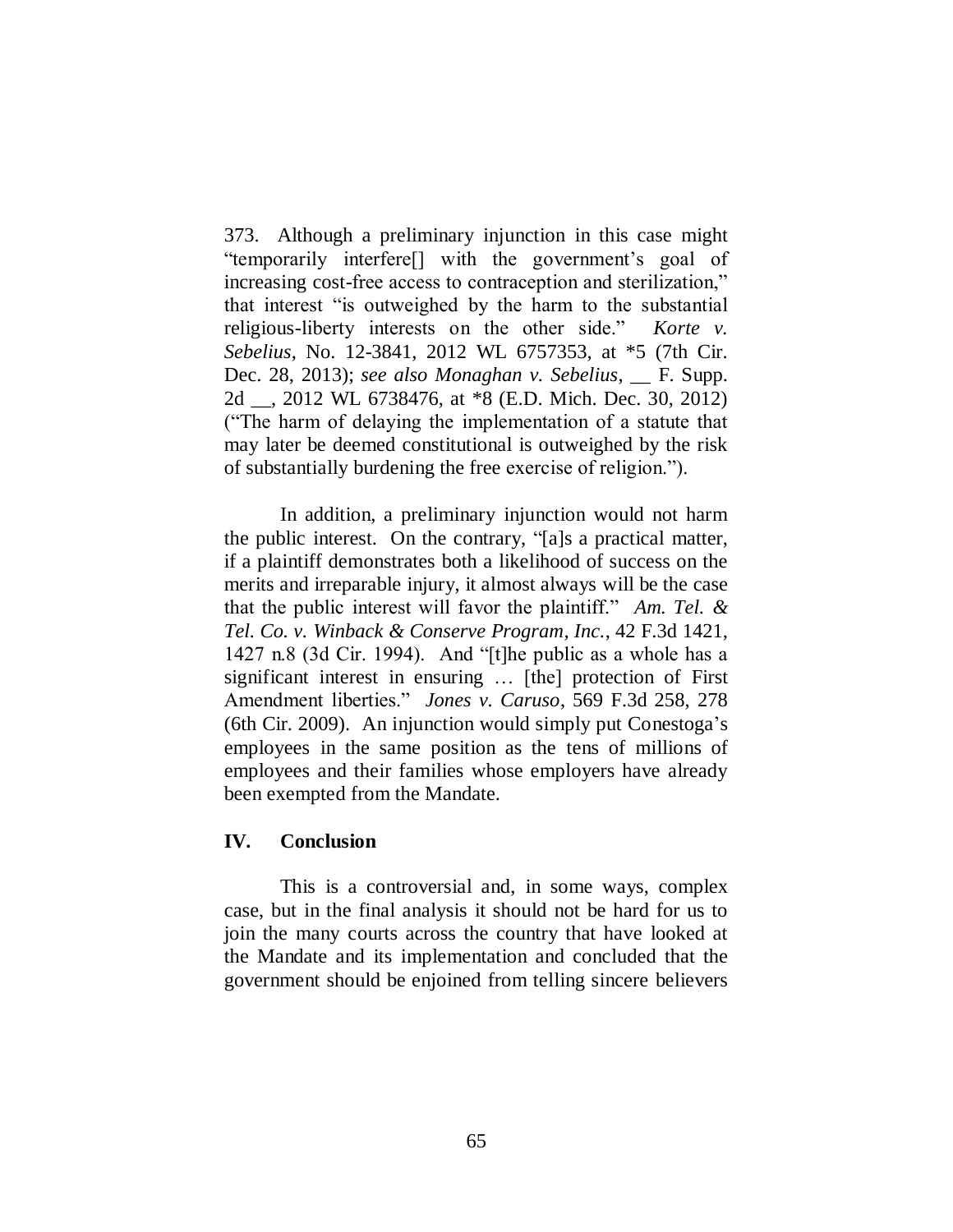373. Although a preliminary injunction in this case might "temporarily interfere[] with the government's goal of increasing cost-free access to contraception and sterilization," that interest "is outweighed by the harm to the substantial religious-liberty interests on the other side." *Korte v. Sebelius*, No. 12-3841, 2012 WL 6757353, at *5 (7th Cir. Dec. 28, 2013); *see also Monaghan v. Sebelius*, __ F. Supp. 2d __, 2012 WL 6738476, at *8 (E.D. Mich. Dec. 30, 2012) ("The harm of delaying the implementation of a statute that may later be deemed constitutional is outweighed by the risk of substantially burdening the free exercise of religion.").

In addition, a preliminary injunction would not harm the public interest. On the contrary, "[a]s a practical matter, if a plaintiff demonstrates both a likelihood of success on the merits and irreparable injury, it almost always will be the case that the public interest will favor the plaintiff." *Am. Tel. & Tel. Co. v. Winback & Conserve Program, Inc.*, 42 F.3d 1421, 1427 n.8 (3d Cir. 1994). And "[t]he public as a whole has a significant interest in ensuring … [the] protection of First Amendment liberties." *Jones v. Caruso*, 569 F.3d 258, 278 (6th Cir. 2009). An injunction would simply put Conestoga's employees in the same position as the tens of millions of employees and their families whose employers have already been exempted from the Mandate.

## IV. Conclusion

This is a controversial and, in some ways, complex case, but in the final analysis it should not be hard for us to join the many courts across the country that have looked at the Mandate and its implementation and concluded that the government should be enjoined from telling sincere believers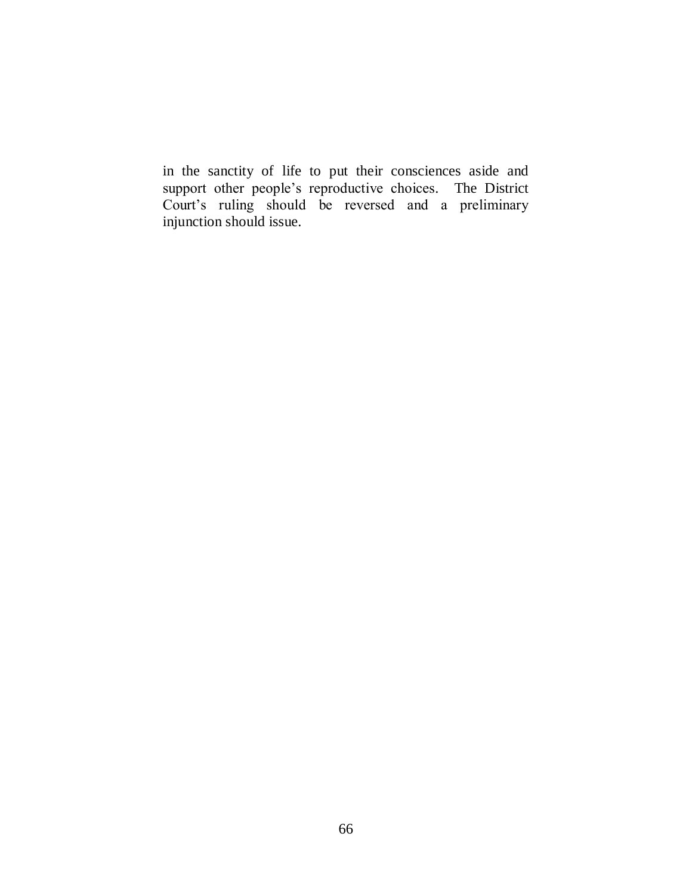in the sanctity of life to put their consciences aside and support other people's reproductive choices. The District Court's ruling should be reversed and a preliminary injunction should issue.